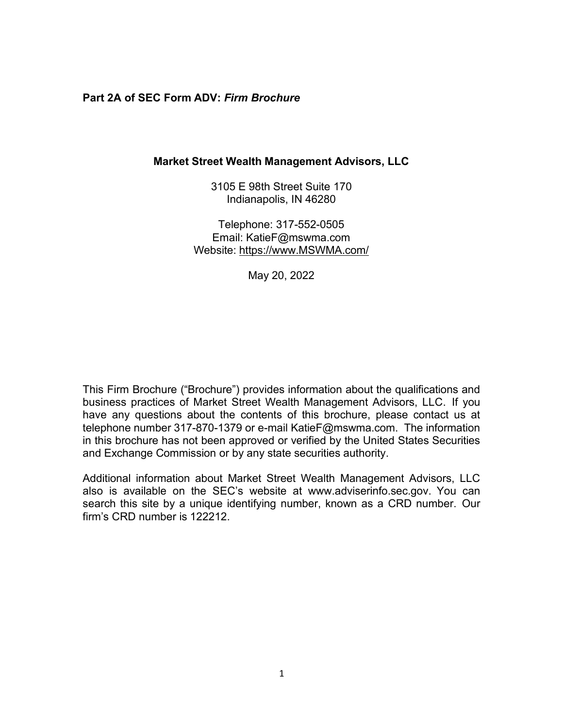**Part 2A of SEC Form ADV:** ***Firm Brochure***

**Market Street Wealth Management Advisors, LLC**

3105 E 98th Street Suite 170
Indianapolis, IN 46280

Telephone: 317-552-0505
Email: KatieF@mswma.com
Website: https://www.MSWMA.com/

May 20, 2022

This Firm Brochure ("Brochure") provides information about the qualifications and business practices of Market Street Wealth Management Advisors, LLC. If you have any questions about the contents of this brochure, please contact us at telephone number 317-870-1379 or e-mail KatieF@mswma.com. The information in this brochure has not been approved or verified by the United States Securities and Exchange Commission or by any state securities authority.

Additional information about Market Street Wealth Management Advisors, LLC also is available on the SEC's website at www.adviserinfo.sec.gov. You can search this site by a unique identifying number, known as a CRD number. Our firm's CRD number is 122212.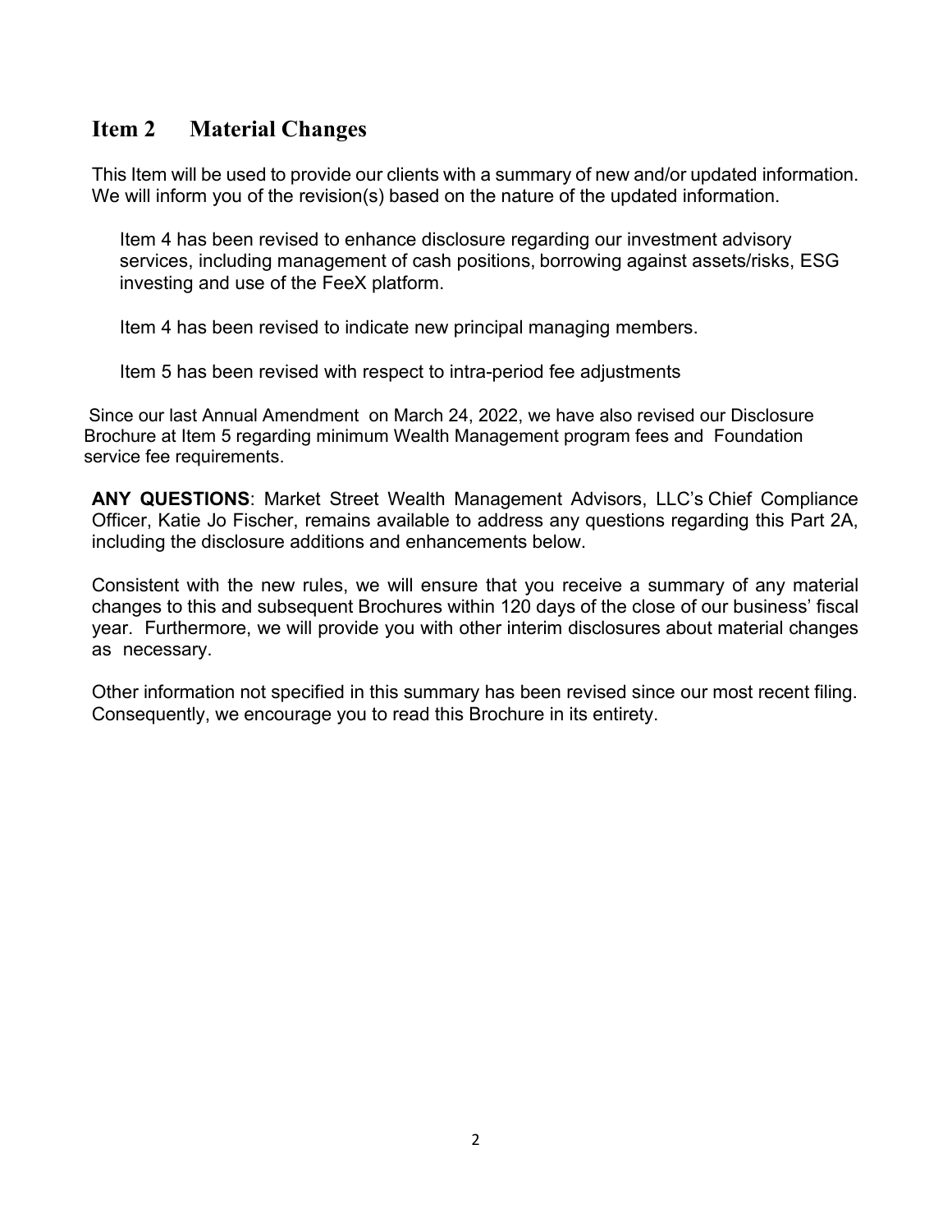## Item 2 Material Changes

This Item will be used to provide our clients with a summary of new and/or updated information. We will inform you of the revision(s) based on the nature of the updated information.

Item 4 has been revised to enhance disclosure regarding our investment advisory services, including management of cash positions, borrowing against assets/risks, ESG investing and use of the FeeX platform.

Item 4 has been revised to indicate new principal managing members.

Item 5 has been revised with respect to intra-period fee adjustments

Since our last Annual Amendment on March 24, 2022, we have also revised our Disclosure Brochure at Item 5 regarding minimum Wealth Management program fees and Foundation service fee requirements.

**ANY QUESTIONS**: Market Street Wealth Management Advisors, LLC's Chief Compliance Officer, Katie Jo Fischer, remains available to address any questions regarding this Part 2A, including the disclosure additions and enhancements below.

Consistent with the new rules, we will ensure that you receive a summary of any material changes to this and subsequent Brochures within 120 days of the close of our business' fiscal year. Furthermore, we will provide you with other interim disclosures about material changes as necessary.

Other information not specified in this summary has been revised since our most recent filing. Consequently, we encourage you to read this Brochure in its entirety.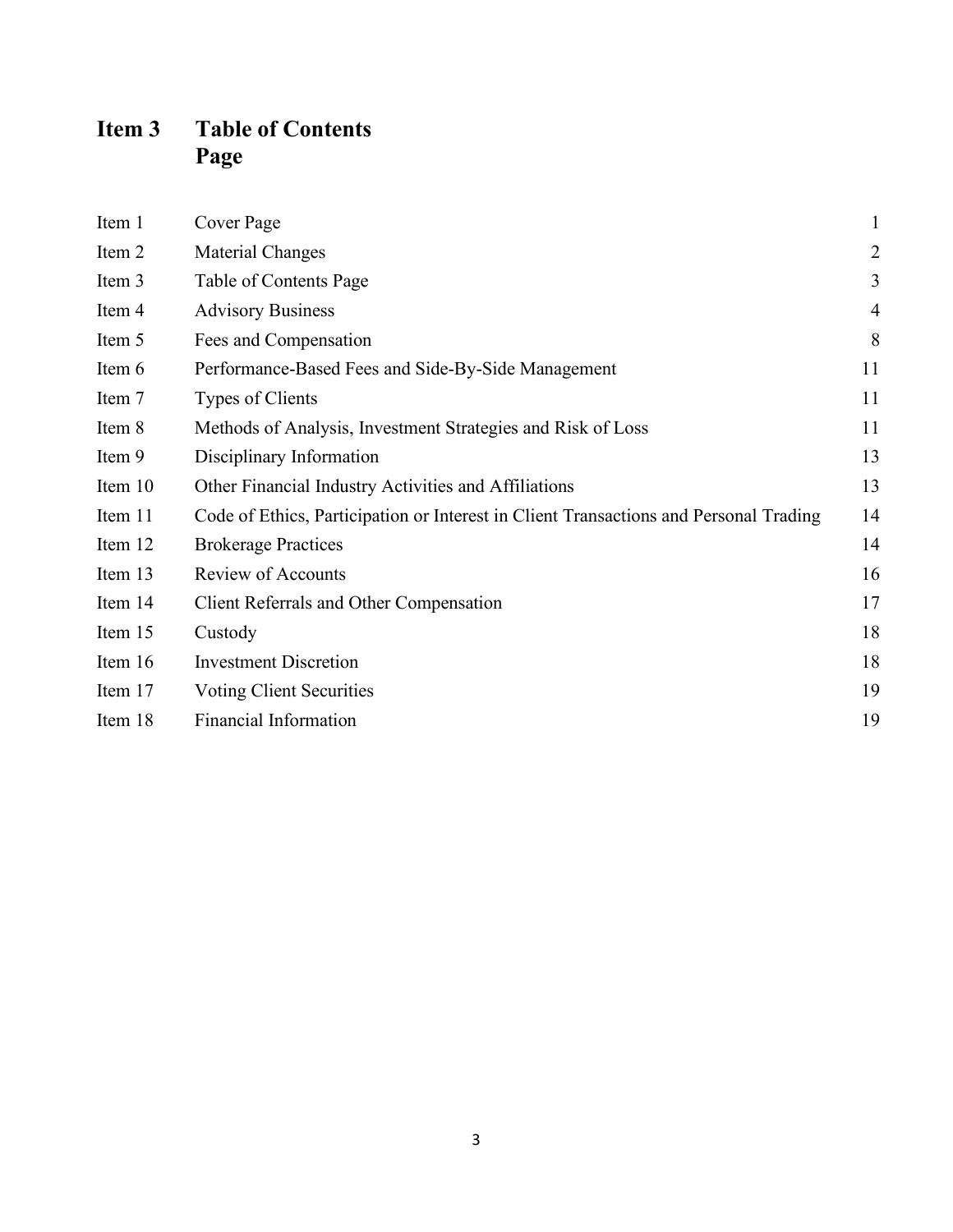# Item 3 Table of Contents Page

| | | |
|---|---|---|
| Item 1 | Cover Page | 1 |
| Item 2 | Material Changes | 2 |
| Item 3 | Table of Contents Page | 3 |
| Item 4 | Advisory Business | 4 |
| Item 5 | Fees and Compensation | 8 |
| Item 6 | Performance-Based Fees and Side-By-Side Management | 11 |
| Item 7 | Types of Clients | 11 |
| Item 8 | Methods of Analysis, Investment Strategies and Risk of Loss | 11 |
| Item 9 | Disciplinary Information | 13 |
| Item 10 | Other Financial Industry Activities and Affiliations | 13 |
| Item 11 | Code of Ethics, Participation or Interest in Client Transactions and Personal Trading | 14 |
| Item 12 | Brokerage Practices | 14 |
| Item 13 | Review of Accounts | 16 |
| Item 14 | Client Referrals and Other Compensation | 17 |
| Item 15 | Custody | 18 |
| Item 16 | Investment Discretion | 18 |
| Item 17 | Voting Client Securities | 19 |
| Item 18 | Financial Information | 19 |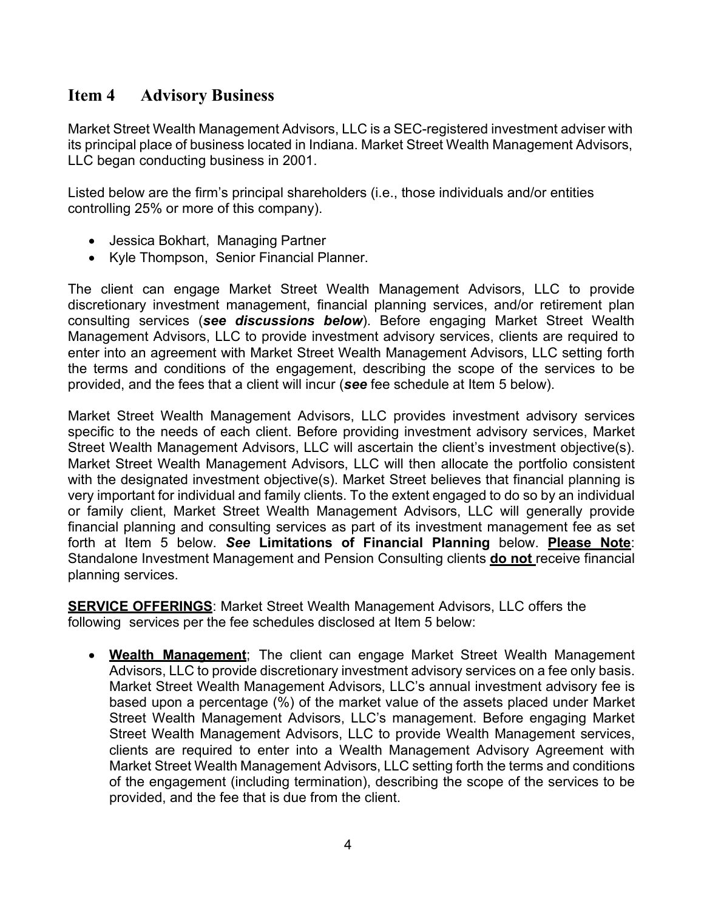## Item 4 Advisory Business

Market Street Wealth Management Advisors, LLC is a SEC-registered investment adviser with its principal place of business located in Indiana. Market Street Wealth Management Advisors, LLC began conducting business in 2001.

Listed below are the firm's principal shareholders (i.e., those individuals and/or entities controlling 25% or more of this company).

- Jessica Bokhart, Managing Partner
- Kyle Thompson, Senior Financial Planner.

The client can engage Market Street Wealth Management Advisors, LLC to provide discretionary investment management, financial planning services, and/or retirement plan consulting services (***see discussions below***). Before engaging Market Street Wealth Management Advisors, LLC to provide investment advisory services, clients are required to enter into an agreement with Market Street Wealth Management Advisors, LLC setting forth the terms and conditions of the engagement, describing the scope of the services to be provided, and the fees that a client will incur (***see*** fee schedule at Item 5 below).

Market Street Wealth Management Advisors, LLC provides investment advisory services specific to the needs of each client. Before providing investment advisory services, Market Street Wealth Management Advisors, LLC will ascertain the client's investment objective(s). Market Street Wealth Management Advisors, LLC will then allocate the portfolio consistent with the designated investment objective(s). Market Street believes that financial planning is very important for individual and family clients. To the extent engaged to do so by an individual or family client, Market Street Wealth Management Advisors, LLC will generally provide financial planning and consulting services as part of its investment management fee as set forth at Item 5 below. ***See*** **Limitations of Financial Planning** below. **Please Note**: Standalone Investment Management and Pension Consulting clients **do not** receive financial planning services.

**SERVICE OFFERINGS**: Market Street Wealth Management Advisors, LLC offers the following services per the fee schedules disclosed at Item 5 below:

- **Wealth Management**; The client can engage Market Street Wealth Management Advisors, LLC to provide discretionary investment advisory services on a fee only basis. Market Street Wealth Management Advisors, LLC's annual investment advisory fee is based upon a percentage (%) of the market value of the assets placed under Market Street Wealth Management Advisors, LLC's management. Before engaging Market Street Wealth Management Advisors, LLC to provide Wealth Management services, clients are required to enter into a Wealth Management Advisory Agreement with Market Street Wealth Management Advisors, LLC setting forth the terms and conditions of the engagement (including termination), describing the scope of the services to be provided, and the fee that is due from the client.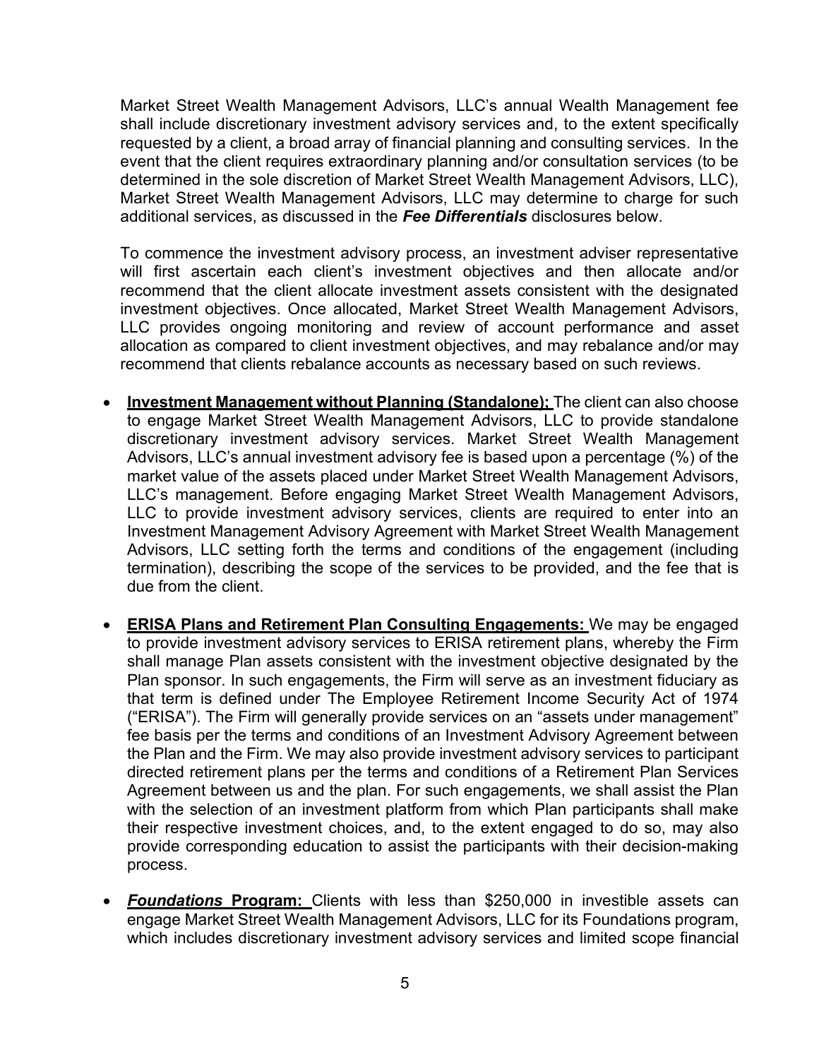Market Street Wealth Management Advisors, LLC's annual Wealth Management fee shall include discretionary investment advisory services and, to the extent specifically requested by a client, a broad array of financial planning and consulting services. In the event that the client requires extraordinary planning and/or consultation services (to be determined in the sole discretion of Market Street Wealth Management Advisors, LLC), Market Street Wealth Management Advisors, LLC may determine to charge for such additional services, as discussed in the ***Fee Differentials*** disclosures below.

To commence the investment advisory process, an investment adviser representative will first ascertain each client's investment objectives and then allocate and/or recommend that the client allocate investment assets consistent with the designated investment objectives. Once allocated, Market Street Wealth Management Advisors, LLC provides ongoing monitoring and review of account performance and asset allocation as compared to client investment objectives, and may rebalance and/or may recommend that clients rebalance accounts as necessary based on such reviews.

- **Investment Management without Planning (Standalone):** The client can also choose to engage Market Street Wealth Management Advisors, LLC to provide standalone discretionary investment advisory services. Market Street Wealth Management Advisors, LLC's annual investment advisory fee is based upon a percentage (%) of the market value of the assets placed under Market Street Wealth Management Advisors, LLC's management. Before engaging Market Street Wealth Management Advisors, LLC to provide investment advisory services, clients are required to enter into an Investment Management Advisory Agreement with Market Street Wealth Management Advisors, LLC setting forth the terms and conditions of the engagement (including termination), describing the scope of the services to be provided, and the fee that is due from the client.

- **ERISA Plans and Retirement Plan Consulting Engagements:** We may be engaged to provide investment advisory services to ERISA retirement plans, whereby the Firm shall manage Plan assets consistent with the investment objective designated by the Plan sponsor. In such engagements, the Firm will serve as an investment fiduciary as that term is defined under The Employee Retirement Income Security Act of 1974 ("ERISA"). The Firm will generally provide services on an "assets under management" fee basis per the terms and conditions of an Investment Advisory Agreement between the Plan and the Firm. We may also provide investment advisory services to participant directed retirement plans per the terms and conditions of a Retirement Plan Services Agreement between us and the plan. For such engagements, we shall assist the Plan with the selection of an investment platform from which Plan participants shall make their respective investment choices, and, to the extent engaged to do so, may also provide corresponding education to assist the participants with their decision-making process.

- ***Foundations* Program:** Clients with less than $250,000 in investible assets can engage Market Street Wealth Management Advisors, LLC for its Foundations program, which includes discretionary investment advisory services and limited scope financial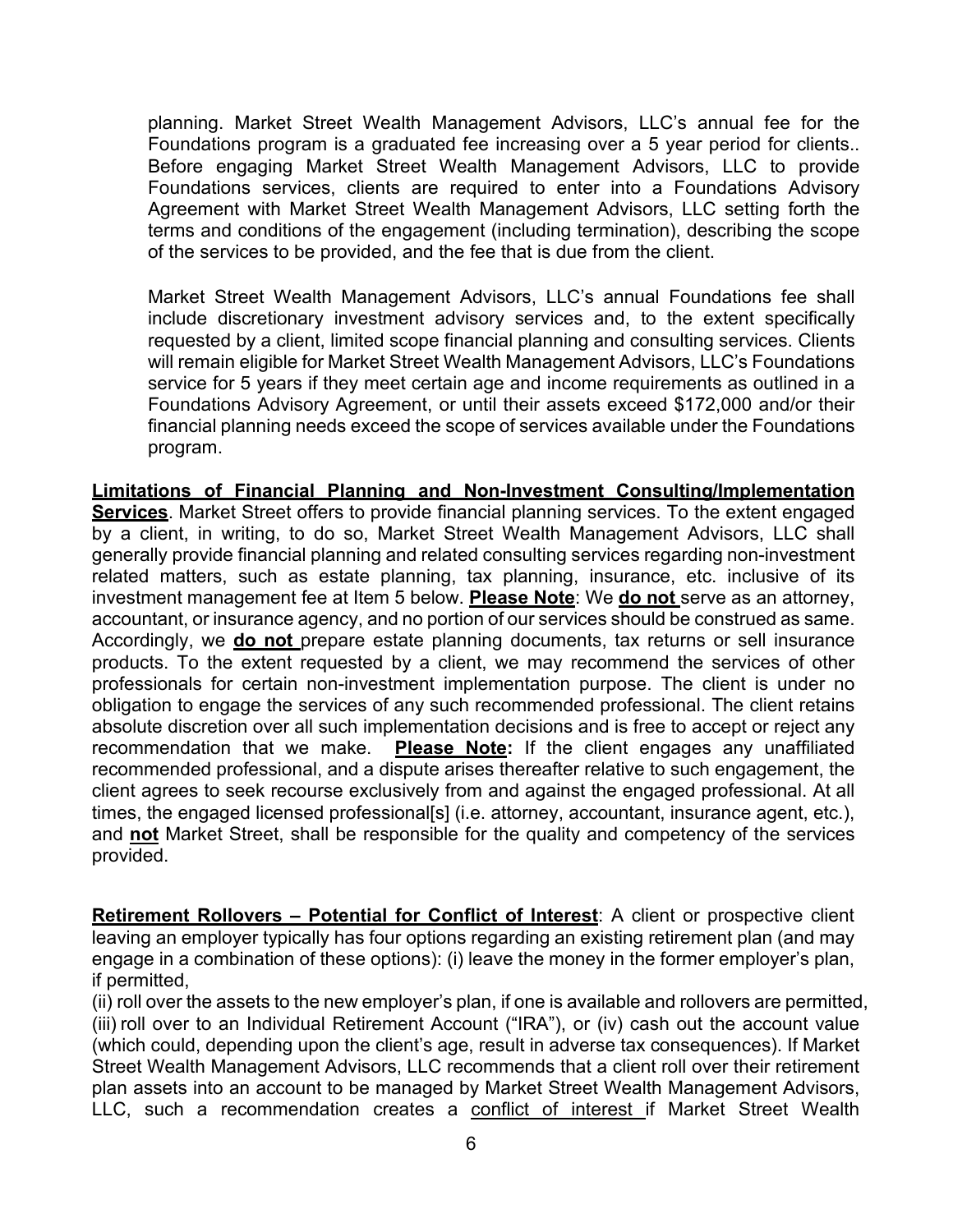planning. Market Street Wealth Management Advisors, LLC's annual fee for the Foundations program is a graduated fee increasing over a 5 year period for clients.. Before engaging Market Street Wealth Management Advisors, LLC to provide Foundations services, clients are required to enter into a Foundations Advisory Agreement with Market Street Wealth Management Advisors, LLC setting forth the terms and conditions of the engagement (including termination), describing the scope of the services to be provided, and the fee that is due from the client.

Market Street Wealth Management Advisors, LLC's annual Foundations fee shall include discretionary investment advisory services and, to the extent specifically requested by a client, limited scope financial planning and consulting services. Clients will remain eligible for Market Street Wealth Management Advisors, LLC's Foundations service for 5 years if they meet certain age and income requirements as outlined in a Foundations Advisory Agreement, or until their assets exceed $172,000 and/or their financial planning needs exceed the scope of services available under the Foundations program.

**Limitations of Financial Planning and Non-Investment Consulting/Implementation Services**. Market Street offers to provide financial planning services. To the extent engaged by a client, in writing, to do so, Market Street Wealth Management Advisors, LLC shall generally provide financial planning and related consulting services regarding non-investment related matters, such as estate planning, tax planning, insurance, etc. inclusive of its investment management fee at Item 5 below. **Please Note**: We **do not** serve as an attorney, accountant, or insurance agency, and no portion of our services should be construed as same. Accordingly, we **do not** prepare estate planning documents, tax returns or sell insurance products. To the extent requested by a client, we may recommend the services of other professionals for certain non-investment implementation purpose. The client is under no obligation to engage the services of any such recommended professional. The client retains absolute discretion over all such implementation decisions and is free to accept or reject any recommendation that we make. **Please Note:** If the client engages any unaffiliated recommended professional, and a dispute arises thereafter relative to such engagement, the client agrees to seek recourse exclusively from and against the engaged professional. At all times, the engaged licensed professional[s] (i.e. attorney, accountant, insurance agent, etc.), and **not** Market Street, shall be responsible for the quality and competency of the services provided.

**Retirement Rollovers – Potential for Conflict of Interest**: A client or prospective client leaving an employer typically has four options regarding an existing retirement plan (and may engage in a combination of these options): (i) leave the money in the former employer's plan, if permitted,
(ii) roll over the assets to the new employer's plan, if one is available and rollovers are permitted, (iii) roll over to an Individual Retirement Account ("IRA"), or (iv) cash out the account value (which could, depending upon the client's age, result in adverse tax consequences). If Market Street Wealth Management Advisors, LLC recommends that a client roll over their retirement plan assets into an account to be managed by Market Street Wealth Management Advisors, LLC, such a recommendation creates a conflict of interest if Market Street Wealth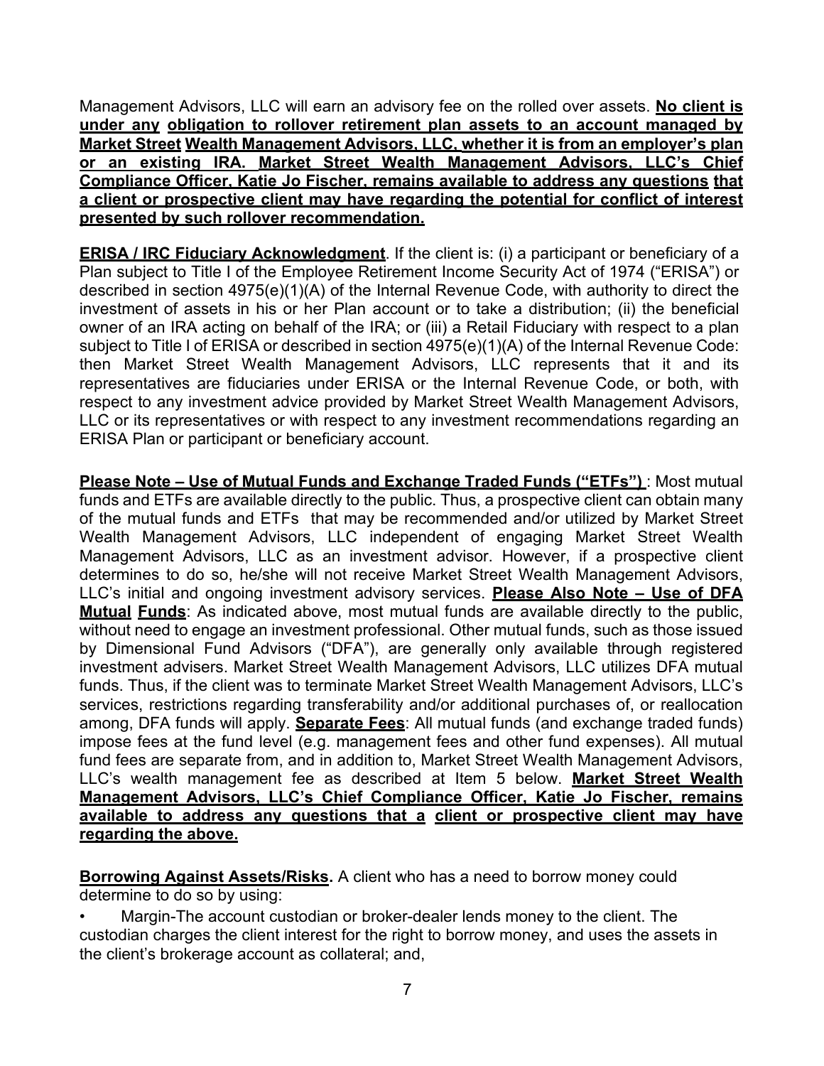Management Advisors, LLC will earn an advisory fee on the rolled over assets. **No client is under any obligation to rollover retirement plan assets to an account managed by Market Street Wealth Management Advisors, LLC, whether it is from an employer's plan or an existing IRA. Market Street Wealth Management Advisors, LLC's Chief Compliance Officer, Katie Jo Fischer, remains available to address any questions that a client or prospective client may have regarding the potential for conflict of interest presented by such rollover recommendation.**

**ERISA / IRC Fiduciary Acknowledgment**. If the client is: (i) a participant or beneficiary of a Plan subject to Title I of the Employee Retirement Income Security Act of 1974 ("ERISA") or described in section 4975(e)(1)(A) of the Internal Revenue Code, with authority to direct the investment of assets in his or her Plan account or to take a distribution; (ii) the beneficial owner of an IRA acting on behalf of the IRA; or (iii) a Retail Fiduciary with respect to a plan subject to Title I of ERISA or described in section 4975(e)(1)(A) of the Internal Revenue Code: then Market Street Wealth Management Advisors, LLC represents that it and its representatives are fiduciaries under ERISA or the Internal Revenue Code, or both, with respect to any investment advice provided by Market Street Wealth Management Advisors, LLC or its representatives or with respect to any investment recommendations regarding an ERISA Plan or participant or beneficiary account.

**Please Note – Use of Mutual Funds and Exchange Traded Funds ("ETFs")** : Most mutual funds and ETFs are available directly to the public. Thus, a prospective client can obtain many of the mutual funds and ETFs that may be recommended and/or utilized by Market Street Wealth Management Advisors, LLC independent of engaging Market Street Wealth Management Advisors, LLC as an investment advisor. However, if a prospective client determines to do so, he/she will not receive Market Street Wealth Management Advisors, LLC's initial and ongoing investment advisory services. **Please Also Note – Use of DFA Mutual Funds**: As indicated above, most mutual funds are available directly to the public, without need to engage an investment professional. Other mutual funds, such as those issued by Dimensional Fund Advisors ("DFA"), are generally only available through registered investment advisers. Market Street Wealth Management Advisors, LLC utilizes DFA mutual funds. Thus, if the client was to terminate Market Street Wealth Management Advisors, LLC's services, restrictions regarding transferability and/or additional purchases of, or reallocation among, DFA funds will apply. **Separate Fees**: All mutual funds (and exchange traded funds) impose fees at the fund level (e.g. management fees and other fund expenses). All mutual fund fees are separate from, and in addition to, Market Street Wealth Management Advisors, LLC's wealth management fee as described at Item 5 below. **Market Street Wealth Management Advisors, LLC's Chief Compliance Officer, Katie Jo Fischer, remains available to address any questions that a client or prospective client may have regarding the above.**

**Borrowing Against Assets/Risks.** A client who has a need to borrow money could determine to do so by using:

- Margin-The account custodian or broker-dealer lends money to the client. The custodian charges the client interest for the right to borrow money, and uses the assets in the client's brokerage account as collateral; and,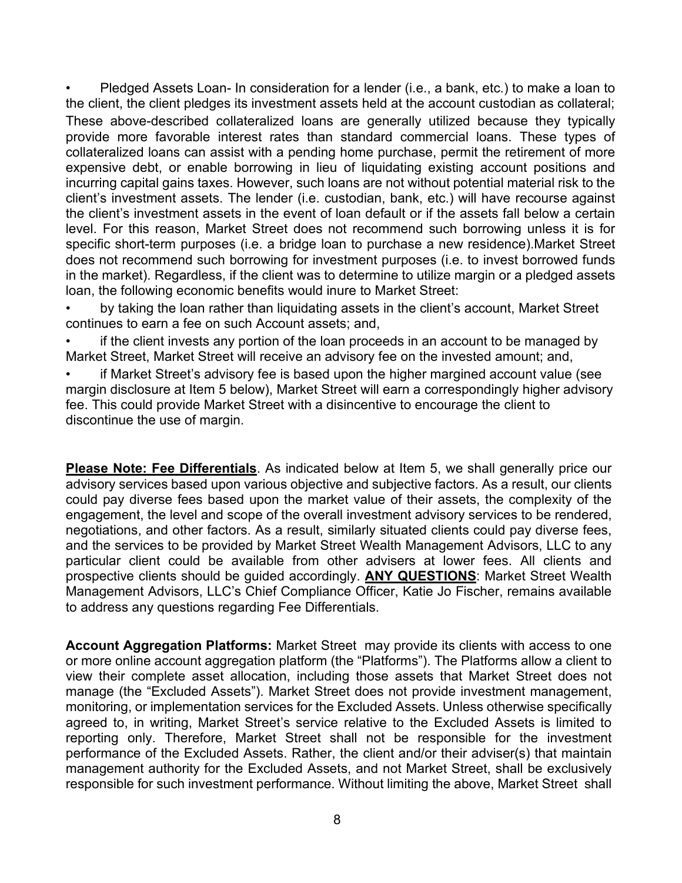- Pledged Assets Loan- In consideration for a lender (i.e., a bank, etc.) to make a loan to the client, the client pledges its investment assets held at the account custodian as collateral;

These above-described collateralized loans are generally utilized because they typically provide more favorable interest rates than standard commercial loans. These types of collateralized loans can assist with a pending home purchase, permit the retirement of more expensive debt, or enable borrowing in lieu of liquidating existing account positions and incurring capital gains taxes. However, such loans are not without potential material risk to the client's investment assets. The lender (i.e. custodian, bank, etc.) will have recourse against the client's investment assets in the event of loan default or if the assets fall below a certain level. For this reason, Market Street does not recommend such borrowing unless it is for specific short-term purposes (i.e. a bridge loan to purchase a new residence).Market Street does not recommend such borrowing for investment purposes (i.e. to invest borrowed funds in the market). Regardless, if the client was to determine to utilize margin or a pledged assets loan, the following economic benefits would inure to Market Street:

- by taking the loan rather than liquidating assets in the client's account, Market Street continues to earn a fee on such Account assets; and,
- if the client invests any portion of the loan proceeds in an account to be managed by Market Street, Market Street will receive an advisory fee on the invested amount; and,
- if Market Street's advisory fee is based upon the higher margined account value (see margin disclosure at Item 5 below), Market Street will earn a correspondingly higher advisory fee. This could provide Market Street with a disincentive to encourage the client to discontinue the use of margin.

**Please Note: Fee Differentials**. As indicated below at Item 5, we shall generally price our advisory services based upon various objective and subjective factors. As a result, our clients could pay diverse fees based upon the market value of their assets, the complexity of the engagement, the level and scope of the overall investment advisory services to be rendered, negotiations, and other factors. As a result, similarly situated clients could pay diverse fees, and the services to be provided by Market Street Wealth Management Advisors, LLC to any particular client could be available from other advisers at lower fees. All clients and prospective clients should be guided accordingly. **ANY QUESTIONS**: Market Street Wealth Management Advisors, LLC's Chief Compliance Officer, Katie Jo Fischer, remains available to address any questions regarding Fee Differentials.

**Account Aggregation Platforms:** Market Street may provide its clients with access to one or more online account aggregation platform (the "Platforms"). The Platforms allow a client to view their complete asset allocation, including those assets that Market Street does not manage (the "Excluded Assets"). Market Street does not provide investment management, monitoring, or implementation services for the Excluded Assets. Unless otherwise specifically agreed to, in writing, Market Street's service relative to the Excluded Assets is limited to reporting only. Therefore, Market Street shall not be responsible for the investment performance of the Excluded Assets. Rather, the client and/or their adviser(s) that maintain management authority for the Excluded Assets, and not Market Street, shall be exclusively responsible for such investment performance. Without limiting the above, Market Street shall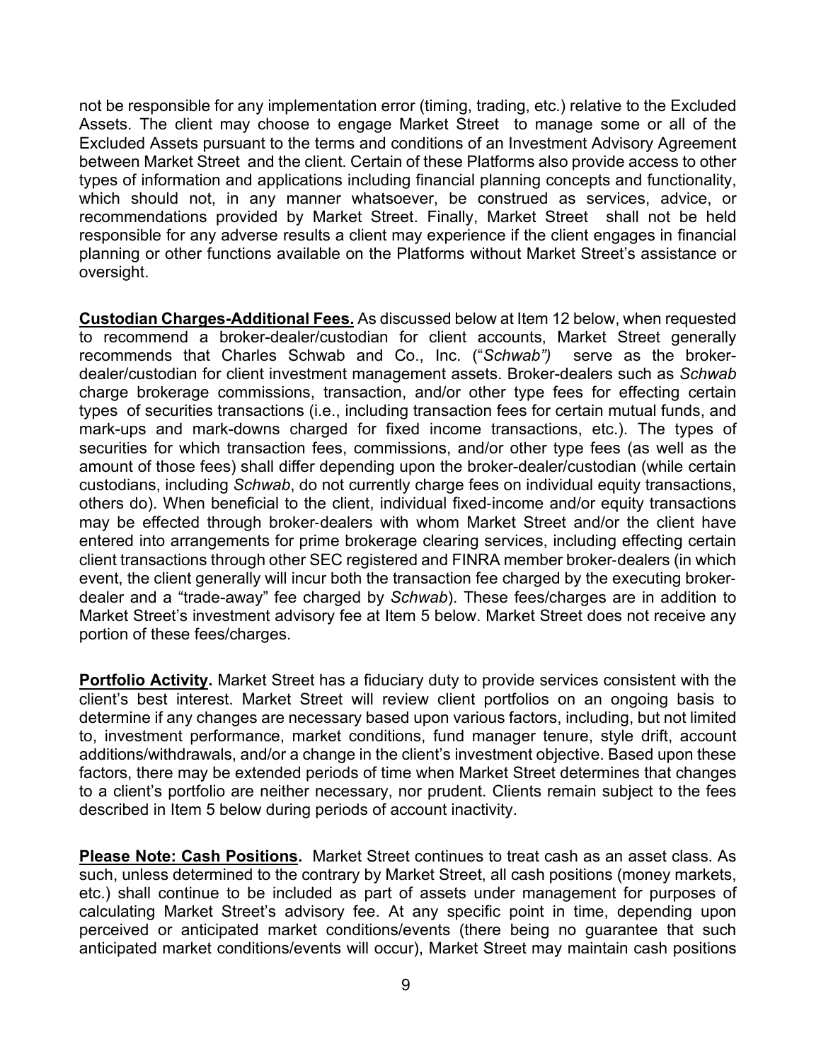not be responsible for any implementation error (timing, trading, etc.) relative to the Excluded Assets. The client may choose to engage Market Street to manage some or all of the Excluded Assets pursuant to the terms and conditions of an Investment Advisory Agreement between Market Street and the client. Certain of these Platforms also provide access to other types of information and applications including financial planning concepts and functionality, which should not, in any manner whatsoever, be construed as services, advice, or recommendations provided by Market Street. Finally, Market Street shall not be held responsible for any adverse results a client may experience if the client engages in financial planning or other functions available on the Platforms without Market Street's assistance or oversight.

**Custodian Charges-Additional Fees.** As discussed below at Item 12 below, when requested to recommend a broker-dealer/custodian for client accounts, Market Street generally recommends that Charles Schwab and Co., Inc. ("*Schwab")* serve as the broker-dealer/custodian for client investment management assets. Broker-dealers such as *Schwab* charge brokerage commissions, transaction, and/or other type fees for effecting certain types of securities transactions (i.e., including transaction fees for certain mutual funds, and mark-ups and mark-downs charged for fixed income transactions, etc.). The types of securities for which transaction fees, commissions, and/or other type fees (as well as the amount of those fees) shall differ depending upon the broker-dealer/custodian (while certain custodians, including *Schwab*, do not currently charge fees on individual equity transactions, others do). When beneficial to the client, individual fixed-income and/or equity transactions may be effected through broker-dealers with whom Market Street and/or the client have entered into arrangements for prime brokerage clearing services, including effecting certain client transactions through other SEC registered and FINRA member broker-dealers (in which event, the client generally will incur both the transaction fee charged by the executing broker-dealer and a "trade-away" fee charged by *Schwab*). These fees/charges are in addition to Market Street's investment advisory fee at Item 5 below. Market Street does not receive any portion of these fees/charges.

**Portfolio Activity.** Market Street has a fiduciary duty to provide services consistent with the client's best interest. Market Street will review client portfolios on an ongoing basis to determine if any changes are necessary based upon various factors, including, but not limited to, investment performance, market conditions, fund manager tenure, style drift, account additions/withdrawals, and/or a change in the client's investment objective. Based upon these factors, there may be extended periods of time when Market Street determines that changes to a client's portfolio are neither necessary, nor prudent. Clients remain subject to the fees described in Item 5 below during periods of account inactivity.

**Please Note: Cash Positions.** Market Street continues to treat cash as an asset class. As such, unless determined to the contrary by Market Street, all cash positions (money markets, etc.) shall continue to be included as part of assets under management for purposes of calculating Market Street's advisory fee. At any specific point in time, depending upon perceived or anticipated market conditions/events (there being no guarantee that such anticipated market conditions/events will occur), Market Street may maintain cash positions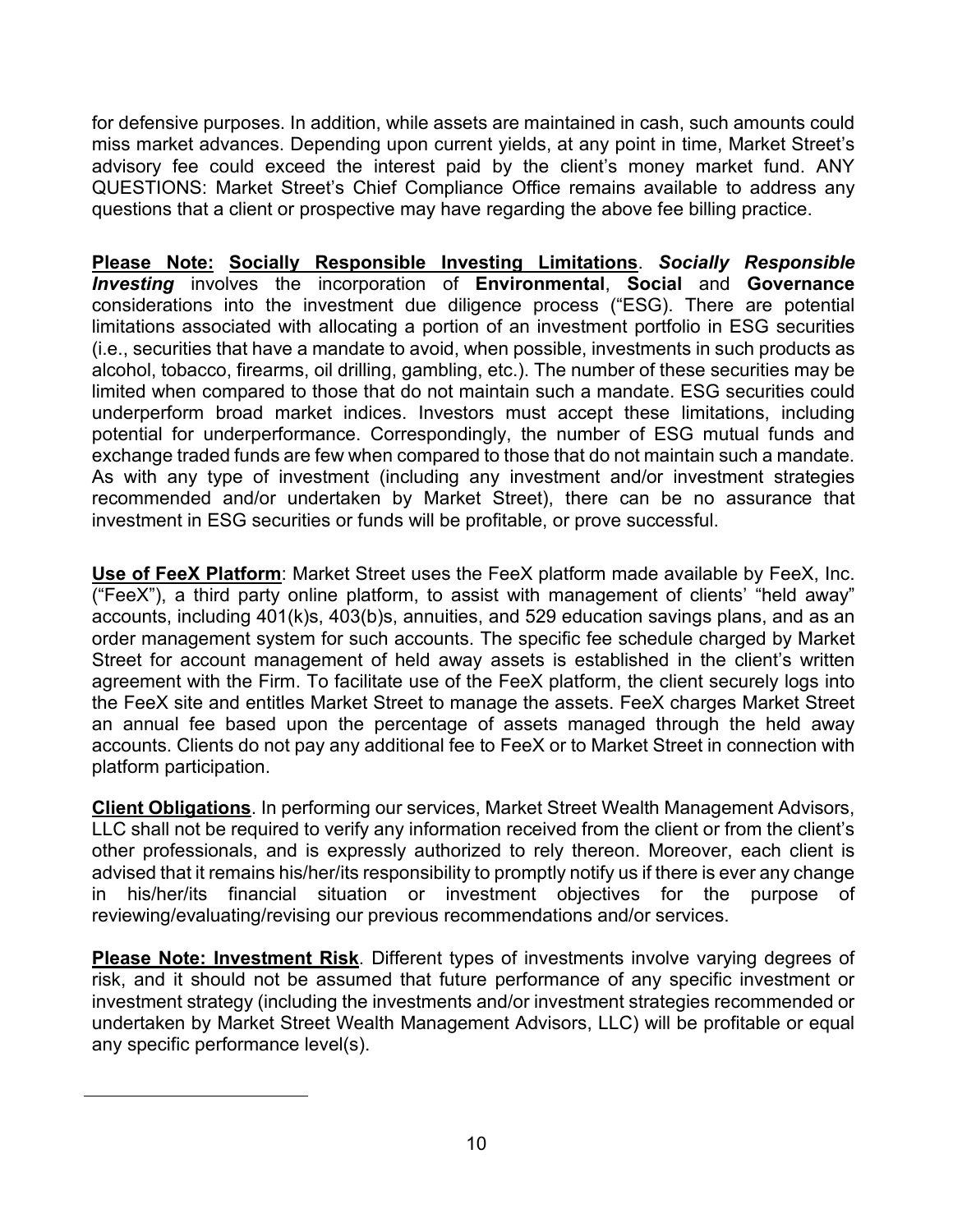for defensive purposes. In addition, while assets are maintained in cash, such amounts could miss market advances. Depending upon current yields, at any point in time, Market Street's advisory fee could exceed the interest paid by the client's money market fund. ANY QUESTIONS: Market Street's Chief Compliance Office remains available to address any questions that a client or prospective may have regarding the above fee billing practice.

**<u>Please Note:</u> <u>Socially Responsible Investing Limitations</u>**. ***Socially Responsible Investing*** involves the incorporation of **Environmental**, **Social** and **Governance** considerations into the investment due diligence process ("ESG). There are potential limitations associated with allocating a portion of an investment portfolio in ESG securities (i.e., securities that have a mandate to avoid, when possible, investments in such products as alcohol, tobacco, firearms, oil drilling, gambling, etc.). The number of these securities may be limited when compared to those that do not maintain such a mandate. ESG securities could underperform broad market indices. Investors must accept these limitations, including potential for underperformance. Correspondingly, the number of ESG mutual funds and exchange traded funds are few when compared to those that do not maintain such a mandate. As with any type of investment (including any investment and/or investment strategies recommended and/or undertaken by Market Street), there can be no assurance that investment in ESG securities or funds will be profitable, or prove successful.

**<u>Use of FeeX Platform</u>**: Market Street uses the FeeX platform made available by FeeX, Inc. ("FeeX"), a third party online platform, to assist with management of clients' "held away" accounts, including 401(k)s, 403(b)s, annuities, and 529 education savings plans, and as an order management system for such accounts. The specific fee schedule charged by Market Street for account management of held away assets is established in the client's written agreement with the Firm. To facilitate use of the FeeX platform, the client securely logs into the FeeX site and entitles Market Street to manage the assets. FeeX charges Market Street an annual fee based upon the percentage of assets managed through the held away accounts. Clients do not pay any additional fee to FeeX or to Market Street in connection with platform participation.

**<u>Client Obligations</u>**. In performing our services, Market Street Wealth Management Advisors, LLC shall not be required to verify any information received from the client or from the client's other professionals, and is expressly authorized to rely thereon. Moreover, each client is advised that it remains his/her/its responsibility to promptly notify us if there is ever any change in his/her/its financial situation or investment objectives for the purpose of reviewing/evaluating/revising our previous recommendations and/or services.

**<u>Please Note: Investment Risk</u>**. Different types of investments involve varying degrees of risk, and it should not be assumed that future performance of any specific investment or investment strategy (including the investments and/or investment strategies recommended or undertaken by Market Street Wealth Management Advisors, LLC) will be profitable or equal any specific performance level(s).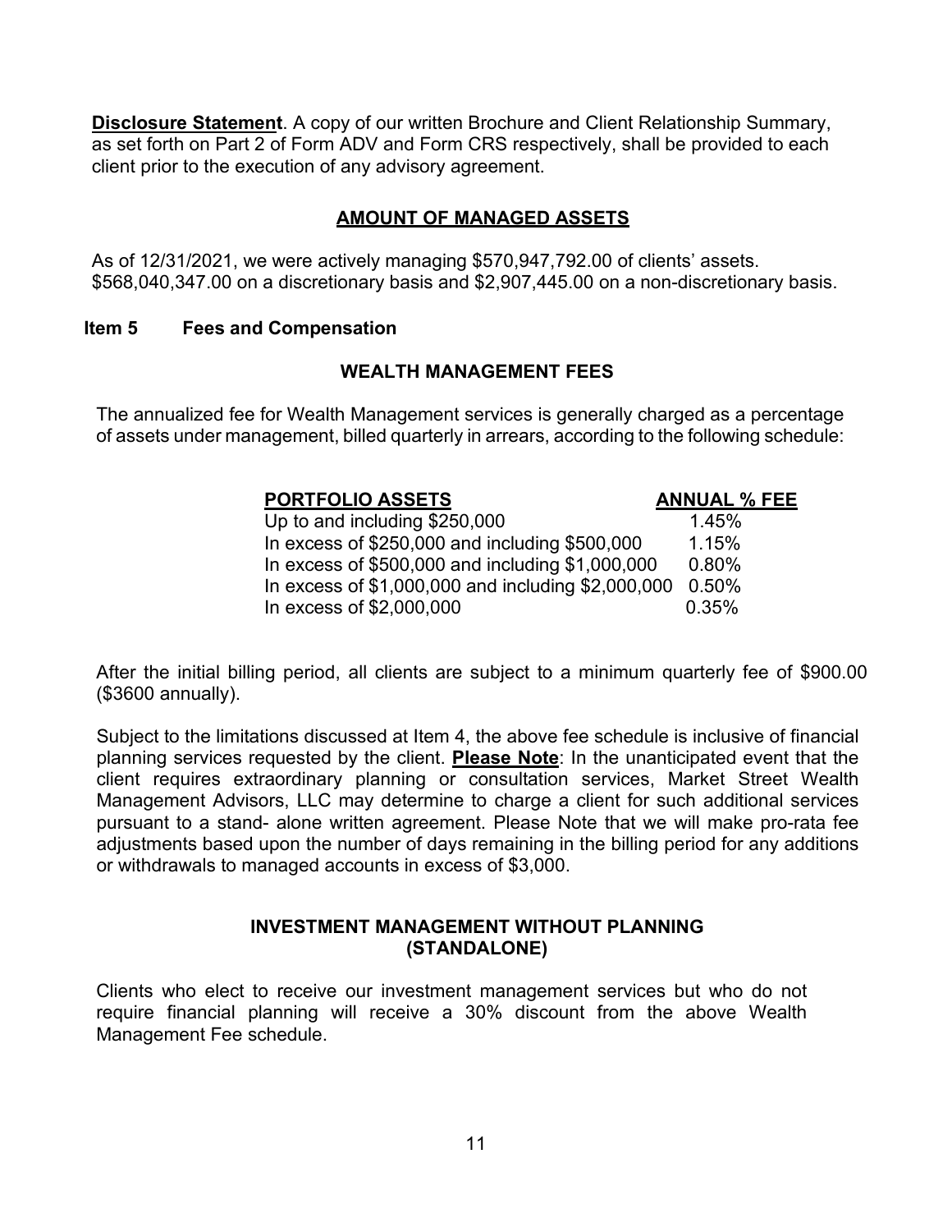**Disclosure Statement**. A copy of our written Brochure and Client Relationship Summary, as set forth on Part 2 of Form ADV and Form CRS respectively, shall be provided to each client prior to the execution of any advisory agreement.

## AMOUNT OF MANAGED ASSETS

As of 12/31/2021, we were actively managing $570,947,792.00 of clients' assets. $568,040,347.00 on a discretionary basis and $2,907,445.00 on a non-discretionary basis.

## Item 5 Fees and Compensation

### WEALTH MANAGEMENT FEES

The annualized fee for Wealth Management services is generally charged as a percentage of assets under management, billed quarterly in arrears, according to the following schedule:

| PORTFOLIO ASSETS | ANNUAL % FEE |
|---|---|
| Up to and including $250,000 | 1.45% |
| In excess of $250,000 and including $500,000 | 1.15% |
| In excess of $500,000 and including $1,000,000 | 0.80% |
| In excess of $1,000,000 and including $2,000,000 | 0.50% |
| In excess of $2,000,000 | 0.35% |

After the initial billing period, all clients are subject to a minimum quarterly fee of $900.00 ($3600 annually).

Subject to the limitations discussed at Item 4, the above fee schedule is inclusive of financial planning services requested by the client. **Please Note**: In the unanticipated event that the client requires extraordinary planning or consultation services, Market Street Wealth Management Advisors, LLC may determine to charge a client for such additional services pursuant to a stand- alone written agreement. Please Note that we will make pro-rata fee adjustments based upon the number of days remaining in the billing period for any additions or withdrawals to managed accounts in excess of $3,000.

### INVESTMENT MANAGEMENT WITHOUT PLANNING (STANDALONE)

Clients who elect to receive our investment management services but who do not require financial planning will receive a 30% discount from the above Wealth Management Fee schedule.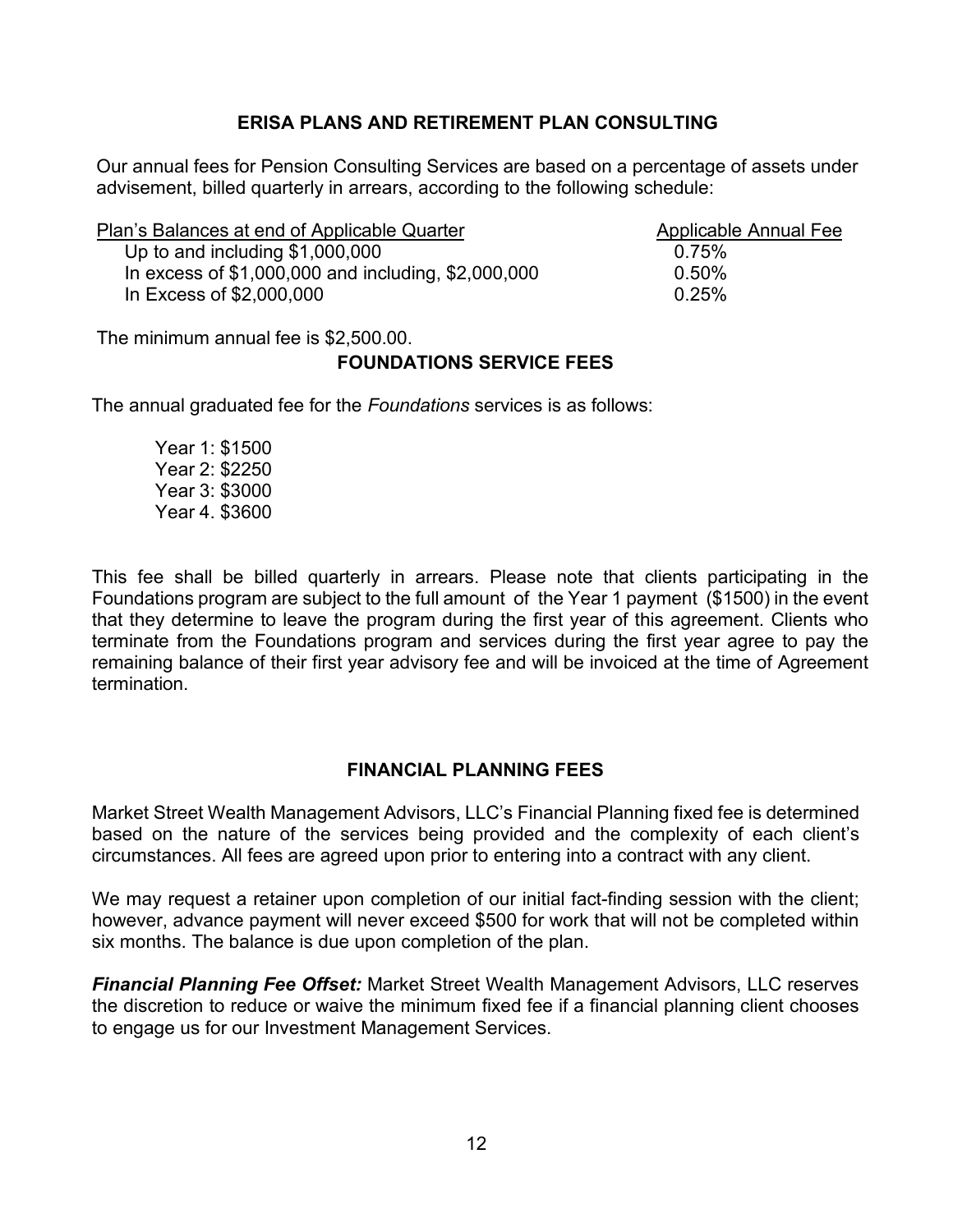## ERISA PLANS AND RETIREMENT PLAN CONSULTING

Our annual fees for Pension Consulting Services are based on a percentage of assets under advisement, billed quarterly in arrears, according to the following schedule:

| Plan's Balances at end of Applicable Quarter | Applicable Annual Fee |
|---|---|
| Up to and including $1,000,000 | 0.75% |
| In excess of $1,000,000 and including, $2,000,000 | 0.50% |
| In Excess of $2,000,000 | 0.25% |

The minimum annual fee is $2,500.00.

## FOUNDATIONS SERVICE FEES

The annual graduated fee for the *Foundations* services is as follows:

Year 1: $1500
Year 2: $2250
Year 3: $3000
Year 4. $3600

This fee shall be billed quarterly in arrears. Please note that clients participating in the Foundations program are subject to the full amount of the Year 1 payment ($1500) in the event that they determine to leave the program during the first year of this agreement. Clients who terminate from the Foundations program and services during the first year agree to pay the remaining balance of their first year advisory fee and will be invoiced at the time of Agreement termination.

## FINANCIAL PLANNING FEES

Market Street Wealth Management Advisors, LLC's Financial Planning fixed fee is determined based on the nature of the services being provided and the complexity of each client's circumstances. All fees are agreed upon prior to entering into a contract with any client.

We may request a retainer upon completion of our initial fact-finding session with the client; however, advance payment will never exceed $500 for work that will not be completed within six months. The balance is due upon completion of the plan.

***Financial Planning Fee Offset:*** Market Street Wealth Management Advisors, LLC reserves the discretion to reduce or waive the minimum fixed fee if a financial planning client chooses to engage us for our Investment Management Services.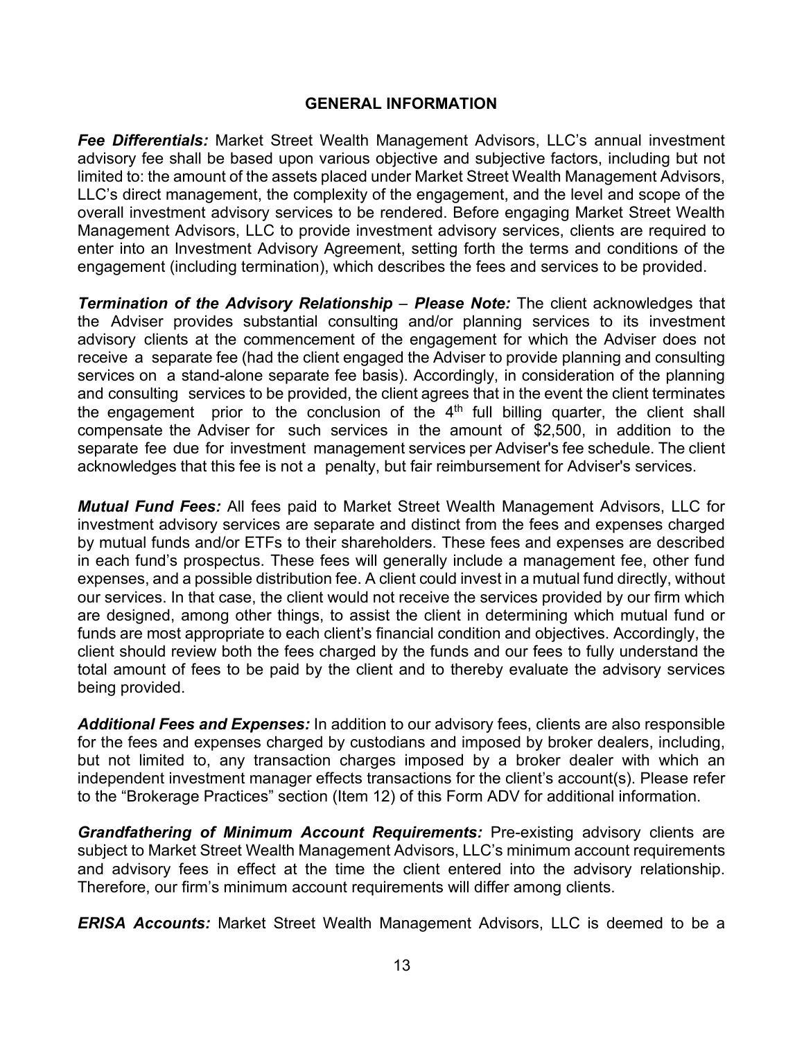## GENERAL INFORMATION

***Fee Differentials:*** Market Street Wealth Management Advisors, LLC's annual investment advisory fee shall be based upon various objective and subjective factors, including but not limited to: the amount of the assets placed under Market Street Wealth Management Advisors, LLC's direct management, the complexity of the engagement, and the level and scope of the overall investment advisory services to be rendered. Before engaging Market Street Wealth Management Advisors, LLC to provide investment advisory services, clients are required to enter into an Investment Advisory Agreement, setting forth the terms and conditions of the engagement (including termination), which describes the fees and services to be provided.

***Termination of the Advisory Relationship*** – ***Please Note:*** The client acknowledges that the Adviser provides substantial consulting and/or planning services to its investment advisory clients at the commencement of the engagement for which the Adviser does not receive a separate fee (had the client engaged the Adviser to provide planning and consulting services on a stand-alone separate fee basis). Accordingly, in consideration of the planning and consulting services to be provided, the client agrees that in the event the client terminates the engagement prior to the conclusion of the 4th full billing quarter, the client shall compensate the Adviser for such services in the amount of $2,500, in addition to the separate fee due for investment management services per Adviser's fee schedule. The client acknowledges that this fee is not a penalty, but fair reimbursement for Adviser's services.

***Mutual Fund Fees:*** All fees paid to Market Street Wealth Management Advisors, LLC for investment advisory services are separate and distinct from the fees and expenses charged by mutual funds and/or ETFs to their shareholders. These fees and expenses are described in each fund's prospectus. These fees will generally include a management fee, other fund expenses, and a possible distribution fee. A client could invest in a mutual fund directly, without our services. In that case, the client would not receive the services provided by our firm which are designed, among other things, to assist the client in determining which mutual fund or funds are most appropriate to each client's financial condition and objectives. Accordingly, the client should review both the fees charged by the funds and our fees to fully understand the total amount of fees to be paid by the client and to thereby evaluate the advisory services being provided.

***Additional Fees and Expenses:*** In addition to our advisory fees, clients are also responsible for the fees and expenses charged by custodians and imposed by broker dealers, including, but not limited to, any transaction charges imposed by a broker dealer with which an independent investment manager effects transactions for the client's account(s). Please refer to the "Brokerage Practices" section (Item 12) of this Form ADV for additional information.

***Grandfathering of Minimum Account Requirements:*** Pre-existing advisory clients are subject to Market Street Wealth Management Advisors, LLC's minimum account requirements and advisory fees in effect at the time the client entered into the advisory relationship. Therefore, our firm's minimum account requirements will differ among clients.

***ERISA Accounts:*** Market Street Wealth Management Advisors, LLC is deemed to be a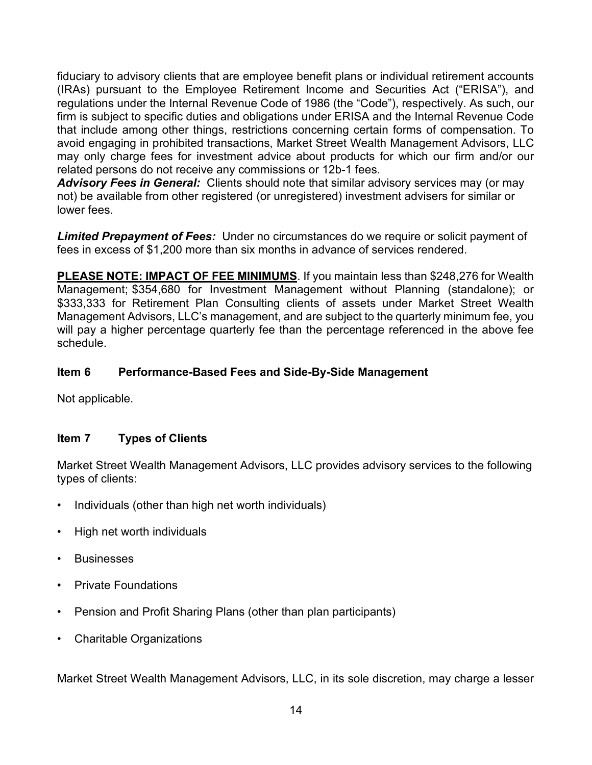fiduciary to advisory clients that are employee benefit plans or individual retirement accounts (IRAs) pursuant to the Employee Retirement Income and Securities Act ("ERISA"), and regulations under the Internal Revenue Code of 1986 (the "Code"), respectively. As such, our firm is subject to specific duties and obligations under ERISA and the Internal Revenue Code that include among other things, restrictions concerning certain forms of compensation. To avoid engaging in prohibited transactions, Market Street Wealth Management Advisors, LLC may only charge fees for investment advice about products for which our firm and/or our related persons do not receive any commissions or 12b-1 fees.

***Advisory Fees in General:*** Clients should note that similar advisory services may (or may not) be available from other registered (or unregistered) investment advisers for similar or lower fees.

***Limited Prepayment of Fees:*** Under no circumstances do we require or solicit payment of fees in excess of $1,200 more than six months in advance of services rendered.

**PLEASE NOTE: IMPACT OF FEE MINIMUMS**. If you maintain less than $248,276 for Wealth Management; $354,680 for Investment Management without Planning (standalone); or $333,333 for Retirement Plan Consulting clients of assets under Market Street Wealth Management Advisors, LLC's management, and are subject to the quarterly minimum fee, you will pay a higher percentage quarterly fee than the percentage referenced in the above fee schedule.

## Item 6 Performance-Based Fees and Side-By-Side Management

Not applicable.

## Item 7 Types of Clients

Market Street Wealth Management Advisors, LLC provides advisory services to the following types of clients:

- Individuals (other than high net worth individuals)
- High net worth individuals
- Businesses
- Private Foundations
- Pension and Profit Sharing Plans (other than plan participants)
- Charitable Organizations

Market Street Wealth Management Advisors, LLC, in its sole discretion, may charge a lesser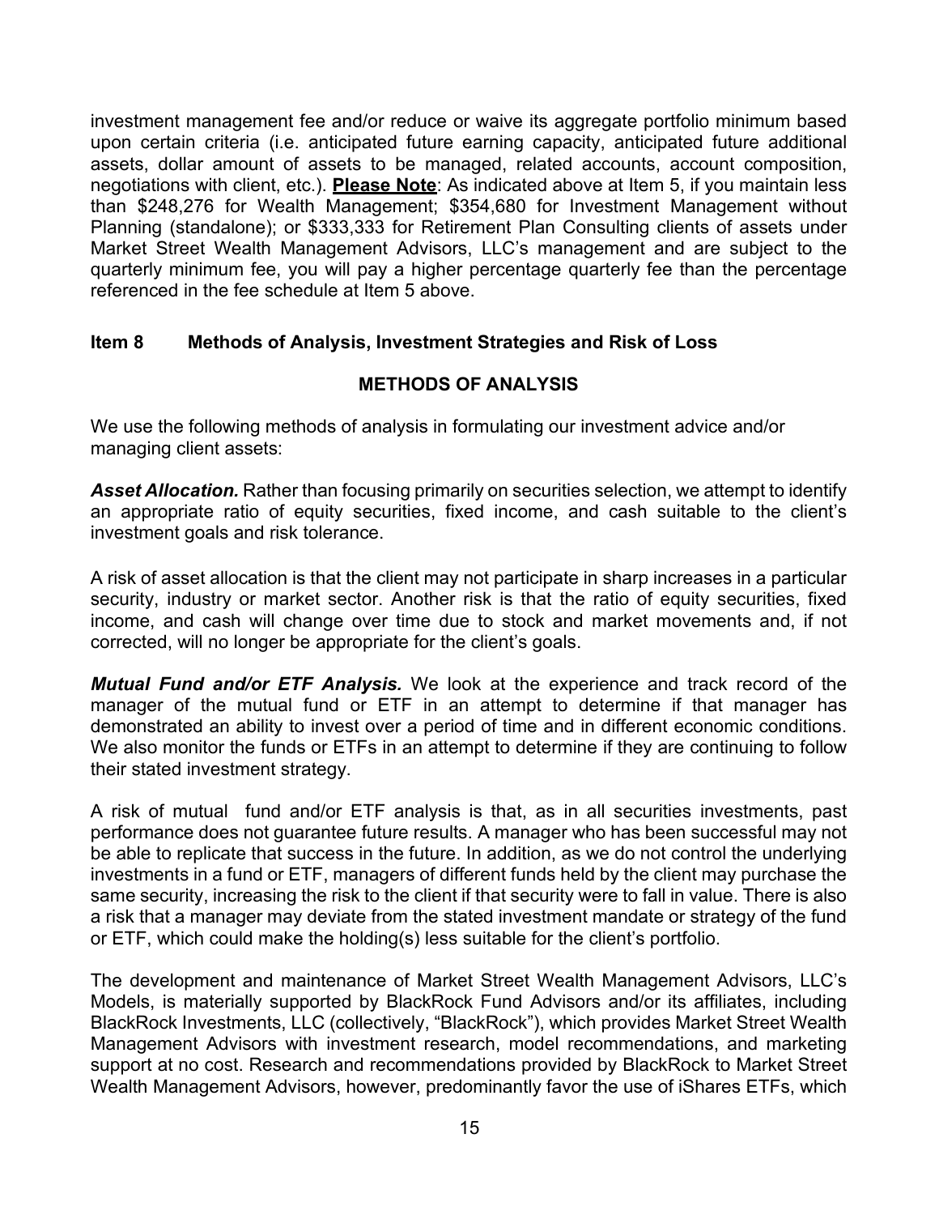investment management fee and/or reduce or waive its aggregate portfolio minimum based upon certain criteria (i.e. anticipated future earning capacity, anticipated future additional assets, dollar amount of assets to be managed, related accounts, account composition, negotiations with client, etc.). **<u>Please Note</u>**: As indicated above at Item 5, if you maintain less than $248,276 for Wealth Management; $354,680 for Investment Management without Planning (standalone); or $333,333 for Retirement Plan Consulting clients of assets under Market Street Wealth Management Advisors, LLC's management and are subject to the quarterly minimum fee, you will pay a higher percentage quarterly fee than the percentage referenced in the fee schedule at Item 5 above.

## Item 8 Methods of Analysis, Investment Strategies and Risk of Loss

### METHODS OF ANALYSIS

We use the following methods of analysis in formulating our investment advice and/or managing client assets:

***Asset Allocation.*** Rather than focusing primarily on securities selection, we attempt to identify an appropriate ratio of equity securities, fixed income, and cash suitable to the client's investment goals and risk tolerance.

A risk of asset allocation is that the client may not participate in sharp increases in a particular security, industry or market sector. Another risk is that the ratio of equity securities, fixed income, and cash will change over time due to stock and market movements and, if not corrected, will no longer be appropriate for the client's goals.

***Mutual Fund and/or ETF Analysis.*** We look at the experience and track record of the manager of the mutual fund or ETF in an attempt to determine if that manager has demonstrated an ability to invest over a period of time and in different economic conditions. We also monitor the funds or ETFs in an attempt to determine if they are continuing to follow their stated investment strategy.

A risk of mutual fund and/or ETF analysis is that, as in all securities investments, past performance does not guarantee future results. A manager who has been successful may not be able to replicate that success in the future. In addition, as we do not control the underlying investments in a fund or ETF, managers of different funds held by the client may purchase the same security, increasing the risk to the client if that security were to fall in value. There is also a risk that a manager may deviate from the stated investment mandate or strategy of the fund or ETF, which could make the holding(s) less suitable for the client's portfolio.

The development and maintenance of Market Street Wealth Management Advisors, LLC's Models, is materially supported by BlackRock Fund Advisors and/or its affiliates, including BlackRock Investments, LLC (collectively, "BlackRock"), which provides Market Street Wealth Management Advisors with investment research, model recommendations, and marketing support at no cost. Research and recommendations provided by BlackRock to Market Street Wealth Management Advisors, however, predominantly favor the use of iShares ETFs, which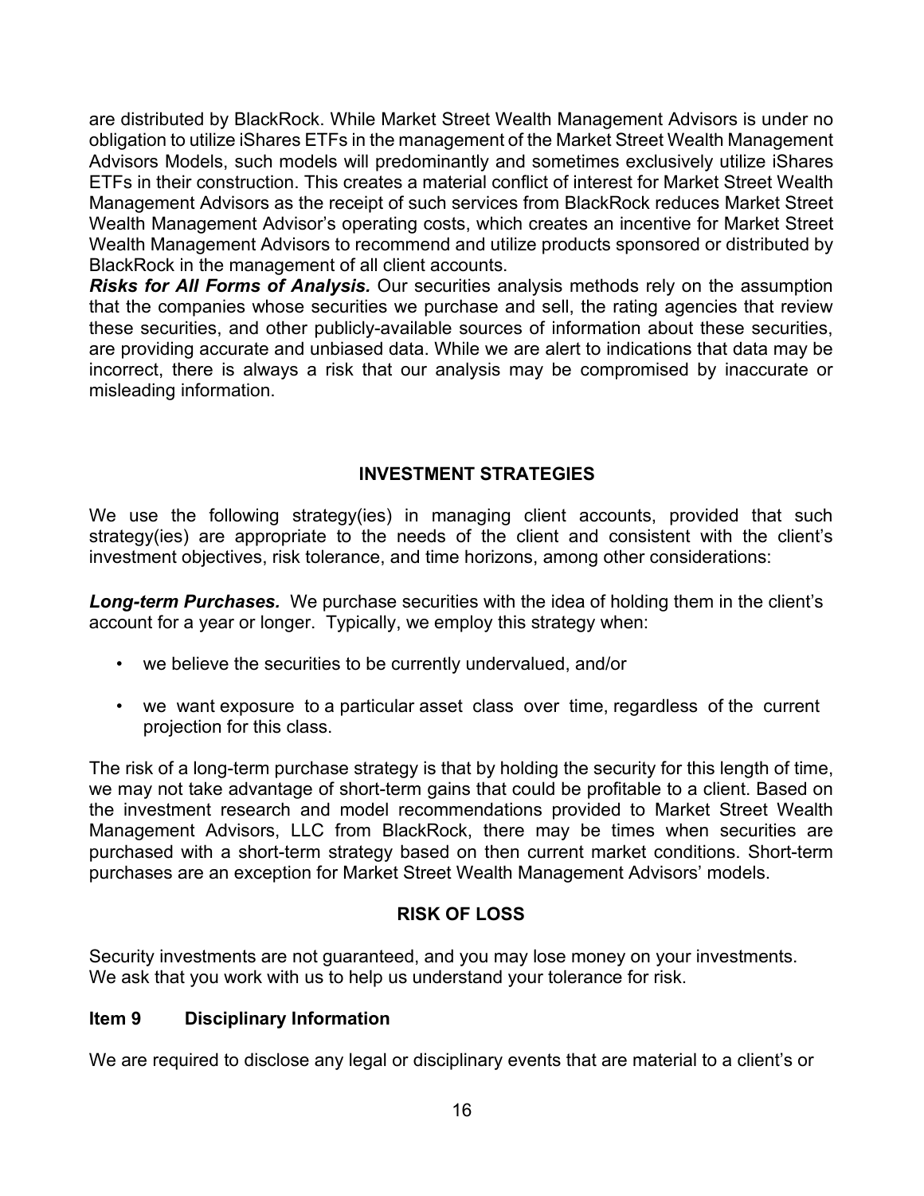are distributed by BlackRock. While Market Street Wealth Management Advisors is under no obligation to utilize iShares ETFs in the management of the Market Street Wealth Management Advisors Models, such models will predominantly and sometimes exclusively utilize iShares ETFs in their construction. This creates a material conflict of interest for Market Street Wealth Management Advisors as the receipt of such services from BlackRock reduces Market Street Wealth Management Advisor's operating costs, which creates an incentive for Market Street Wealth Management Advisors to recommend and utilize products sponsored or distributed by BlackRock in the management of all client accounts.

***Risks for All Forms of Analysis.*** Our securities analysis methods rely on the assumption that the companies whose securities we purchase and sell, the rating agencies that review these securities, and other publicly-available sources of information about these securities, are providing accurate and unbiased data. While we are alert to indications that data may be incorrect, there is always a risk that our analysis may be compromised by inaccurate or misleading information.

## INVESTMENT STRATEGIES

We use the following strategy(ies) in managing client accounts, provided that such strategy(ies) are appropriate to the needs of the client and consistent with the client's investment objectives, risk tolerance, and time horizons, among other considerations:

***Long-term Purchases.*** We purchase securities with the idea of holding them in the client's account for a year or longer. Typically, we employ this strategy when:

- we believe the securities to be currently undervalued, and/or
- we want exposure to a particular asset class over time, regardless of the current projection for this class.

The risk of a long-term purchase strategy is that by holding the security for this length of time, we may not take advantage of short-term gains that could be profitable to a client. Based on the investment research and model recommendations provided to Market Street Wealth Management Advisors, LLC from BlackRock, there may be times when securities are purchased with a short-term strategy based on then current market conditions. Short-term purchases are an exception for Market Street Wealth Management Advisors' models.

## RISK OF LOSS

Security investments are not guaranteed, and you may lose money on your investments. We ask that you work with us to help us understand your tolerance for risk.

## Item 9 Disciplinary Information

We are required to disclose any legal or disciplinary events that are material to a client's or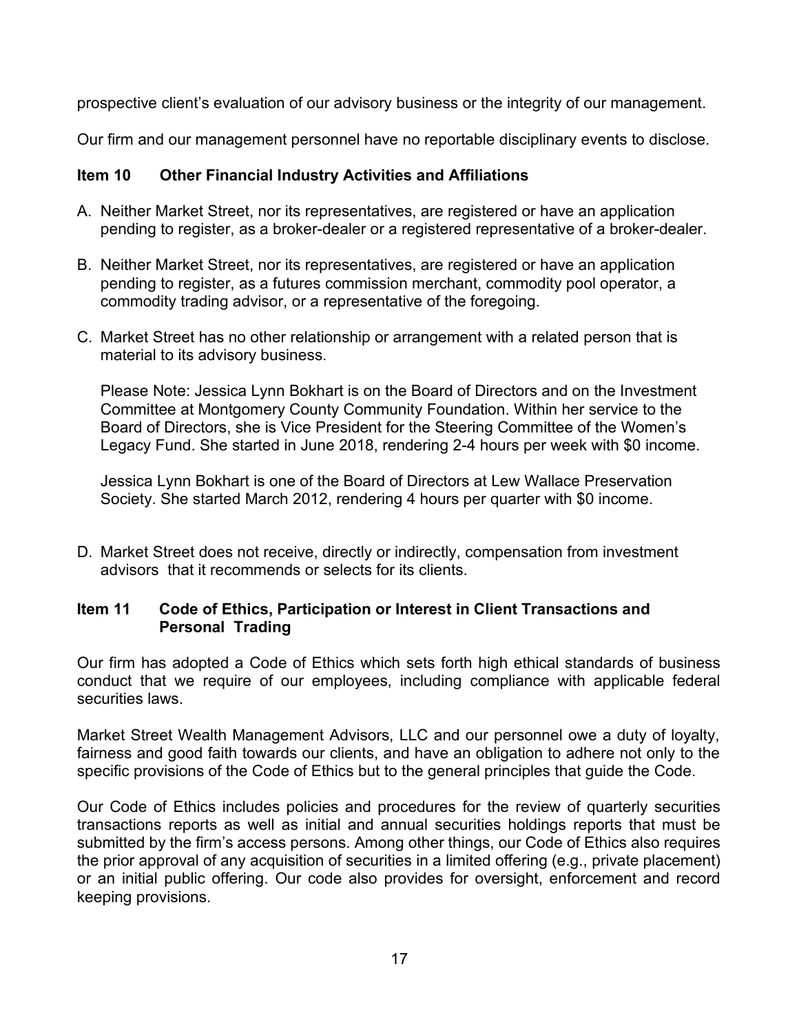prospective client's evaluation of our advisory business or the integrity of our management.

Our firm and our management personnel have no reportable disciplinary events to disclose.

## Item 10 Other Financial Industry Activities and Affiliations

A. Neither Market Street, nor its representatives, are registered or have an application pending to register, as a broker-dealer or a registered representative of a broker-dealer.

B. Neither Market Street, nor its representatives, are registered or have an application pending to register, as a futures commission merchant, commodity pool operator, a commodity trading advisor, or a representative of the foregoing.

C. Market Street has no other relationship or arrangement with a related person that is material to its advisory business.

   Please Note: Jessica Lynn Bokhart is on the Board of Directors and on the Investment Committee at Montgomery County Community Foundation. Within her service to the Board of Directors, she is Vice President for the Steering Committee of the Women's Legacy Fund. She started in June 2018, rendering 2-4 hours per week with $0 income.

   Jessica Lynn Bokhart is one of the Board of Directors at Lew Wallace Preservation Society. She started March 2012, rendering 4 hours per quarter with $0 income.

D. Market Street does not receive, directly or indirectly, compensation from investment advisors that it recommends or selects for its clients.

## Item 11 Code of Ethics, Participation or Interest in Client Transactions and Personal Trading

Our firm has adopted a Code of Ethics which sets forth high ethical standards of business conduct that we require of our employees, including compliance with applicable federal securities laws.

Market Street Wealth Management Advisors, LLC and our personnel owe a duty of loyalty, fairness and good faith towards our clients, and have an obligation to adhere not only to the specific provisions of the Code of Ethics but to the general principles that guide the Code.

Our Code of Ethics includes policies and procedures for the review of quarterly securities transactions reports as well as initial and annual securities holdings reports that must be submitted by the firm's access persons. Among other things, our Code of Ethics also requires the prior approval of any acquisition of securities in a limited offering (e.g., private placement) or an initial public offering. Our code also provides for oversight, enforcement and record keeping provisions.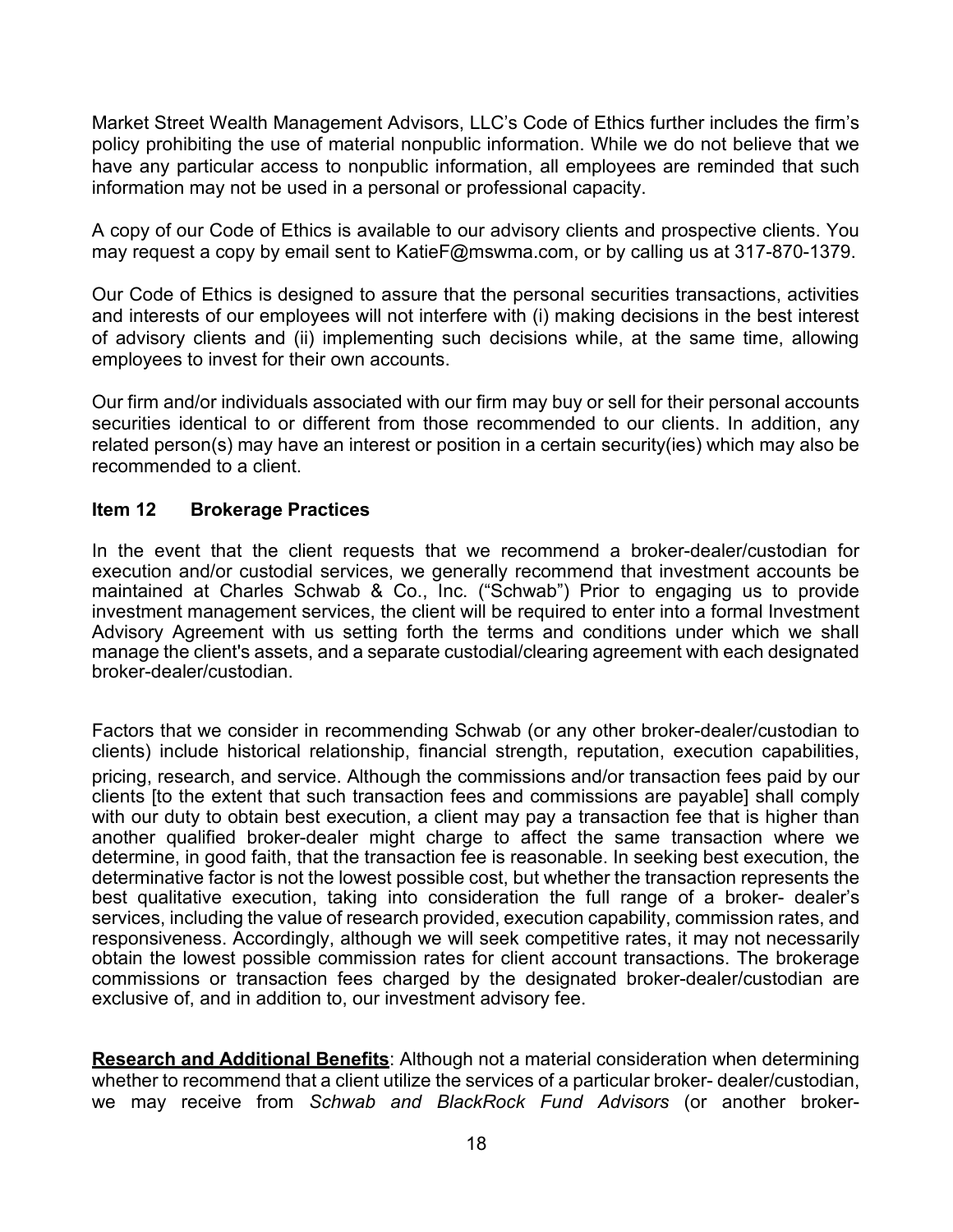Market Street Wealth Management Advisors, LLC's Code of Ethics further includes the firm's policy prohibiting the use of material nonpublic information. While we do not believe that we have any particular access to nonpublic information, all employees are reminded that such information may not be used in a personal or professional capacity.

A copy of our Code of Ethics is available to our advisory clients and prospective clients. You may request a copy by email sent to KatieF@mswma.com, or by calling us at 317-870-1379.

Our Code of Ethics is designed to assure that the personal securities transactions, activities and interests of our employees will not interfere with (i) making decisions in the best interest of advisory clients and (ii) implementing such decisions while, at the same time, allowing employees to invest for their own accounts.

Our firm and/or individuals associated with our firm may buy or sell for their personal accounts securities identical to or different from those recommended to our clients. In addition, any related person(s) may have an interest or position in a certain security(ies) which may also be recommended to a client.

## Item 12 Brokerage Practices

In the event that the client requests that we recommend a broker-dealer/custodian for execution and/or custodial services, we generally recommend that investment accounts be maintained at Charles Schwab & Co., Inc. ("Schwab") Prior to engaging us to provide investment management services, the client will be required to enter into a formal Investment Advisory Agreement with us setting forth the terms and conditions under which we shall manage the client's assets, and a separate custodial/clearing agreement with each designated broker-dealer/custodian.

Factors that we consider in recommending Schwab (or any other broker-dealer/custodian to clients) include historical relationship, financial strength, reputation, execution capabilities, pricing, research, and service. Although the commissions and/or transaction fees paid by our clients [to the extent that such transaction fees and commissions are payable] shall comply with our duty to obtain best execution, a client may pay a transaction fee that is higher than another qualified broker-dealer might charge to affect the same transaction where we determine, in good faith, that the transaction fee is reasonable. In seeking best execution, the determinative factor is not the lowest possible cost, but whether the transaction represents the best qualitative execution, taking into consideration the full range of a broker- dealer's services, including the value of research provided, execution capability, commission rates, and responsiveness. Accordingly, although we will seek competitive rates, it may not necessarily obtain the lowest possible commission rates for client account transactions. The brokerage commissions or transaction fees charged by the designated broker-dealer/custodian are exclusive of, and in addition to, our investment advisory fee.

**Research and Additional Benefits**: Although not a material consideration when determining whether to recommend that a client utilize the services of a particular broker- dealer/custodian, we may receive from *Schwab and BlackRock Fund Advisors* (or another broker-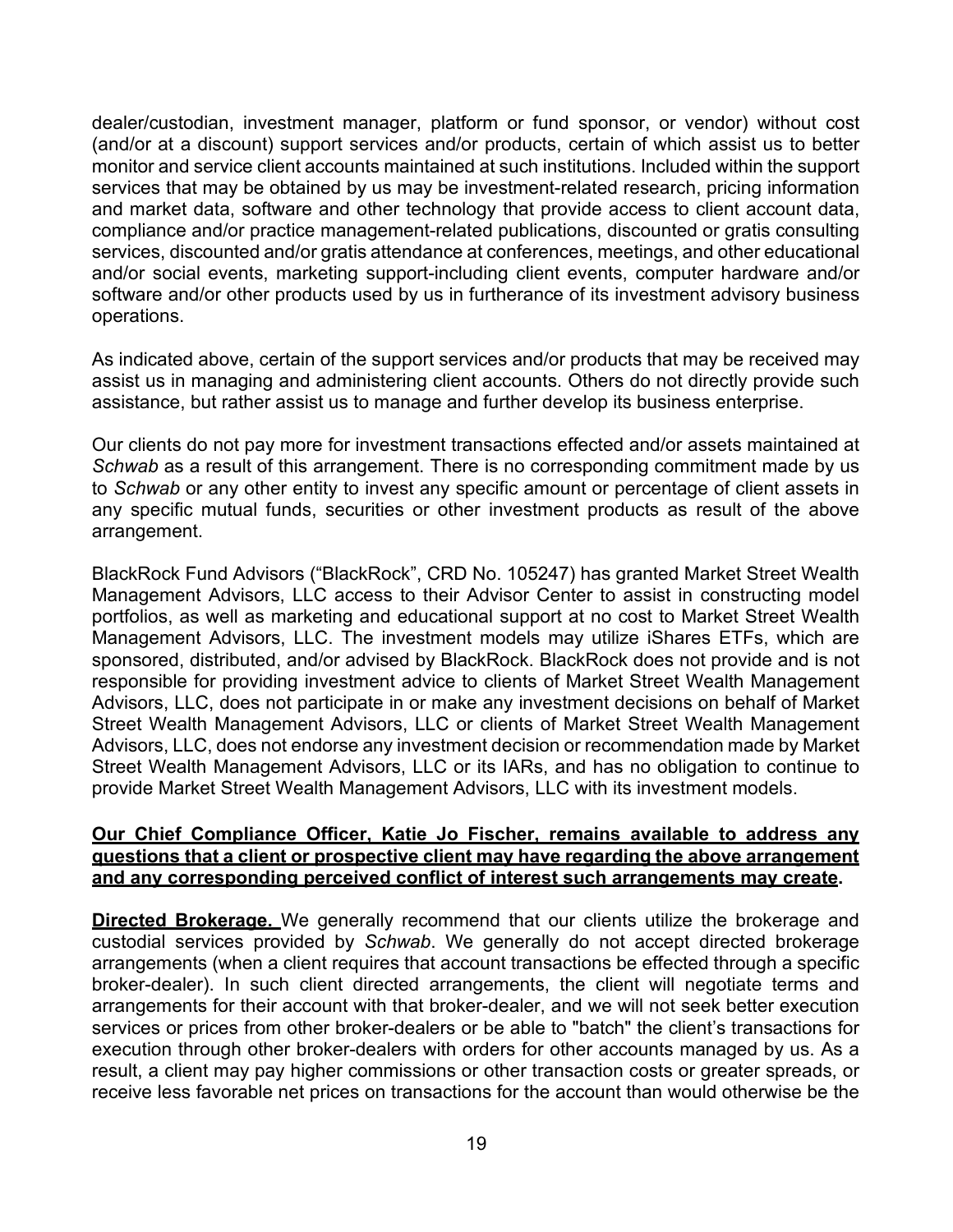dealer/custodian, investment manager, platform or fund sponsor, or vendor) without cost (and/or at a discount) support services and/or products, certain of which assist us to better monitor and service client accounts maintained at such institutions. Included within the support services that may be obtained by us may be investment-related research, pricing information and market data, software and other technology that provide access to client account data, compliance and/or practice management-related publications, discounted or gratis consulting services, discounted and/or gratis attendance at conferences, meetings, and other educational and/or social events, marketing support-including client events, computer hardware and/or software and/or other products used by us in furtherance of its investment advisory business operations.

As indicated above, certain of the support services and/or products that may be received may assist us in managing and administering client accounts. Others do not directly provide such assistance, but rather assist us to manage and further develop its business enterprise.

Our clients do not pay more for investment transactions effected and/or assets maintained at *Schwab* as a result of this arrangement. There is no corresponding commitment made by us to *Schwab* or any other entity to invest any specific amount or percentage of client assets in any specific mutual funds, securities or other investment products as result of the above arrangement.

BlackRock Fund Advisors ("BlackRock", CRD No. 105247) has granted Market Street Wealth Management Advisors, LLC access to their Advisor Center to assist in constructing model portfolios, as well as marketing and educational support at no cost to Market Street Wealth Management Advisors, LLC. The investment models may utilize iShares ETFs, which are sponsored, distributed, and/or advised by BlackRock. BlackRock does not provide and is not responsible for providing investment advice to clients of Market Street Wealth Management Advisors, LLC, does not participate in or make any investment decisions on behalf of Market Street Wealth Management Advisors, LLC or clients of Market Street Wealth Management Advisors, LLC, does not endorse any investment decision or recommendation made by Market Street Wealth Management Advisors, LLC or its IARs, and has no obligation to continue to provide Market Street Wealth Management Advisors, LLC with its investment models.

**Our Chief Compliance Officer, Katie Jo Fischer, remains available to address any questions that a client or prospective client may have regarding the above arrangement and any corresponding perceived conflict of interest such arrangements may create.**

**Directed Brokerage.** We generally recommend that our clients utilize the brokerage and custodial services provided by *Schwab*. We generally do not accept directed brokerage arrangements (when a client requires that account transactions be effected through a specific broker-dealer). In such client directed arrangements, the client will negotiate terms and arrangements for their account with that broker-dealer, and we will not seek better execution services or prices from other broker-dealers or be able to "batch" the client's transactions for execution through other broker-dealers with orders for other accounts managed by us. As a result, a client may pay higher commissions or other transaction costs or greater spreads, or receive less favorable net prices on transactions for the account than would otherwise be the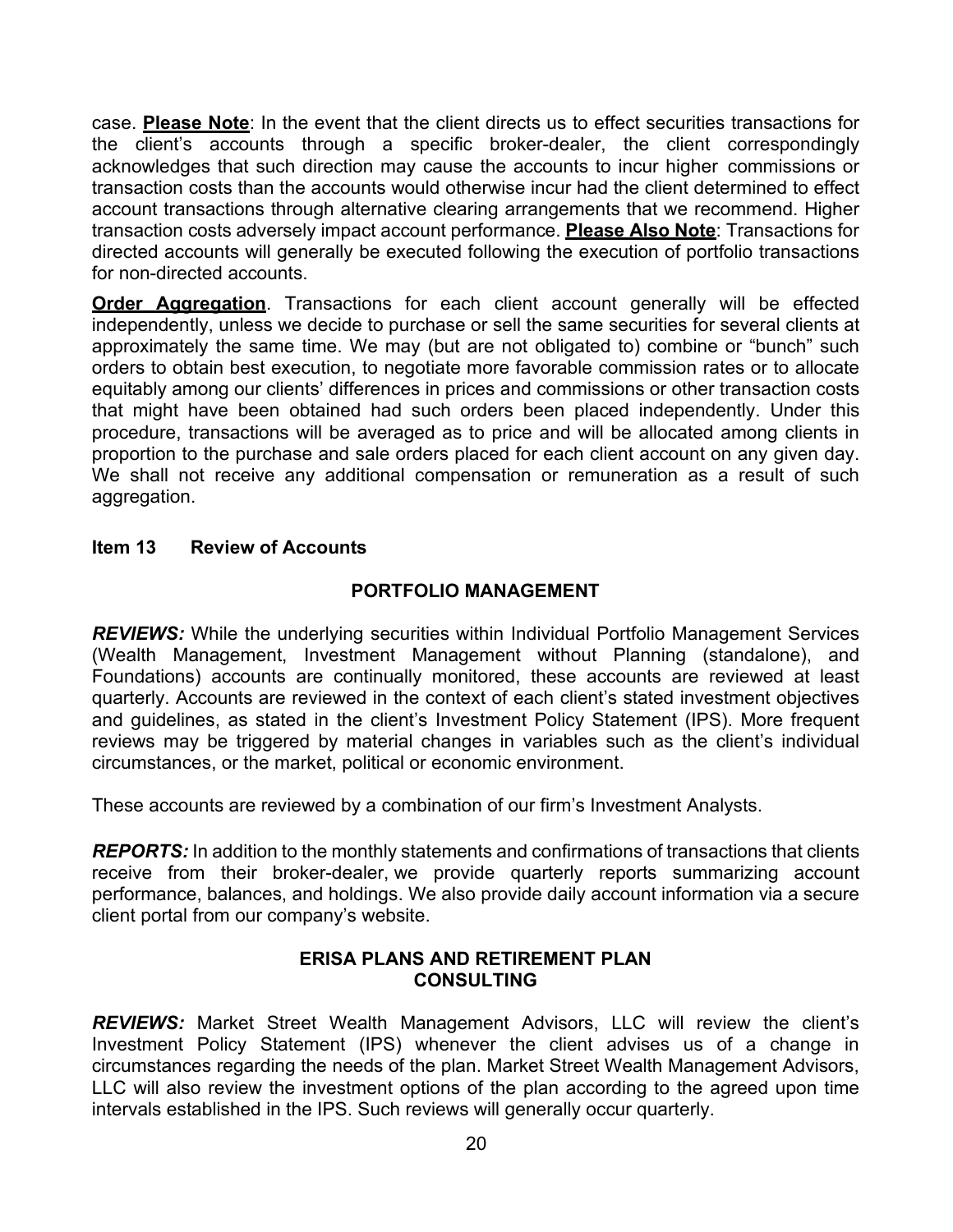case. **Please Note**: In the event that the client directs us to effect securities transactions for the client's accounts through a specific broker-dealer, the client correspondingly acknowledges that such direction may cause the accounts to incur higher commissions or transaction costs than the accounts would otherwise incur had the client determined to effect account transactions through alternative clearing arrangements that we recommend. Higher transaction costs adversely impact account performance. **Please Also Note**: Transactions for directed accounts will generally be executed following the execution of portfolio transactions for non-directed accounts.

**Order Aggregation**. Transactions for each client account generally will be effected independently, unless we decide to purchase or sell the same securities for several clients at approximately the same time. We may (but are not obligated to) combine or "bunch" such orders to obtain best execution, to negotiate more favorable commission rates or to allocate equitably among our clients' differences in prices and commissions or other transaction costs that might have been obtained had such orders been placed independently. Under this procedure, transactions will be averaged as to price and will be allocated among clients in proportion to the purchase and sale orders placed for each client account on any given day. We shall not receive any additional compensation or remuneration as a result of such aggregation.

## Item 13 Review of Accounts

### PORTFOLIO MANAGEMENT

***REVIEWS:*** While the underlying securities within Individual Portfolio Management Services (Wealth Management, Investment Management without Planning (standalone), and Foundations) accounts are continually monitored, these accounts are reviewed at least quarterly. Accounts are reviewed in the context of each client's stated investment objectives and guidelines, as stated in the client's Investment Policy Statement (IPS). More frequent reviews may be triggered by material changes in variables such as the client's individual circumstances, or the market, political or economic environment.

These accounts are reviewed by a combination of our firm's Investment Analysts.

***REPORTS:*** In addition to the monthly statements and confirmations of transactions that clients receive from their broker-dealer, we provide quarterly reports summarizing account performance, balances, and holdings. We also provide daily account information via a secure client portal from our company's website.

### ERISA PLANS AND RETIREMENT PLAN CONSULTING

***REVIEWS:*** Market Street Wealth Management Advisors, LLC will review the client's Investment Policy Statement (IPS) whenever the client advises us of a change in circumstances regarding the needs of the plan. Market Street Wealth Management Advisors, LLC will also review the investment options of the plan according to the agreed upon time intervals established in the IPS. Such reviews will generally occur quarterly.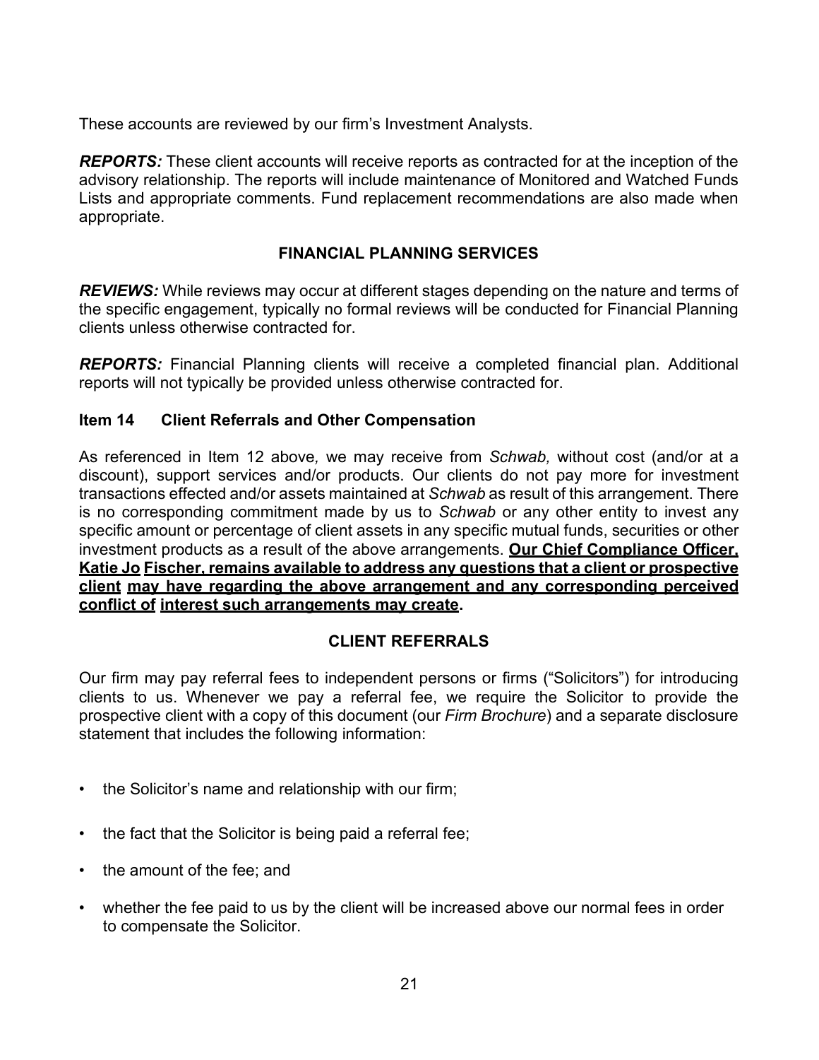These accounts are reviewed by our firm's Investment Analysts.

***REPORTS:*** These client accounts will receive reports as contracted for at the inception of the advisory relationship. The reports will include maintenance of Monitored and Watched Funds Lists and appropriate comments. Fund replacement recommendations are also made when appropriate.

### FINANCIAL PLANNING SERVICES

***REVIEWS:*** While reviews may occur at different stages depending on the nature and terms of the specific engagement, typically no formal reviews will be conducted for Financial Planning clients unless otherwise contracted for.

***REPORTS:*** Financial Planning clients will receive a completed financial plan. Additional reports will not typically be provided unless otherwise contracted for.

## Item 14 Client Referrals and Other Compensation

As referenced in Item 12 above*,* we may receive from *Schwab,* without cost (and/or at a discount), support services and/or products. Our clients do not pay more for investment transactions effected and/or assets maintained at *Schwab* as result of this arrangement. There is no corresponding commitment made by us to *Schwab* or any other entity to invest any specific amount or percentage of client assets in any specific mutual funds, securities or other investment products as a result of the above arrangements. **Our Chief Compliance Officer, Katie Jo Fischer, remains available to address any questions that a client or prospective client may have regarding the above arrangement and any corresponding perceived conflict of interest such arrangements may create.**

### CLIENT REFERRALS

Our firm may pay referral fees to independent persons or firms ("Solicitors") for introducing clients to us. Whenever we pay a referral fee, we require the Solicitor to provide the prospective client with a copy of this document (our *Firm Brochure*) and a separate disclosure statement that includes the following information:

- the Solicitor's name and relationship with our firm;
- the fact that the Solicitor is being paid a referral fee;
- the amount of the fee; and
- whether the fee paid to us by the client will be increased above our normal fees in order to compensate the Solicitor.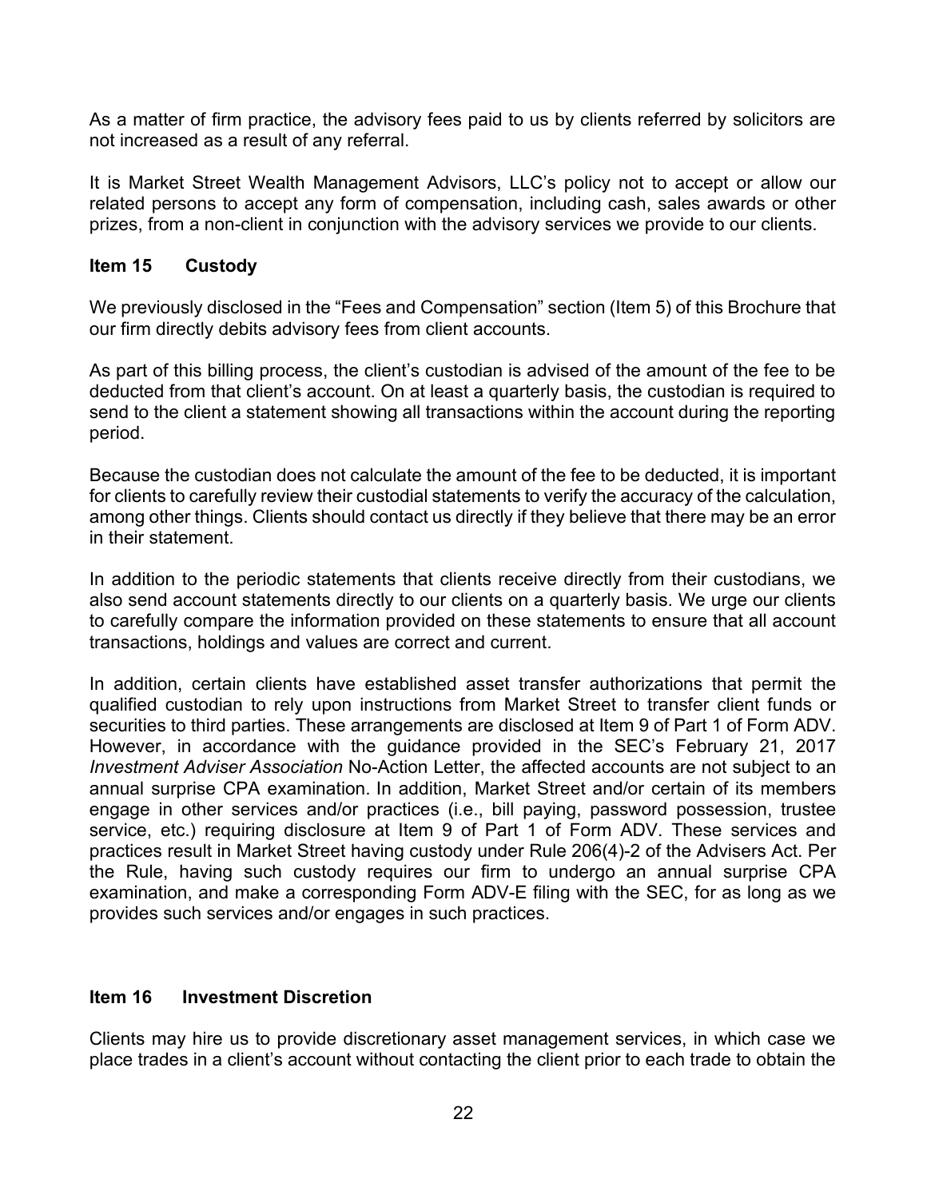As a matter of firm practice, the advisory fees paid to us by clients referred by solicitors are not increased as a result of any referral.

It is Market Street Wealth Management Advisors, LLC's policy not to accept or allow our related persons to accept any form of compensation, including cash, sales awards or other prizes, from a non-client in conjunction with the advisory services we provide to our clients.

## Item 15 Custody

We previously disclosed in the "Fees and Compensation" section (Item 5) of this Brochure that our firm directly debits advisory fees from client accounts.

As part of this billing process, the client's custodian is advised of the amount of the fee to be deducted from that client's account. On at least a quarterly basis, the custodian is required to send to the client a statement showing all transactions within the account during the reporting period.

Because the custodian does not calculate the amount of the fee to be deducted, it is important for clients to carefully review their custodial statements to verify the accuracy of the calculation, among other things. Clients should contact us directly if they believe that there may be an error in their statement.

In addition to the periodic statements that clients receive directly from their custodians, we also send account statements directly to our clients on a quarterly basis. We urge our clients to carefully compare the information provided on these statements to ensure that all account transactions, holdings and values are correct and current.

In addition, certain clients have established asset transfer authorizations that permit the qualified custodian to rely upon instructions from Market Street to transfer client funds or securities to third parties. These arrangements are disclosed at Item 9 of Part 1 of Form ADV. However, in accordance with the guidance provided in the SEC's February 21, 2017 *Investment Adviser Association* No-Action Letter, the affected accounts are not subject to an annual surprise CPA examination. In addition, Market Street and/or certain of its members engage in other services and/or practices (i.e., bill paying, password possession, trustee service, etc.) requiring disclosure at Item 9 of Part 1 of Form ADV. These services and practices result in Market Street having custody under Rule 206(4)-2 of the Advisers Act. Per the Rule, having such custody requires our firm to undergo an annual surprise CPA examination, and make a corresponding Form ADV-E filing with the SEC, for as long as we provides such services and/or engages in such practices.

## Item 16 Investment Discretion

Clients may hire us to provide discretionary asset management services, in which case we place trades in a client's account without contacting the client prior to each trade to obtain the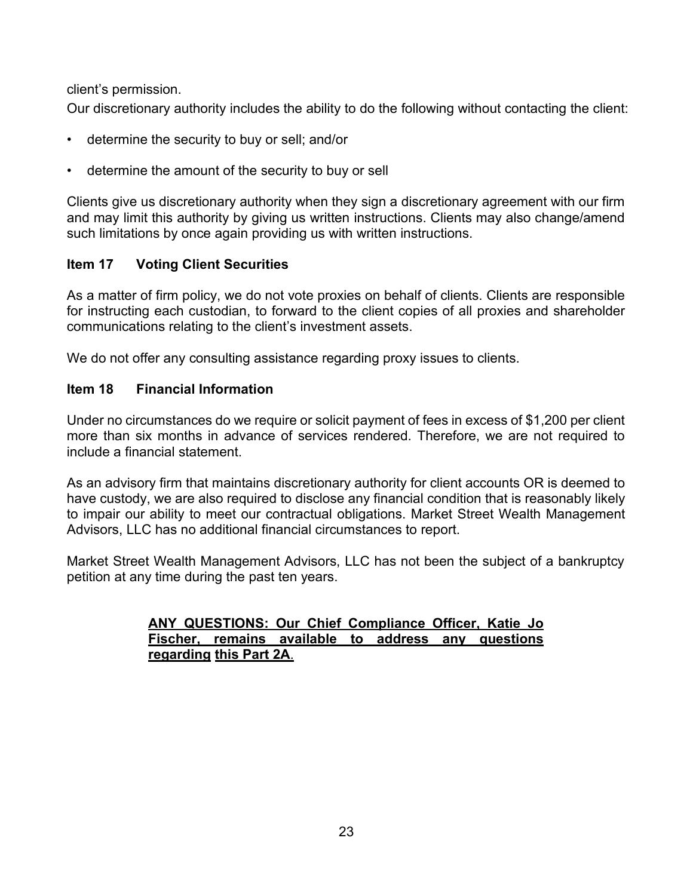client's permission.

Our discretionary authority includes the ability to do the following without contacting the client:

- determine the security to buy or sell; and/or
- determine the amount of the security to buy or sell

Clients give us discretionary authority when they sign a discretionary agreement with our firm and may limit this authority by giving us written instructions. Clients may also change/amend such limitations by once again providing us with written instructions.

### Item 17 Voting Client Securities

As a matter of firm policy, we do not vote proxies on behalf of clients. Clients are responsible for instructing each custodian, to forward to the client copies of all proxies and shareholder communications relating to the client's investment assets.

We do not offer any consulting assistance regarding proxy issues to clients.

### Item 18 Financial Information

Under no circumstances do we require or solicit payment of fees in excess of $1,200 per client more than six months in advance of services rendered. Therefore, we are not required to include a financial statement.

As an advisory firm that maintains discretionary authority for client accounts OR is deemed to have custody, we are also required to disclose any financial condition that is reasonably likely to impair our ability to meet our contractual obligations. Market Street Wealth Management Advisors, LLC has no additional financial circumstances to report.

Market Street Wealth Management Advisors, LLC has not been the subject of a bankruptcy petition at any time during the past ten years.

**ANY QUESTIONS: Our Chief Compliance Officer, Katie Jo Fischer, remains available to address any questions regarding this Part 2A.**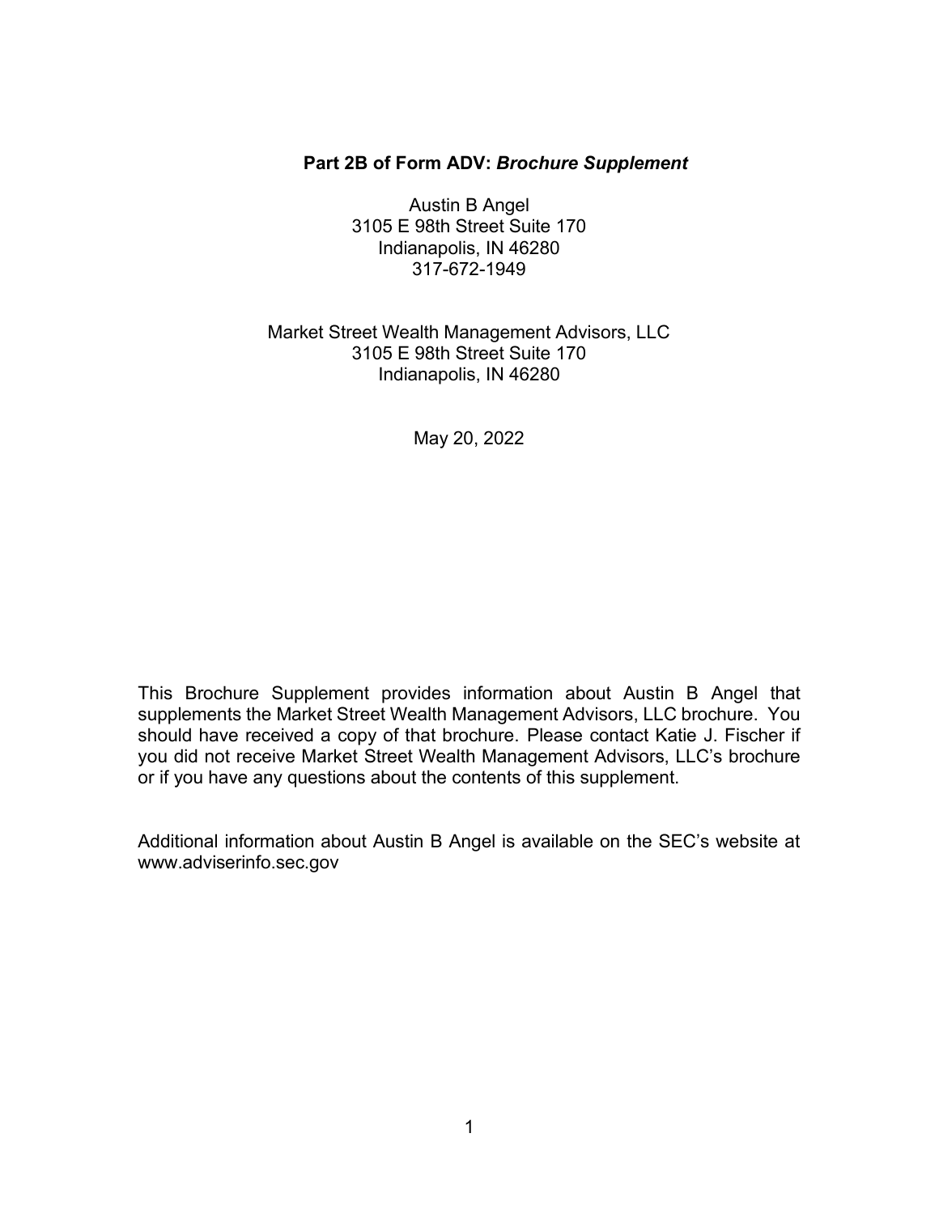## Part 2B of Form ADV: *Brochure Supplement*

Austin B Angel
3105 E 98th Street Suite 170
Indianapolis, IN 46280
317-672-1949

Market Street Wealth Management Advisors, LLC
3105 E 98th Street Suite 170
Indianapolis, IN 46280

May 20, 2022

This Brochure Supplement provides information about Austin B Angel that supplements the Market Street Wealth Management Advisors, LLC brochure. You should have received a copy of that brochure. Please contact Katie J. Fischer if you did not receive Market Street Wealth Management Advisors, LLC's brochure or if you have any questions about the contents of this supplement.

Additional information about Austin B Angel is available on the SEC's website at www.adviserinfo.sec.gov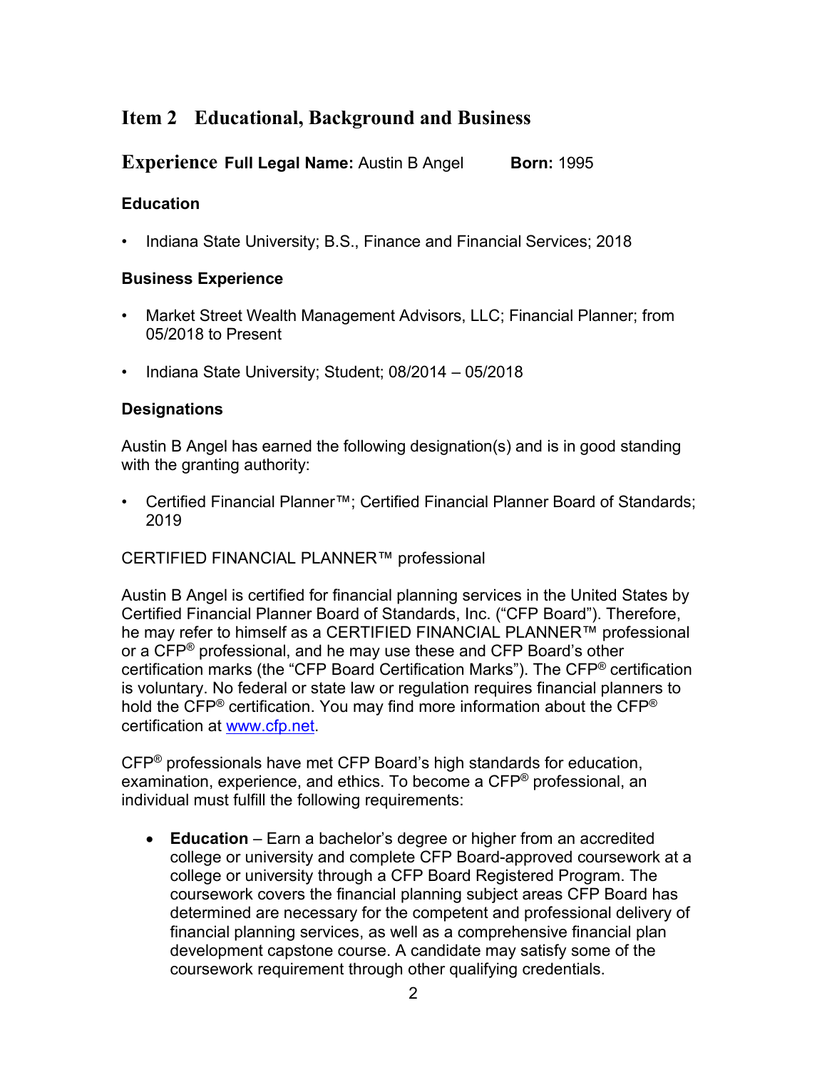## Item 2 Educational, Background and Business Experience

**Full Legal Name:** Austin B Angel **Born:** 1995

### Education

- Indiana State University; B.S., Finance and Financial Services; 2018

### Business Experience

- Market Street Wealth Management Advisors, LLC; Financial Planner; from 05/2018 to Present
- Indiana State University; Student; 08/2014 – 05/2018

### Designations

Austin B Angel has earned the following designation(s) and is in good standing with the granting authority:

- Certified Financial Planner™; Certified Financial Planner Board of Standards; 2019

CERTIFIED FINANCIAL PLANNER™ professional

Austin B Angel is certified for financial planning services in the United States by Certified Financial Planner Board of Standards, Inc. ("CFP Board"). Therefore, he may refer to himself as a CERTIFIED FINANCIAL PLANNER™ professional or a CFP® professional, and he may use these and CFP Board's other certification marks (the "CFP Board Certification Marks"). The CFP® certification is voluntary. No federal or state law or regulation requires financial planners to hold the CFP® certification. You may find more information about the CFP® certification at www.cfp.net.

CFP® professionals have met CFP Board's high standards for education, examination, experience, and ethics. To become a CFP® professional, an individual must fulfill the following requirements:

- **Education** – Earn a bachelor's degree or higher from an accredited college or university and complete CFP Board-approved coursework at a college or university through a CFP Board Registered Program. The coursework covers the financial planning subject areas CFP Board has determined are necessary for the competent and professional delivery of financial planning services, as well as a comprehensive financial plan development capstone course. A candidate may satisfy some of the coursework requirement through other qualifying credentials.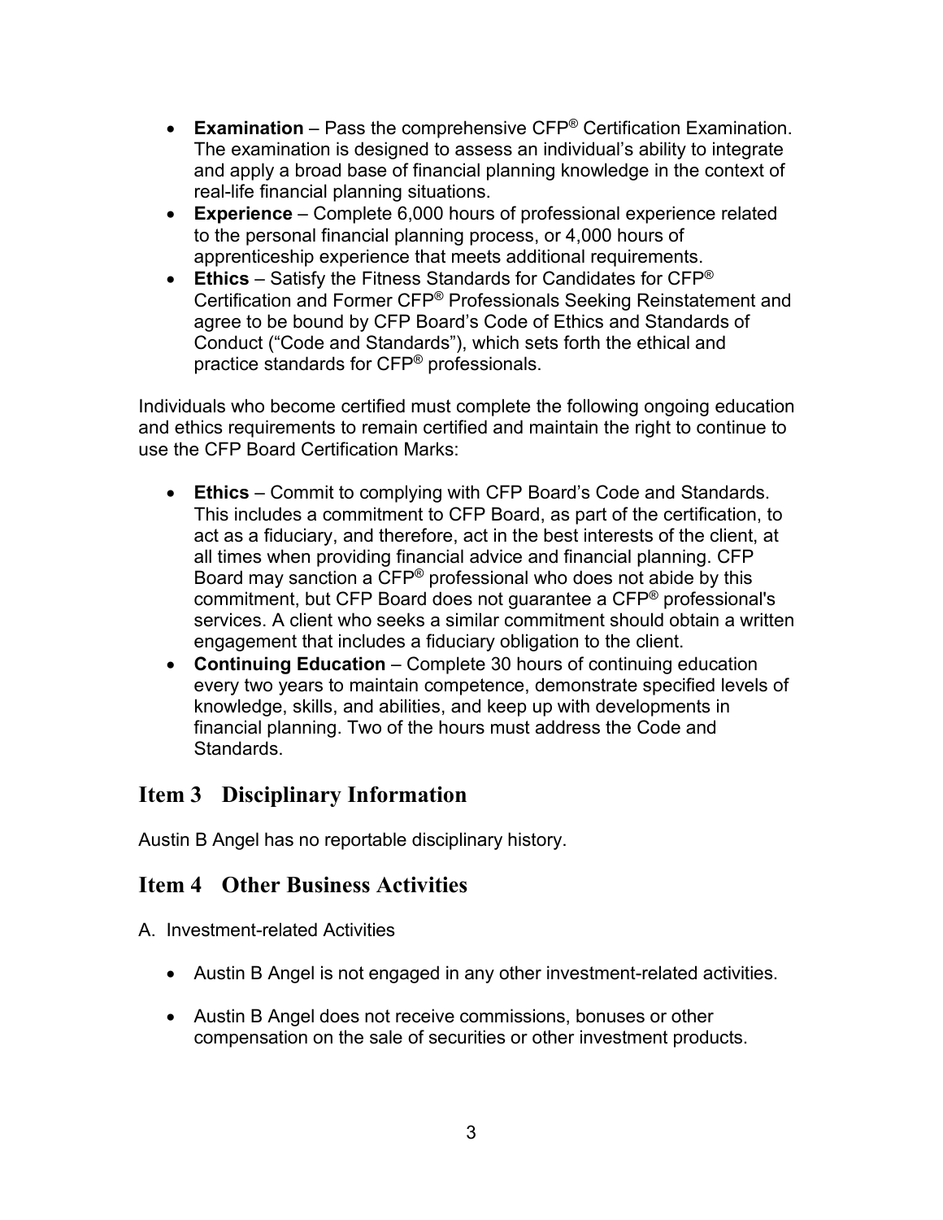- **Examination** – Pass the comprehensive CFP® Certification Examination. The examination is designed to assess an individual's ability to integrate and apply a broad base of financial planning knowledge in the context of real-life financial planning situations.
- **Experience** – Complete 6,000 hours of professional experience related to the personal financial planning process, or 4,000 hours of apprenticeship experience that meets additional requirements.
- **Ethics** – Satisfy the Fitness Standards for Candidates for CFP® Certification and Former CFP® Professionals Seeking Reinstatement and agree to be bound by CFP Board's Code of Ethics and Standards of Conduct ("Code and Standards"), which sets forth the ethical and practice standards for CFP® professionals.

Individuals who become certified must complete the following ongoing education and ethics requirements to remain certified and maintain the right to continue to use the CFP Board Certification Marks:

- **Ethics** – Commit to complying with CFP Board's Code and Standards. This includes a commitment to CFP Board, as part of the certification, to act as a fiduciary, and therefore, act in the best interests of the client, at all times when providing financial advice and financial planning. CFP Board may sanction a CFP® professional who does not abide by this commitment, but CFP Board does not guarantee a CFP® professional's services. A client who seeks a similar commitment should obtain a written engagement that includes a fiduciary obligation to the client.
- **Continuing Education** – Complete 30 hours of continuing education every two years to maintain competence, demonstrate specified levels of knowledge, skills, and abilities, and keep up with developments in financial planning. Two of the hours must address the Code and Standards.

## Item 3 Disciplinary Information

Austin B Angel has no reportable disciplinary history.

## Item 4 Other Business Activities

A. Investment-related Activities

- Austin B Angel is not engaged in any other investment-related activities.
- Austin B Angel does not receive commissions, bonuses or other compensation on the sale of securities or other investment products.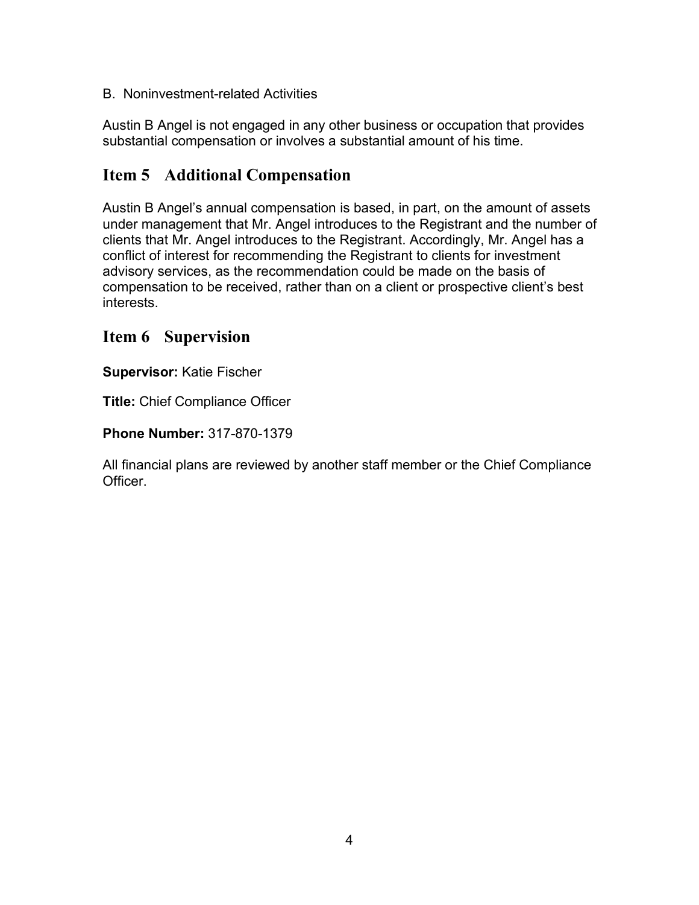B. Noninvestment-related Activities

Austin B Angel is not engaged in any other business or occupation that provides substantial compensation or involves a substantial amount of his time.

## Item 5 Additional Compensation

Austin B Angel's annual compensation is based, in part, on the amount of assets under management that Mr. Angel introduces to the Registrant and the number of clients that Mr. Angel introduces to the Registrant. Accordingly, Mr. Angel has a conflict of interest for recommending the Registrant to clients for investment advisory services, as the recommendation could be made on the basis of compensation to be received, rather than on a client or prospective client's best interests.

## Item 6 Supervision

**Supervisor:** Katie Fischer

**Title:** Chief Compliance Officer

**Phone Number:** 317-870-1379

All financial plans are reviewed by another staff member or the Chief Compliance Officer.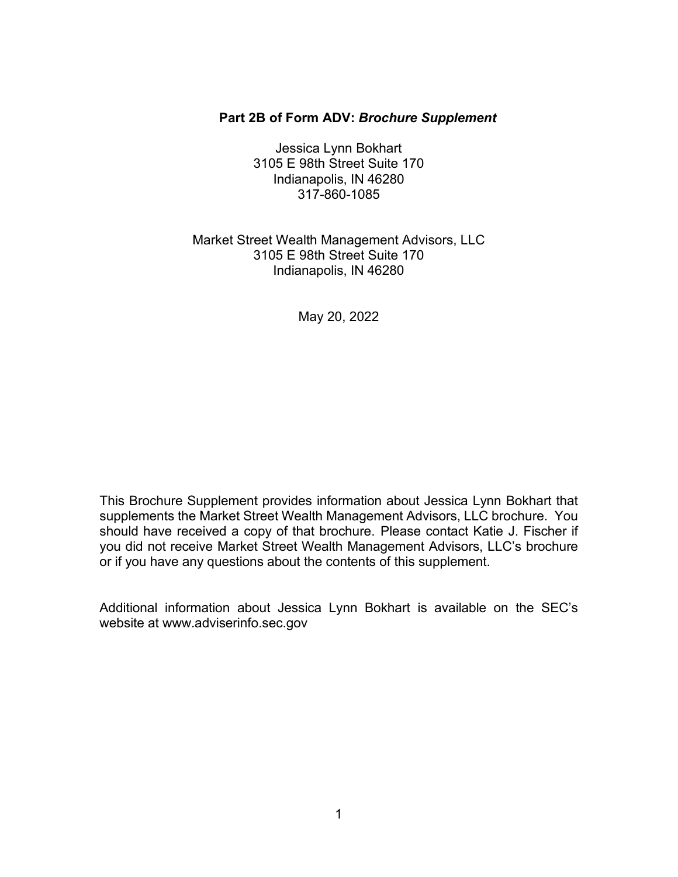**Part 2B of Form ADV:** ***Brochure Supplement***

Jessica Lynn Bokhart
3105 E 98th Street Suite 170
Indianapolis, IN 46280
317-860-1085

Market Street Wealth Management Advisors, LLC
3105 E 98th Street Suite 170
Indianapolis, IN 46280

May 20, 2022

This Brochure Supplement provides information about Jessica Lynn Bokhart that supplements the Market Street Wealth Management Advisors, LLC brochure. You should have received a copy of that brochure. Please contact Katie J. Fischer if you did not receive Market Street Wealth Management Advisors, LLC's brochure or if you have any questions about the contents of this supplement.

Additional information about Jessica Lynn Bokhart is available on the SEC's website at www.adviserinfo.sec.gov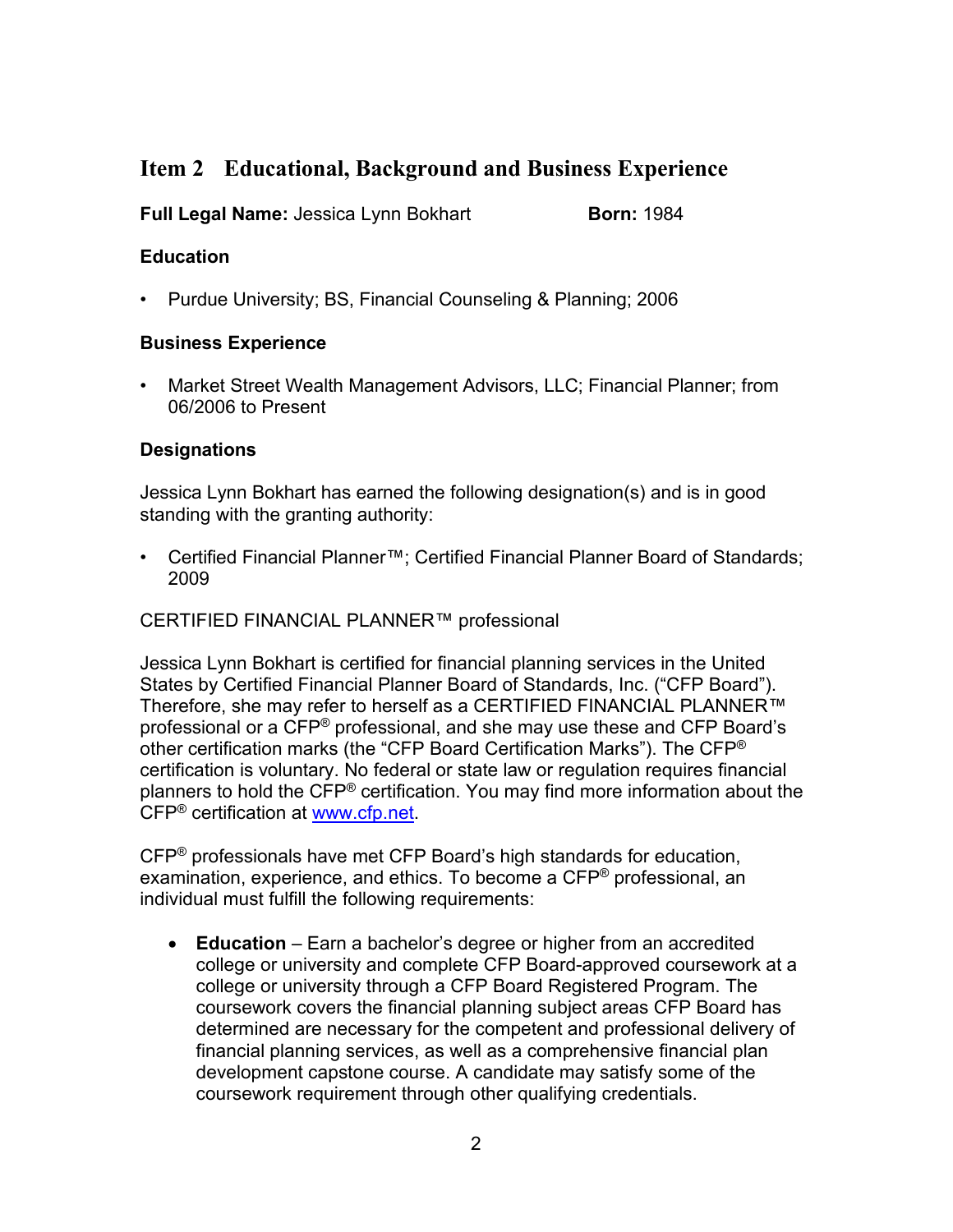## Item 2 Educational, Background and Business Experience

**Full Legal Name:** Jessica Lynn Bokhart **Born:** 1984

### Education

- Purdue University; BS, Financial Counseling & Planning; 2006

### Business Experience

- Market Street Wealth Management Advisors, LLC; Financial Planner; from 06/2006 to Present

### Designations

Jessica Lynn Bokhart has earned the following designation(s) and is in good standing with the granting authority:

- Certified Financial Planner™; Certified Financial Planner Board of Standards; 2009

CERTIFIED FINANCIAL PLANNER™ professional

Jessica Lynn Bokhart is certified for financial planning services in the United States by Certified Financial Planner Board of Standards, Inc. ("CFP Board"). Therefore, she may refer to herself as a CERTIFIED FINANCIAL PLANNER™ professional or a CFP® professional, and she may use these and CFP Board's other certification marks (the "CFP Board Certification Marks"). The CFP® certification is voluntary. No federal or state law or regulation requires financial planners to hold the CFP® certification. You may find more information about the CFP® certification at [www.cfp.net](http://www.cfp.net).

CFP® professionals have met CFP Board's high standards for education, examination, experience, and ethics. To become a CFP® professional, an individual must fulfill the following requirements:

- **Education** – Earn a bachelor's degree or higher from an accredited college or university and complete CFP Board-approved coursework at a college or university through a CFP Board Registered Program. The coursework covers the financial planning subject areas CFP Board has determined are necessary for the competent and professional delivery of financial planning services, as well as a comprehensive financial plan development capstone course. A candidate may satisfy some of the coursework requirement through other qualifying credentials.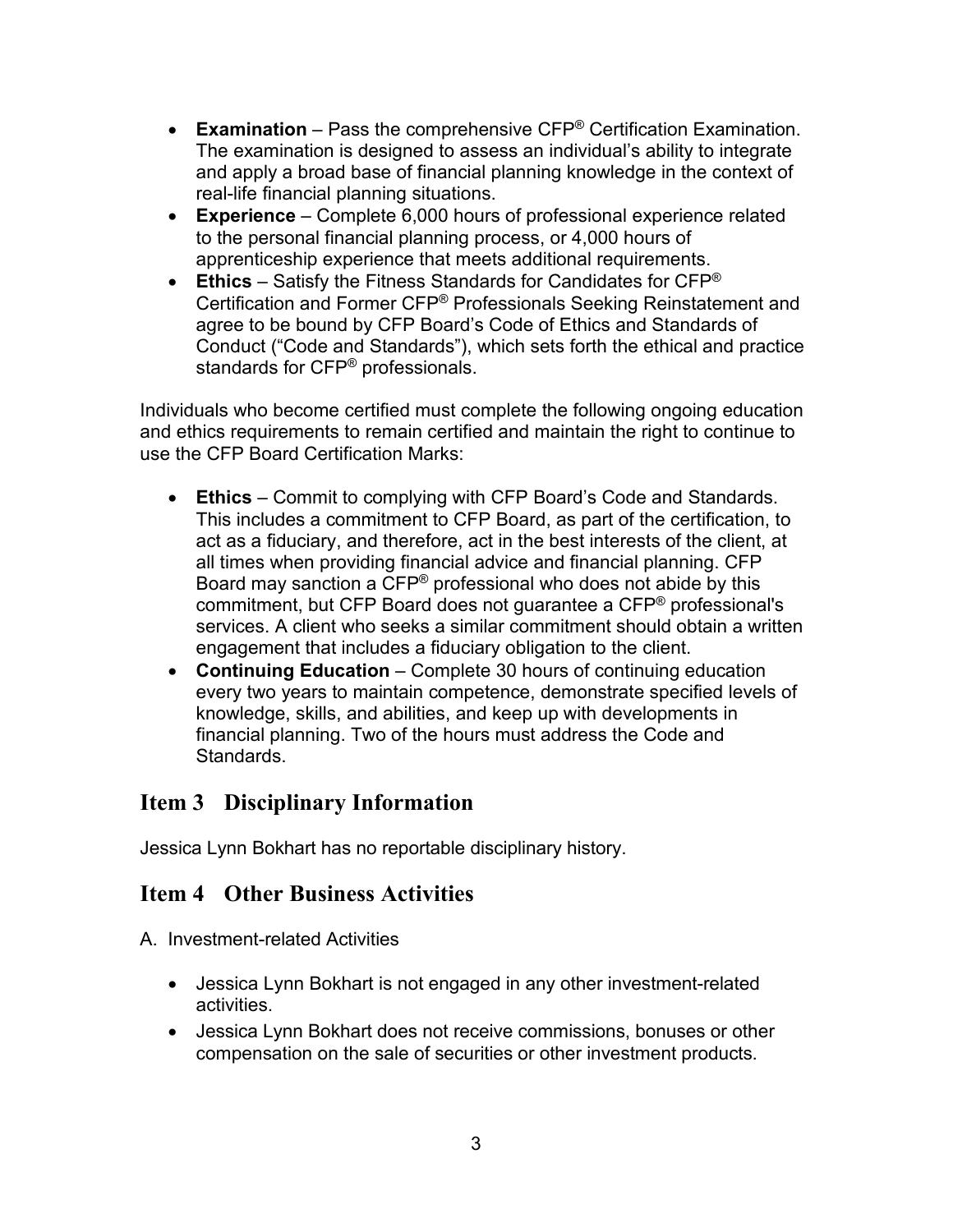- **Examination** – Pass the comprehensive CFP® Certification Examination. The examination is designed to assess an individual's ability to integrate and apply a broad base of financial planning knowledge in the context of real-life financial planning situations.
- **Experience** – Complete 6,000 hours of professional experience related to the personal financial planning process, or 4,000 hours of apprenticeship experience that meets additional requirements.
- **Ethics** – Satisfy the Fitness Standards for Candidates for CFP® Certification and Former CFP® Professionals Seeking Reinstatement and agree to be bound by CFP Board's Code of Ethics and Standards of Conduct ("Code and Standards"), which sets forth the ethical and practice standards for CFP® professionals.

Individuals who become certified must complete the following ongoing education and ethics requirements to remain certified and maintain the right to continue to use the CFP Board Certification Marks:

- **Ethics** – Commit to complying with CFP Board's Code and Standards. This includes a commitment to CFP Board, as part of the certification, to act as a fiduciary, and therefore, act in the best interests of the client, at all times when providing financial advice and financial planning. CFP Board may sanction a CFP® professional who does not abide by this commitment, but CFP Board does not guarantee a CFP® professional's services. A client who seeks a similar commitment should obtain a written engagement that includes a fiduciary obligation to the client.
- **Continuing Education** – Complete 30 hours of continuing education every two years to maintain competence, demonstrate specified levels of knowledge, skills, and abilities, and keep up with developments in financial planning. Two of the hours must address the Code and Standards.

## Item 3 Disciplinary Information

Jessica Lynn Bokhart has no reportable disciplinary history.

## Item 4 Other Business Activities

A. Investment-related Activities

- Jessica Lynn Bokhart is not engaged in any other investment-related activities.
- Jessica Lynn Bokhart does not receive commissions, bonuses or other compensation on the sale of securities or other investment products.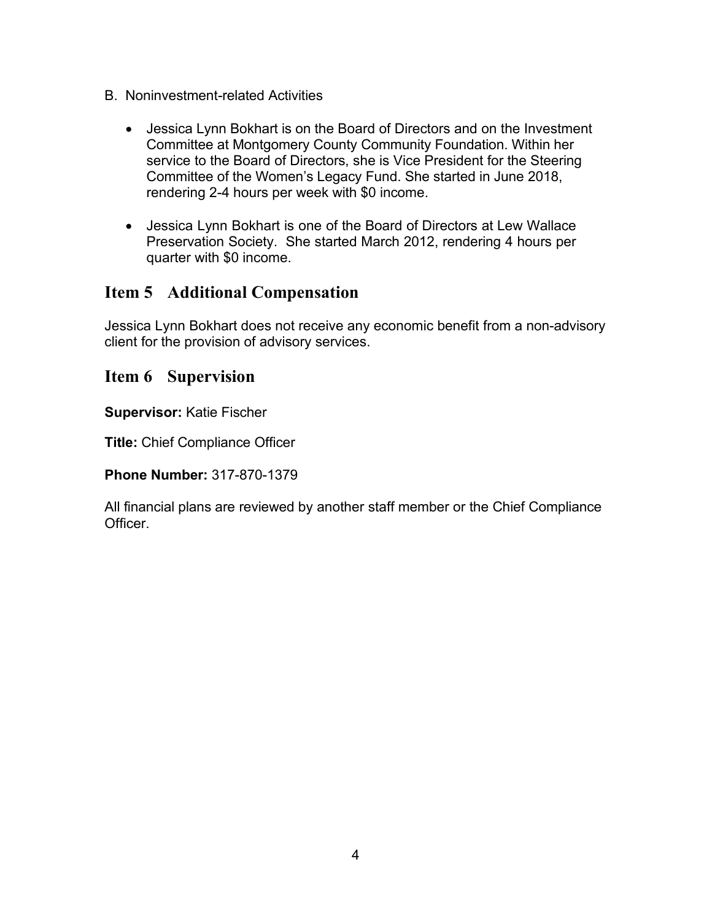B. Noninvestment-related Activities

- Jessica Lynn Bokhart is on the Board of Directors and on the Investment Committee at Montgomery County Community Foundation. Within her service to the Board of Directors, she is Vice President for the Steering Committee of the Women's Legacy Fund. She started in June 2018, rendering 2-4 hours per week with $0 income.

- Jessica Lynn Bokhart is one of the Board of Directors at Lew Wallace Preservation Society. She started March 2012, rendering 4 hours per quarter with $0 income.

## Item 5 Additional Compensation

Jessica Lynn Bokhart does not receive any economic benefit from a non-advisory client for the provision of advisory services.

## Item 6 Supervision

**Supervisor:** Katie Fischer

**Title:** Chief Compliance Officer

**Phone Number:** 317-870-1379

All financial plans are reviewed by another staff member or the Chief Compliance Officer.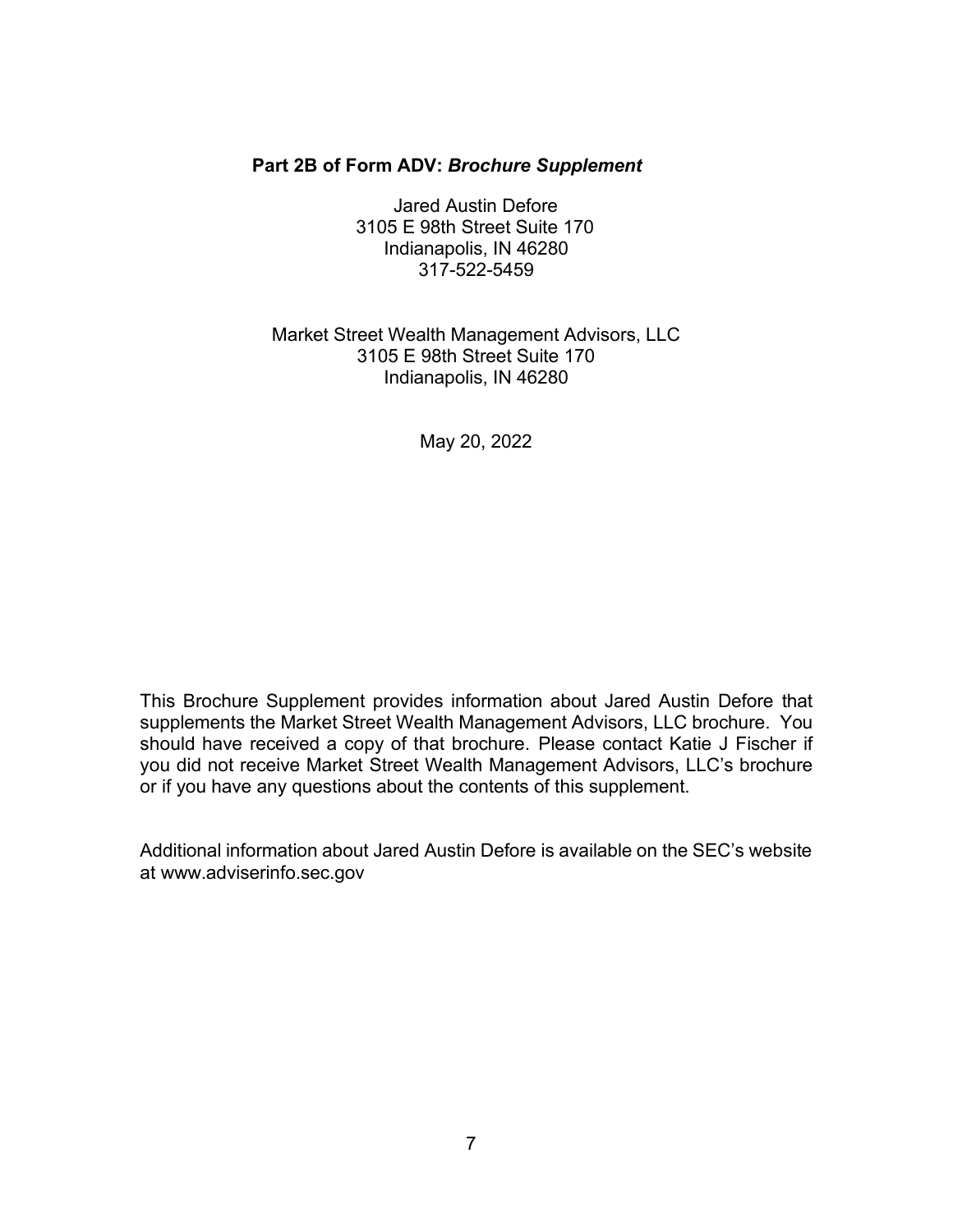## Part 2B of Form ADV: *Brochure Supplement*

Jared Austin Defore
3105 E 98th Street Suite 170
Indianapolis, IN 46280
317-522-5459

Market Street Wealth Management Advisors, LLC
3105 E 98th Street Suite 170
Indianapolis, IN 46280

May 20, 2022

This Brochure Supplement provides information about Jared Austin Defore that supplements the Market Street Wealth Management Advisors, LLC brochure. You should have received a copy of that brochure. Please contact Katie J Fischer if you did not receive Market Street Wealth Management Advisors, LLC's brochure or if you have any questions about the contents of this supplement.

Additional information about Jared Austin Defore is available on the SEC's website at www.adviserinfo.sec.gov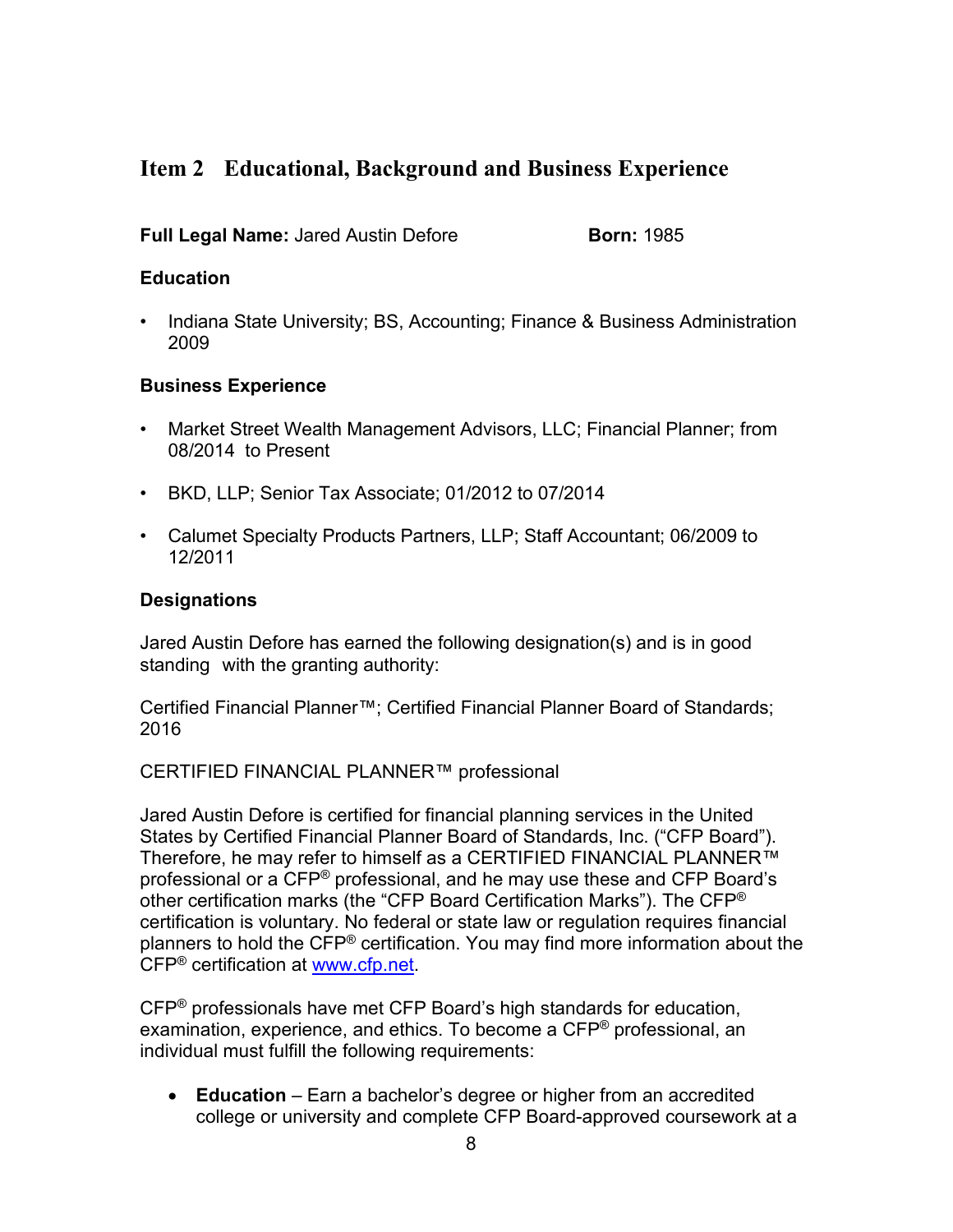## Item 2 Educational, Background and Business Experience

**Full Legal Name:** Jared Austin Defore **Born:** 1985

### Education

- Indiana State University; BS, Accounting; Finance & Business Administration 2009

### Business Experience

- Market Street Wealth Management Advisors, LLC; Financial Planner; from 08/2014 to Present
- BKD, LLP; Senior Tax Associate; 01/2012 to 07/2014
- Calumet Specialty Products Partners, LLP; Staff Accountant; 06/2009 to 12/2011

### Designations

Jared Austin Defore has earned the following designation(s) and is in good standing with the granting authority:

Certified Financial Planner™; Certified Financial Planner Board of Standards; 2016

CERTIFIED FINANCIAL PLANNER™ professional

Jared Austin Defore is certified for financial planning services in the United States by Certified Financial Planner Board of Standards, Inc. ("CFP Board"). Therefore, he may refer to himself as a CERTIFIED FINANCIAL PLANNER™ professional or a CFP® professional, and he may use these and CFP Board's other certification marks (the "CFP Board Certification Marks"). The CFP® certification is voluntary. No federal or state law or regulation requires financial planners to hold the CFP® certification. You may find more information about the CFP® certification at www.cfp.net.

CFP® professionals have met CFP Board's high standards for education, examination, experience, and ethics. To become a CFP® professional, an individual must fulfill the following requirements:

- **Education** – Earn a bachelor's degree or higher from an accredited college or university and complete CFP Board-approved coursework at a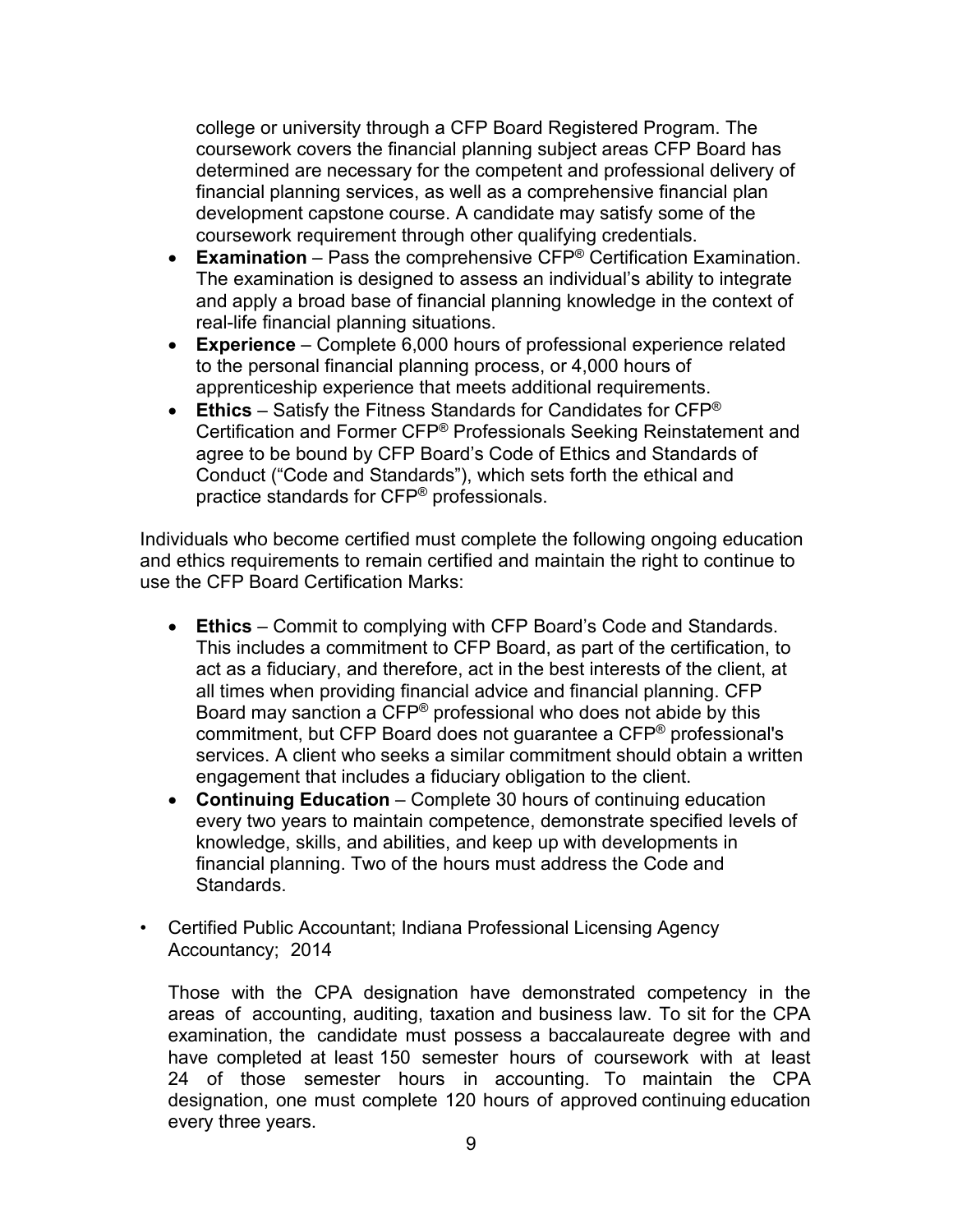college or university through a CFP Board Registered Program. The coursework covers the financial planning subject areas CFP Board has determined are necessary for the competent and professional delivery of financial planning services, as well as a comprehensive financial plan development capstone course. A candidate may satisfy some of the coursework requirement through other qualifying credentials.

- **Examination** – Pass the comprehensive CFP® Certification Examination. The examination is designed to assess an individual's ability to integrate and apply a broad base of financial planning knowledge in the context of real-life financial planning situations.
- **Experience** – Complete 6,000 hours of professional experience related to the personal financial planning process, or 4,000 hours of apprenticeship experience that meets additional requirements.
- **Ethics** – Satisfy the Fitness Standards for Candidates for CFP® Certification and Former CFP® Professionals Seeking Reinstatement and agree to be bound by CFP Board's Code of Ethics and Standards of Conduct ("Code and Standards"), which sets forth the ethical and practice standards for CFP® professionals.

Individuals who become certified must complete the following ongoing education and ethics requirements to remain certified and maintain the right to continue to use the CFP Board Certification Marks:

- **Ethics** – Commit to complying with CFP Board's Code and Standards. This includes a commitment to CFP Board, as part of the certification, to act as a fiduciary, and therefore, act in the best interests of the client, at all times when providing financial advice and financial planning. CFP Board may sanction a CFP® professional who does not abide by this commitment, but CFP Board does not guarantee a CFP® professional's services. A client who seeks a similar commitment should obtain a written engagement that includes a fiduciary obligation to the client.
- **Continuing Education** – Complete 30 hours of continuing education every two years to maintain competence, demonstrate specified levels of knowledge, skills, and abilities, and keep up with developments in financial planning. Two of the hours must address the Code and Standards.

- Certified Public Accountant; Indiana Professional Licensing Agency Accountancy; 2014

  Those with the CPA designation have demonstrated competency in the areas of accounting, auditing, taxation and business law. To sit for the CPA examination, the candidate must possess a baccalaureate degree with and have completed at least 150 semester hours of coursework with at least 24 of those semester hours in accounting. To maintain the CPA designation, one must complete 120 hours of approved continuing education every three years.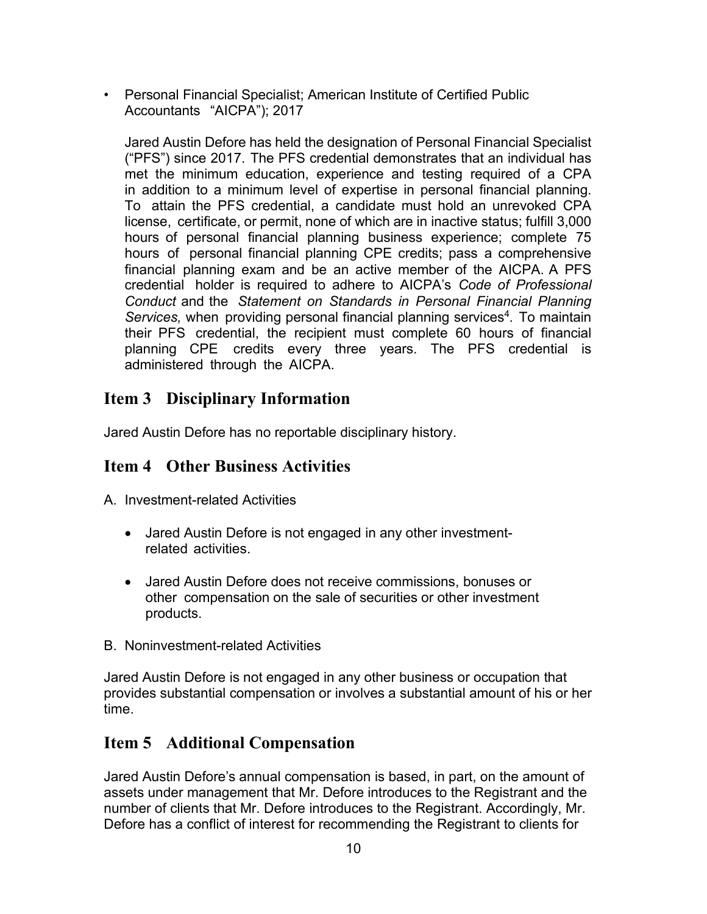- Personal Financial Specialist; American Institute of Certified Public Accountants "AICPA"); 2017

  Jared Austin Defore has held the designation of Personal Financial Specialist ("PFS") since 2017. The PFS credential demonstrates that an individual has met the minimum education, experience and testing required of a CPA in addition to a minimum level of expertise in personal financial planning. To attain the PFS credential, a candidate must hold an unrevoked CPA license, certificate, or permit, none of which are in inactive status; fulfill 3,000 hours of personal financial planning business experience; complete 75 hours of personal financial planning CPE credits; pass a comprehensive financial planning exam and be an active member of the AICPA. A PFS credential holder is required to adhere to AICPA's *Code of Professional Conduct* and the *Statement on Standards in Personal Financial Planning Services,* when providing personal financial planning services[4]. To maintain their PFS credential, the recipient must complete 60 hours of financial planning CPE credits every three years. The PFS credential is administered through the AICPA.

## Item 3 Disciplinary Information

Jared Austin Defore has no reportable disciplinary history.

## Item 4 Other Business Activities

A. Investment-related Activities

- Jared Austin Defore is not engaged in any other investment-related activities.
- Jared Austin Defore does not receive commissions, bonuses or other compensation on the sale of securities or other investment products.

B. Noninvestment-related Activities

Jared Austin Defore is not engaged in any other business or occupation that provides substantial compensation or involves a substantial amount of his or her time.

## Item 5 Additional Compensation

Jared Austin Defore's annual compensation is based, in part, on the amount of assets under management that Mr. Defore introduces to the Registrant and the number of clients that Mr. Defore introduces to the Registrant. Accordingly, Mr. Defore has a conflict of interest for recommending the Registrant to clients for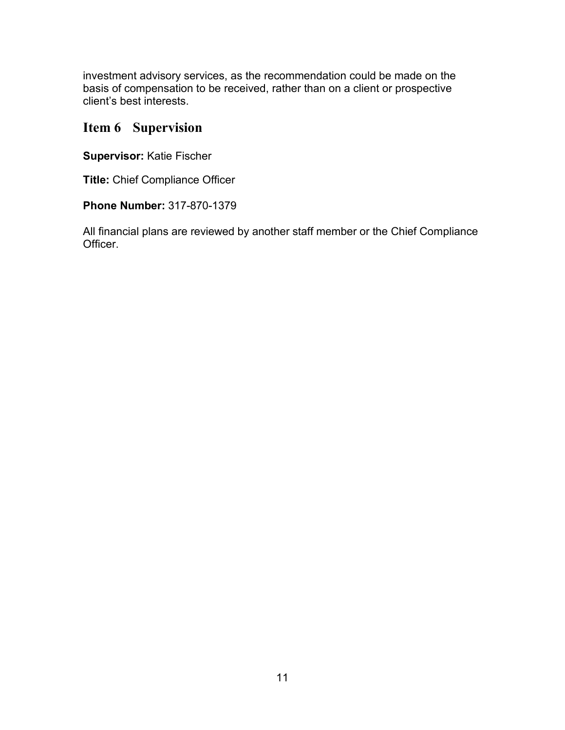investment advisory services, as the recommendation could be made on the basis of compensation to be received, rather than on a client or prospective client's best interests.

## Item 6 Supervision

**Supervisor:** Katie Fischer

**Title:** Chief Compliance Officer

**Phone Number:** 317-870-1379

All financial plans are reviewed by another staff member or the Chief Compliance Officer.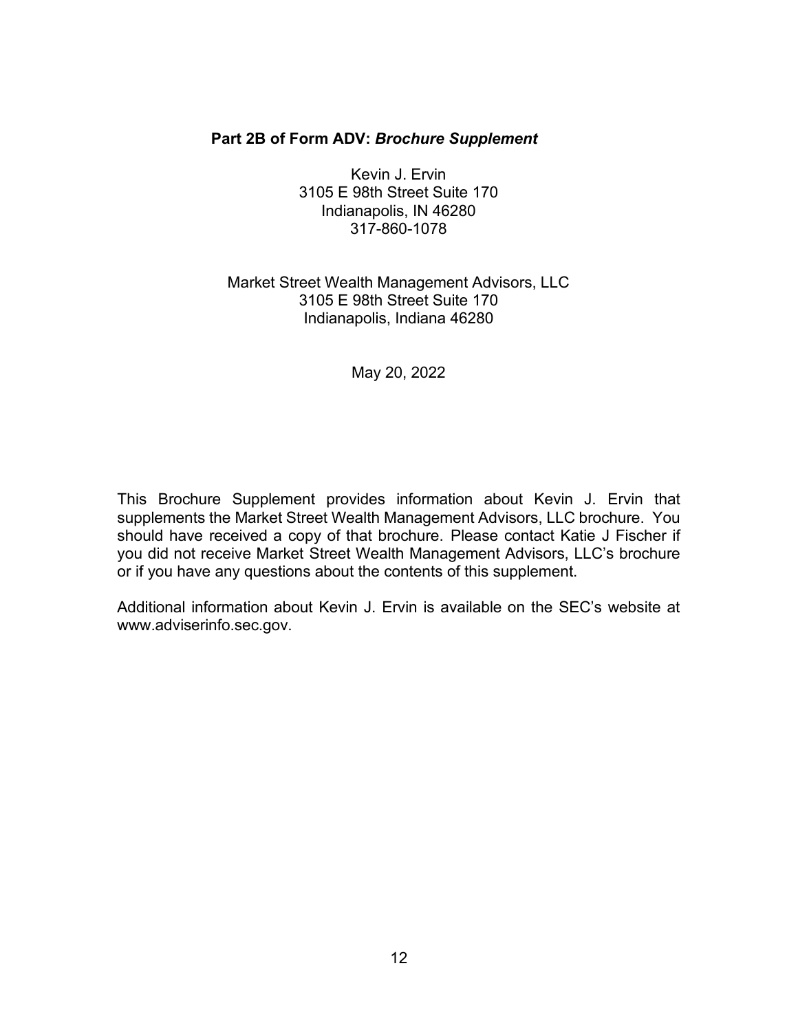**Part 2B of Form ADV: *Brochure Supplement***

Kevin J. Ervin
3105 E 98th Street Suite 170
Indianapolis, IN 46280
317-860-1078

Market Street Wealth Management Advisors, LLC
3105 E 98th Street Suite 170
Indianapolis, Indiana 46280

May 20, 2022

This Brochure Supplement provides information about Kevin J. Ervin that supplements the Market Street Wealth Management Advisors, LLC brochure. You should have received a copy of that brochure. Please contact Katie J Fischer if you did not receive Market Street Wealth Management Advisors, LLC's brochure or if you have any questions about the contents of this supplement.

Additional information about Kevin J. Ervin is available on the SEC's website at www.adviserinfo.sec.gov.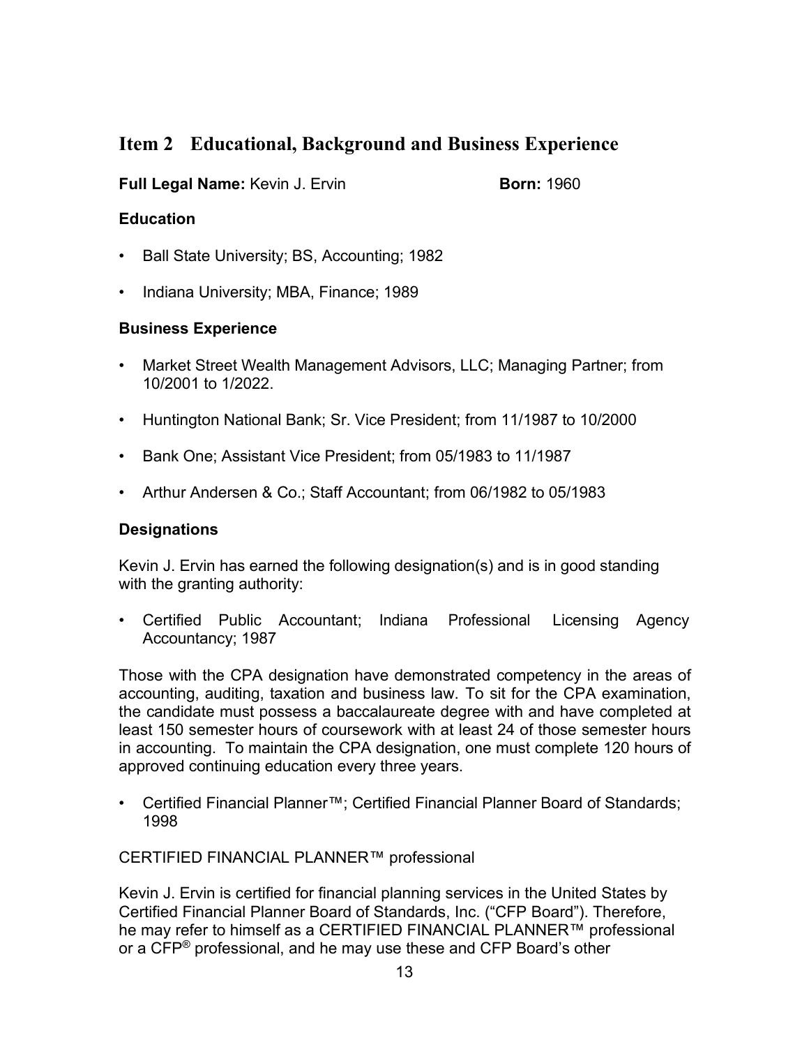## Item 2 Educational, Background and Business Experience

**Full Legal Name:** Kevin J. Ervin **Born:** 1960

### Education

- Ball State University; BS, Accounting; 1982
- Indiana University; MBA, Finance; 1989

### Business Experience

- Market Street Wealth Management Advisors, LLC; Managing Partner; from 10/2001 to 1/2022.
- Huntington National Bank; Sr. Vice President; from 11/1987 to 10/2000
- Bank One; Assistant Vice President; from 05/1983 to 11/1987
- Arthur Andersen & Co.; Staff Accountant; from 06/1982 to 05/1983

### Designations

Kevin J. Ervin has earned the following designation(s) and is in good standing with the granting authority:

- Certified Public Accountant; Indiana Professional Licensing Agency Accountancy; 1987

Those with the CPA designation have demonstrated competency in the areas of accounting, auditing, taxation and business law. To sit for the CPA examination, the candidate must possess a baccalaureate degree with and have completed at least 150 semester hours of coursework with at least 24 of those semester hours in accounting. To maintain the CPA designation, one must complete 120 hours of approved continuing education every three years.

- Certified Financial Planner™; Certified Financial Planner Board of Standards; 1998

CERTIFIED FINANCIAL PLANNER™ professional

Kevin J. Ervin is certified for financial planning services in the United States by Certified Financial Planner Board of Standards, Inc. ("CFP Board"). Therefore, he may refer to himself as a CERTIFIED FINANCIAL PLANNER™ professional or a CFP® professional, and he may use these and CFP Board's other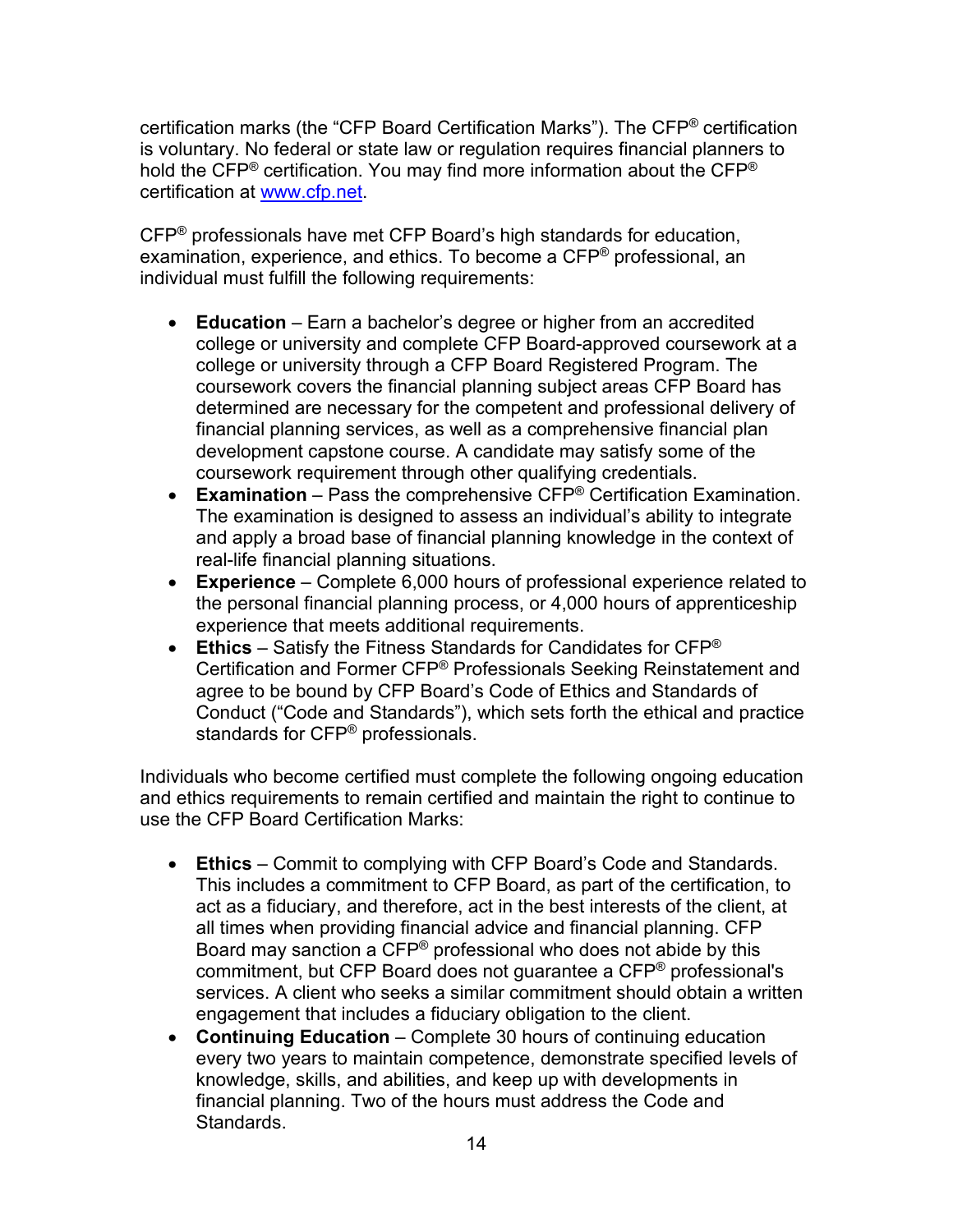certification marks (the "CFP Board Certification Marks"). The CFP® certification is voluntary. No federal or state law or regulation requires financial planners to hold the CFP® certification. You may find more information about the CFP® certification at www.cfp.net.

CFP® professionals have met CFP Board's high standards for education, examination, experience, and ethics. To become a CFP® professional, an individual must fulfill the following requirements:

- **Education** – Earn a bachelor's degree or higher from an accredited college or university and complete CFP Board-approved coursework at a college or university through a CFP Board Registered Program. The coursework covers the financial planning subject areas CFP Board has determined are necessary for the competent and professional delivery of financial planning services, as well as a comprehensive financial plan development capstone course. A candidate may satisfy some of the coursework requirement through other qualifying credentials.
- **Examination** – Pass the comprehensive CFP® Certification Examination. The examination is designed to assess an individual's ability to integrate and apply a broad base of financial planning knowledge in the context of real-life financial planning situations.
- **Experience** – Complete 6,000 hours of professional experience related to the personal financial planning process, or 4,000 hours of apprenticeship experience that meets additional requirements.
- **Ethics** – Satisfy the Fitness Standards for Candidates for CFP® Certification and Former CFP® Professionals Seeking Reinstatement and agree to be bound by CFP Board's Code of Ethics and Standards of Conduct ("Code and Standards"), which sets forth the ethical and practice standards for CFP® professionals.

Individuals who become certified must complete the following ongoing education and ethics requirements to remain certified and maintain the right to continue to use the CFP Board Certification Marks:

- **Ethics** – Commit to complying with CFP Board's Code and Standards. This includes a commitment to CFP Board, as part of the certification, to act as a fiduciary, and therefore, act in the best interests of the client, at all times when providing financial advice and financial planning. CFP Board may sanction a CFP® professional who does not abide by this commitment, but CFP Board does not guarantee a CFP® professional's services. A client who seeks a similar commitment should obtain a written engagement that includes a fiduciary obligation to the client.
- **Continuing Education** – Complete 30 hours of continuing education every two years to maintain competence, demonstrate specified levels of knowledge, skills, and abilities, and keep up with developments in financial planning. Two of the hours must address the Code and Standards.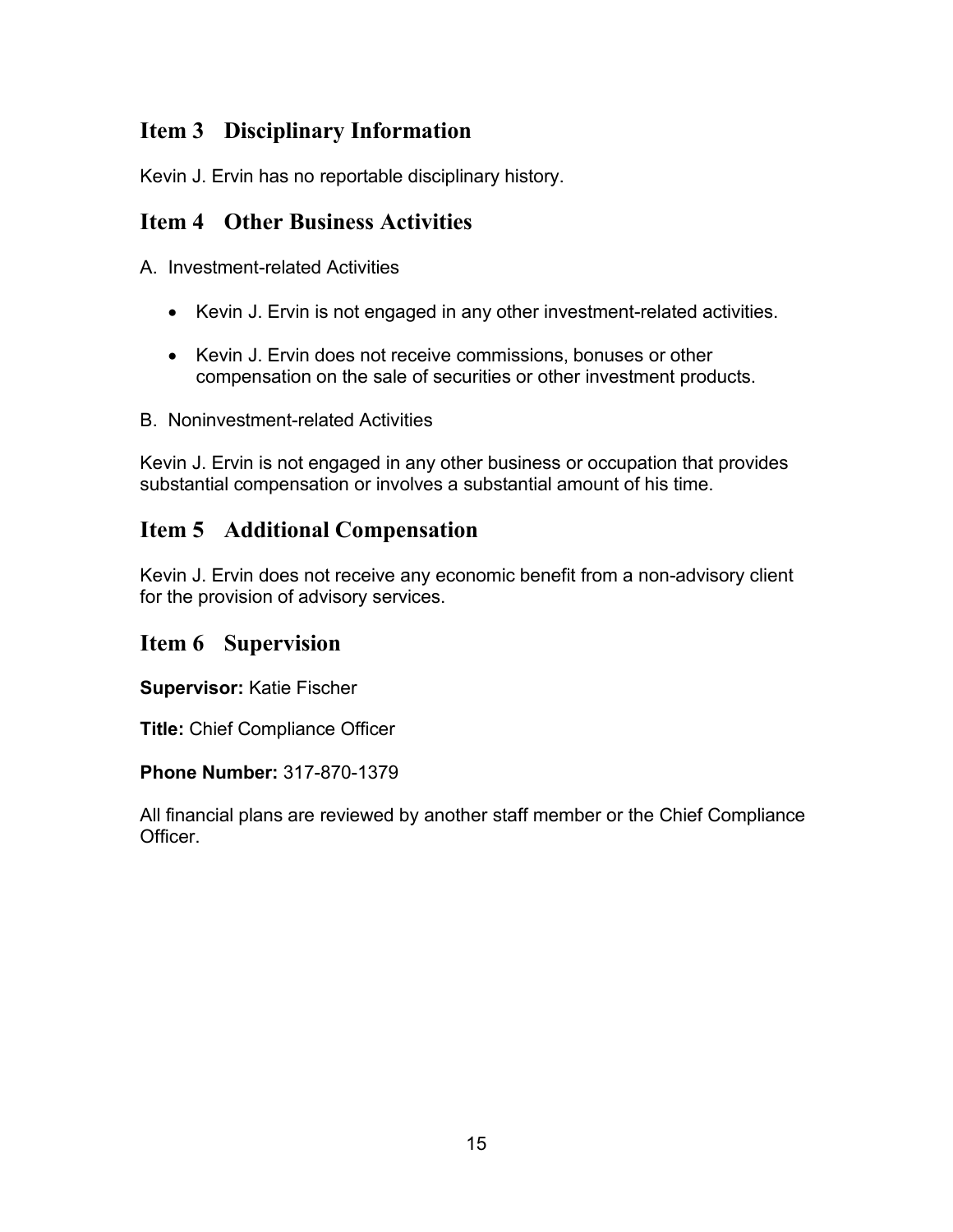## Item 3 Disciplinary Information

Kevin J. Ervin has no reportable disciplinary history.

## Item 4 Other Business Activities

A. Investment-related Activities

- Kevin J. Ervin is not engaged in any other investment-related activities.
- Kevin J. Ervin does not receive commissions, bonuses or other compensation on the sale of securities or other investment products.

B. Noninvestment-related Activities

Kevin J. Ervin is not engaged in any other business or occupation that provides substantial compensation or involves a substantial amount of his time.

## Item 5 Additional Compensation

Kevin J. Ervin does not receive any economic benefit from a non-advisory client for the provision of advisory services.

## Item 6 Supervision

**Supervisor:** Katie Fischer

**Title:** Chief Compliance Officer

**Phone Number:** 317-870-1379

All financial plans are reviewed by another staff member or the Chief Compliance Officer.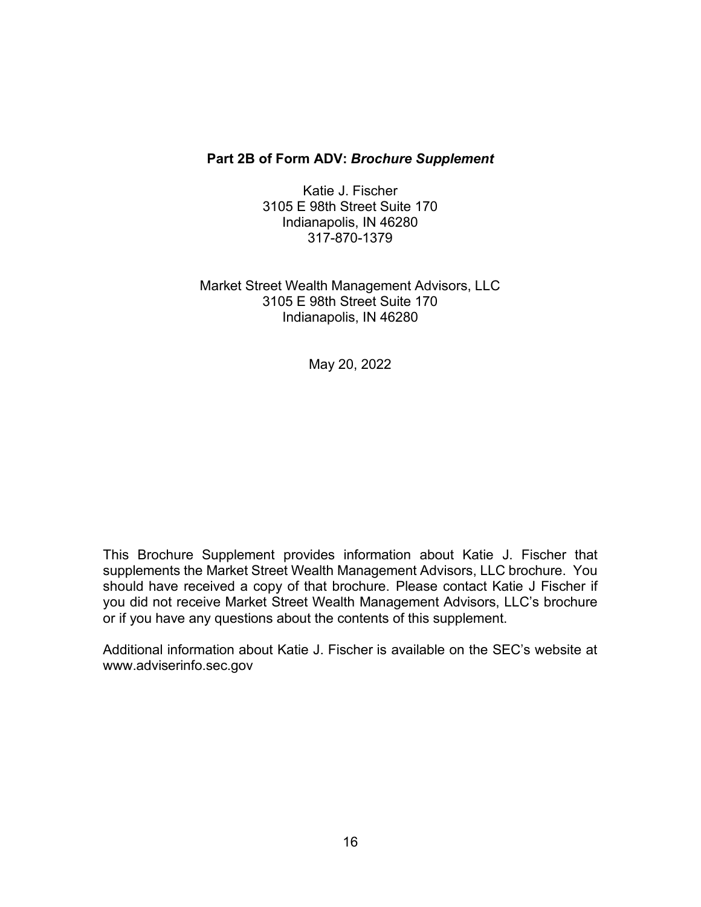## Part 2B of Form ADV: *Brochure Supplement*

Katie J. Fischer
3105 E 98th Street Suite 170
Indianapolis, IN 46280
317-870-1379

Market Street Wealth Management Advisors, LLC
3105 E 98th Street Suite 170
Indianapolis, IN 46280

May 20, 2022

This Brochure Supplement provides information about Katie J. Fischer that supplements the Market Street Wealth Management Advisors, LLC brochure. You should have received a copy of that brochure. Please contact Katie J Fischer if you did not receive Market Street Wealth Management Advisors, LLC's brochure or if you have any questions about the contents of this supplement.

Additional information about Katie J. Fischer is available on the SEC's website at www.adviserinfo.sec.gov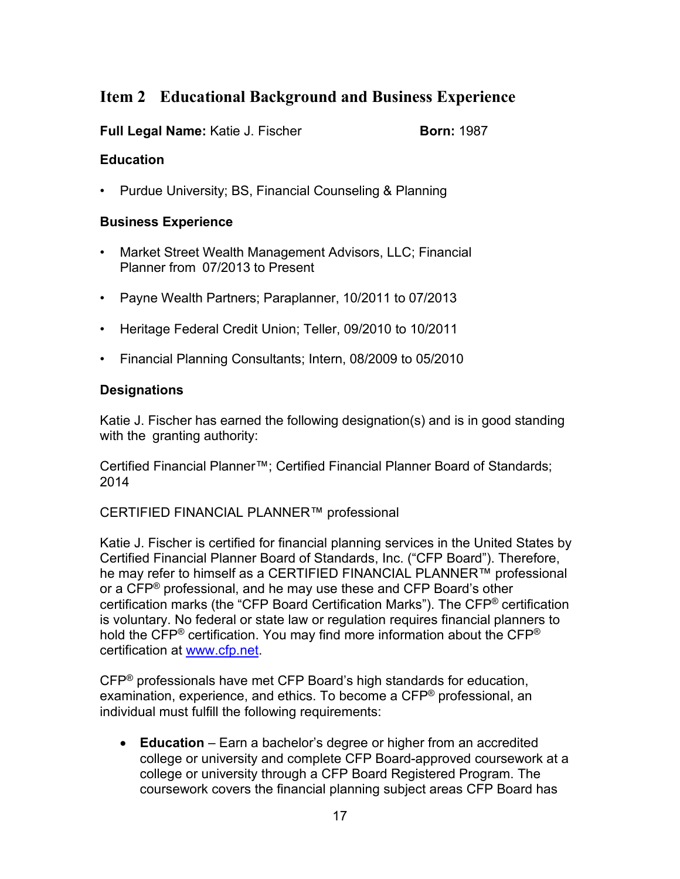## Item 2 Educational Background and Business Experience

**Full Legal Name:** Katie J. Fischer **Born:** 1987

### Education

- Purdue University; BS, Financial Counseling & Planning

### Business Experience

- Market Street Wealth Management Advisors, LLC; Financial Planner from 07/2013 to Present
- Payne Wealth Partners; Paraplanner, 10/2011 to 07/2013
- Heritage Federal Credit Union; Teller, 09/2010 to 10/2011
- Financial Planning Consultants; Intern, 08/2009 to 05/2010

### Designations

Katie J. Fischer has earned the following designation(s) and is in good standing with the granting authority:

Certified Financial Planner™; Certified Financial Planner Board of Standards; 2014

CERTIFIED FINANCIAL PLANNER™ professional

Katie J. Fischer is certified for financial planning services in the United States by Certified Financial Planner Board of Standards, Inc. ("CFP Board"). Therefore, he may refer to himself as a CERTIFIED FINANCIAL PLANNER™ professional or a CFP® professional, and he may use these and CFP Board's other certification marks (the "CFP Board Certification Marks"). The CFP® certification is voluntary. No federal or state law or regulation requires financial planners to hold the CFP® certification. You may find more information about the CFP® certification at www.cfp.net.

CFP® professionals have met CFP Board's high standards for education, examination, experience, and ethics. To become a CFP® professional, an individual must fulfill the following requirements:

- **Education** – Earn a bachelor's degree or higher from an accredited college or university and complete CFP Board-approved coursework at a college or university through a CFP Board Registered Program. The coursework covers the financial planning subject areas CFP Board has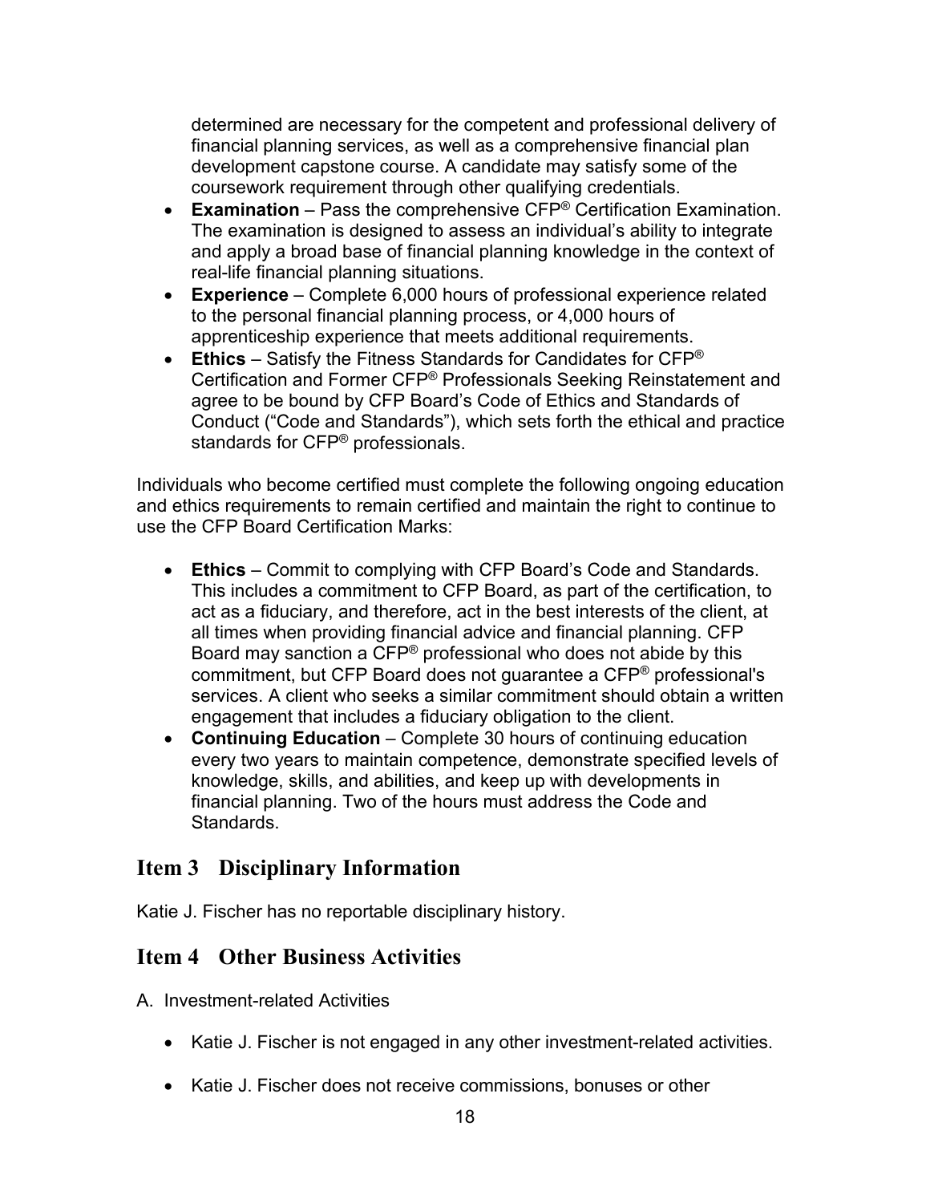determined are necessary for the competent and professional delivery of financial planning services, as well as a comprehensive financial plan development capstone course. A candidate may satisfy some of the coursework requirement through other qualifying credentials.

- **Examination** – Pass the comprehensive CFP® Certification Examination. The examination is designed to assess an individual's ability to integrate and apply a broad base of financial planning knowledge in the context of real-life financial planning situations.
- **Experience** – Complete 6,000 hours of professional experience related to the personal financial planning process, or 4,000 hours of apprenticeship experience that meets additional requirements.
- **Ethics** – Satisfy the Fitness Standards for Candidates for CFP® Certification and Former CFP® Professionals Seeking Reinstatement and agree to be bound by CFP Board's Code of Ethics and Standards of Conduct ("Code and Standards"), which sets forth the ethical and practice standards for CFP® professionals.

Individuals who become certified must complete the following ongoing education and ethics requirements to remain certified and maintain the right to continue to use the CFP Board Certification Marks:

- **Ethics** – Commit to complying with CFP Board's Code and Standards. This includes a commitment to CFP Board, as part of the certification, to act as a fiduciary, and therefore, act in the best interests of the client, at all times when providing financial advice and financial planning. CFP Board may sanction a CFP® professional who does not abide by this commitment, but CFP Board does not guarantee a CFP® professional's services. A client who seeks a similar commitment should obtain a written engagement that includes a fiduciary obligation to the client.
- **Continuing Education** – Complete 30 hours of continuing education every two years to maintain competence, demonstrate specified levels of knowledge, skills, and abilities, and keep up with developments in financial planning. Two of the hours must address the Code and Standards.

## Item 3 Disciplinary Information

Katie J. Fischer has no reportable disciplinary history.

## Item 4 Other Business Activities

A. Investment-related Activities

- Katie J. Fischer is not engaged in any other investment-related activities.
- Katie J. Fischer does not receive commissions, bonuses or other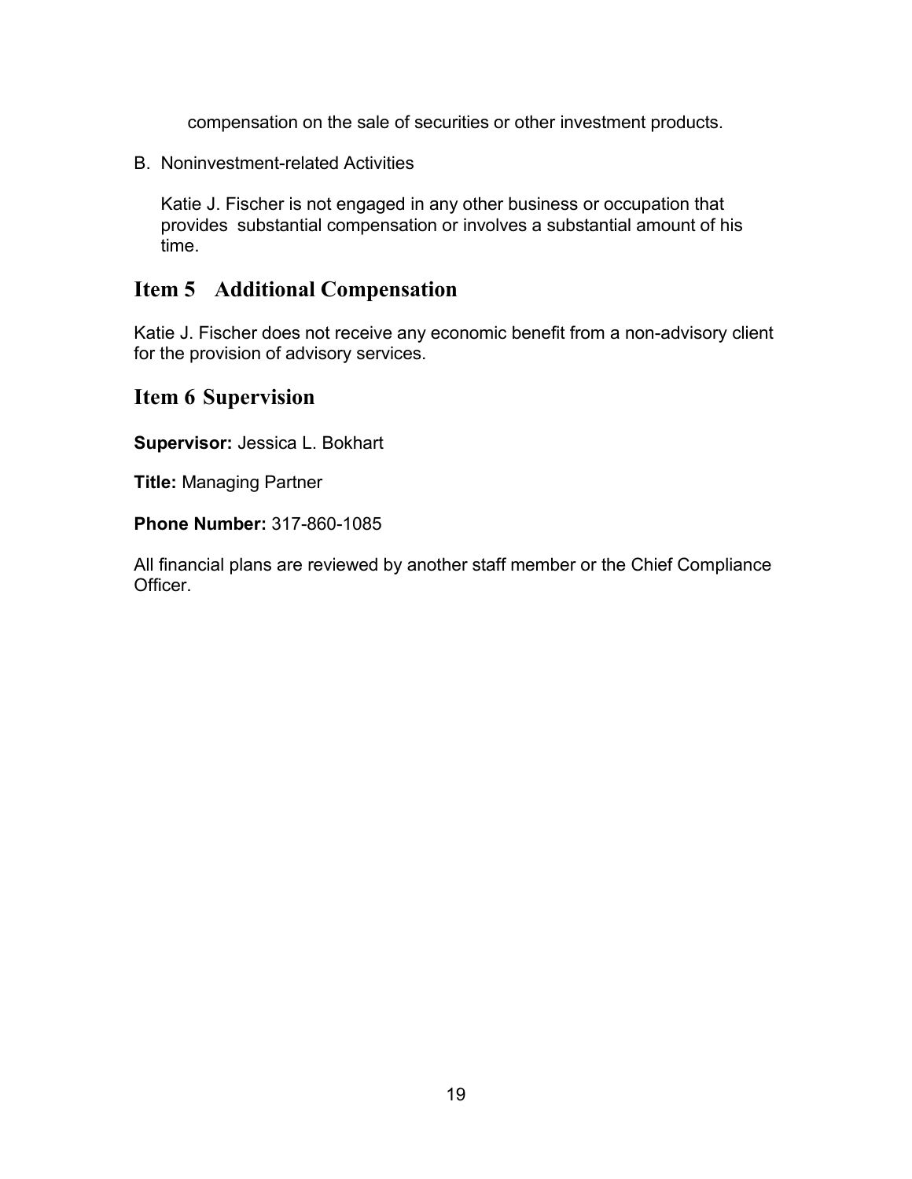compensation on the sale of securities or other investment products.

B. Noninvestment-related Activities

Katie J. Fischer is not engaged in any other business or occupation that provides substantial compensation or involves a substantial amount of his time.

## Item 5 Additional Compensation

Katie J. Fischer does not receive any economic benefit from a non-advisory client for the provision of advisory services.

## Item 6 Supervision

**Supervisor:** Jessica L. Bokhart

**Title:** Managing Partner

**Phone Number:** 317-860-1085

All financial plans are reviewed by another staff member or the Chief Compliance Officer.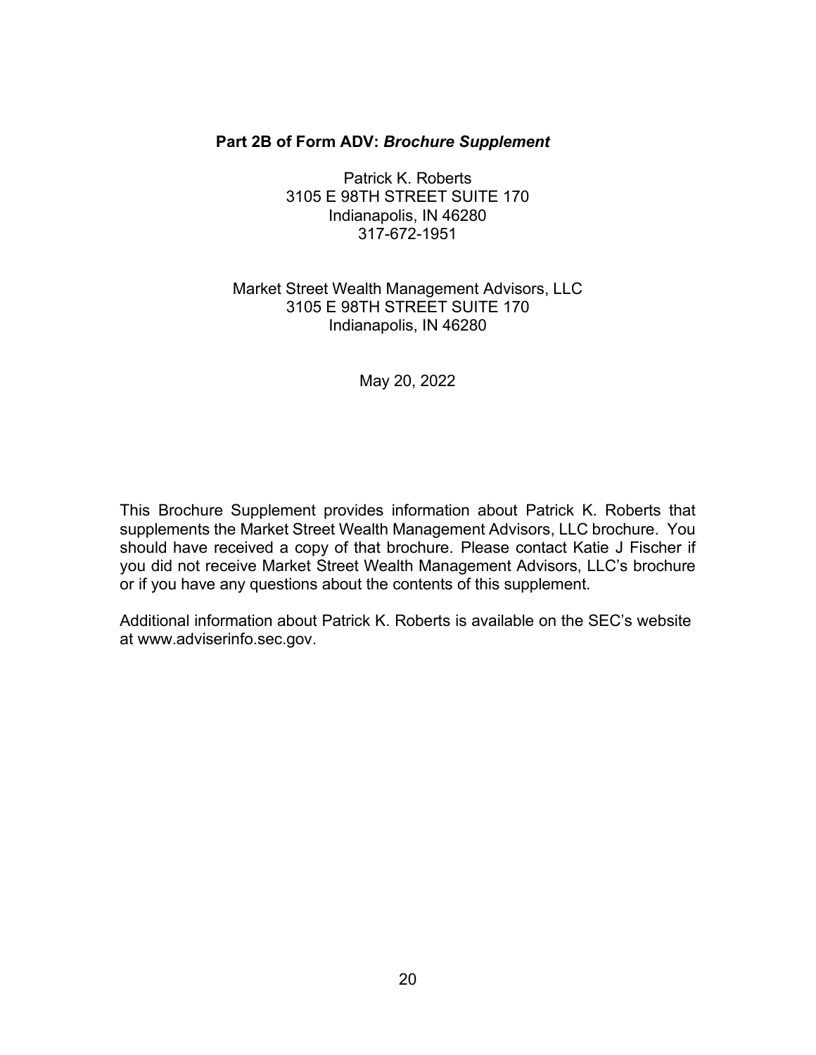## **Part 2B of Form ADV:** ***Brochure Supplement***

Patrick K. Roberts
3105 E 98TH STREET SUITE 170
Indianapolis, IN 46280
317-672-1951

Market Street Wealth Management Advisors, LLC
3105 E 98TH STREET SUITE 170
Indianapolis, IN 46280

May 20, 2022

This Brochure Supplement provides information about Patrick K. Roberts that supplements the Market Street Wealth Management Advisors, LLC brochure. You should have received a copy of that brochure. Please contact Katie J Fischer if you did not receive Market Street Wealth Management Advisors, LLC's brochure or if you have any questions about the contents of this supplement.

Additional information about Patrick K. Roberts is available on the SEC's website at www.adviserinfo.sec.gov.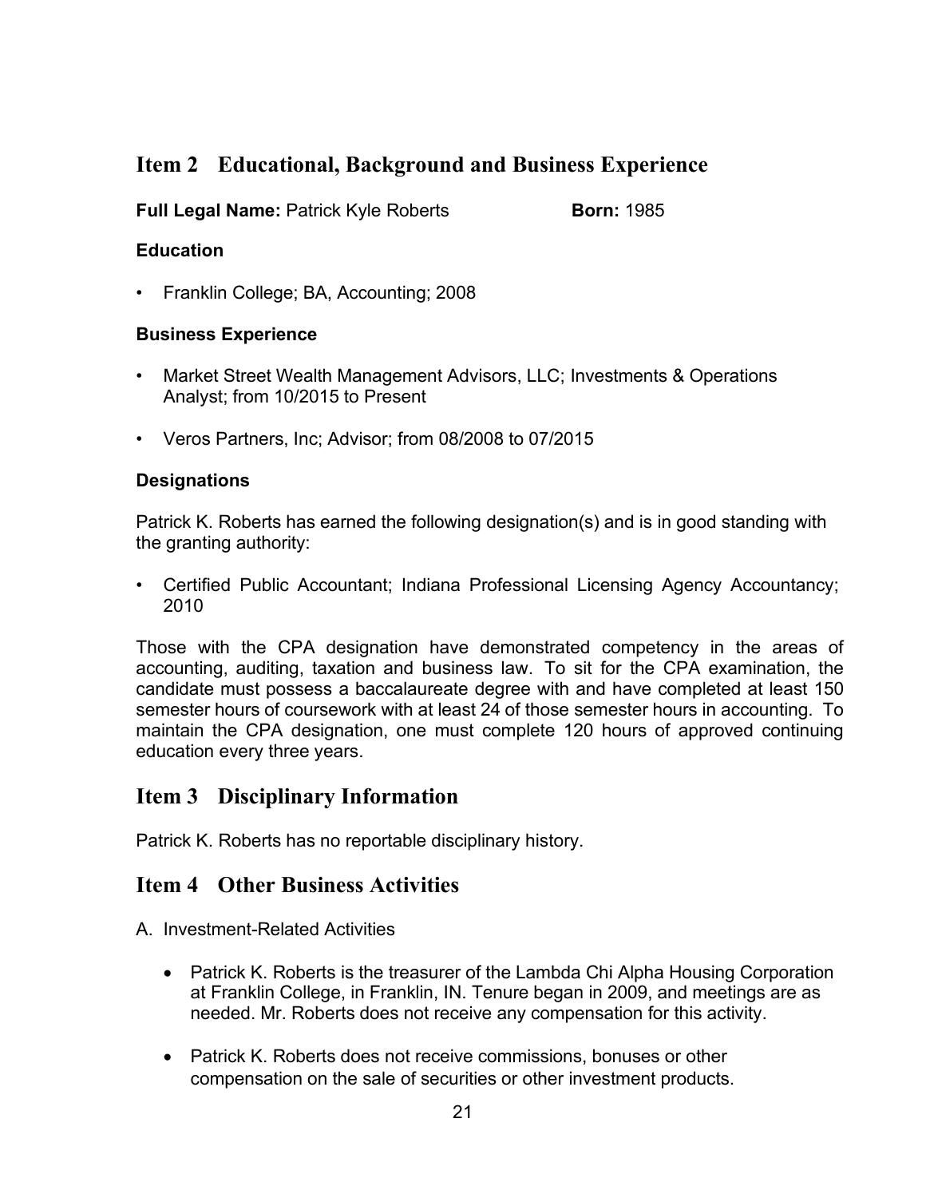## Item 2 Educational, Background and Business Experience

**Full Legal Name:** Patrick Kyle Roberts **Born:** 1985

### Education

- Franklin College; BA, Accounting; 2008

### Business Experience

- Market Street Wealth Management Advisors, LLC; Investments & Operations Analyst; from 10/2015 to Present
- Veros Partners, Inc; Advisor; from 08/2008 to 07/2015

### Designations

Patrick K. Roberts has earned the following designation(s) and is in good standing with the granting authority:

- Certified Public Accountant; Indiana Professional Licensing Agency Accountancy; 2010

Those with the CPA designation have demonstrated competency in the areas of accounting, auditing, taxation and business law. To sit for the CPA examination, the candidate must possess a baccalaureate degree with and have completed at least 150 semester hours of coursework with at least 24 of those semester hours in accounting. To maintain the CPA designation, one must complete 120 hours of approved continuing education every three years.

## Item 3 Disciplinary Information

Patrick K. Roberts has no reportable disciplinary history.

## Item 4 Other Business Activities

A. Investment-Related Activities

- Patrick K. Roberts is the treasurer of the Lambda Chi Alpha Housing Corporation at Franklin College, in Franklin, IN. Tenure began in 2009, and meetings are as needed. Mr. Roberts does not receive any compensation for this activity.
- Patrick K. Roberts does not receive commissions, bonuses or other compensation on the sale of securities or other investment products.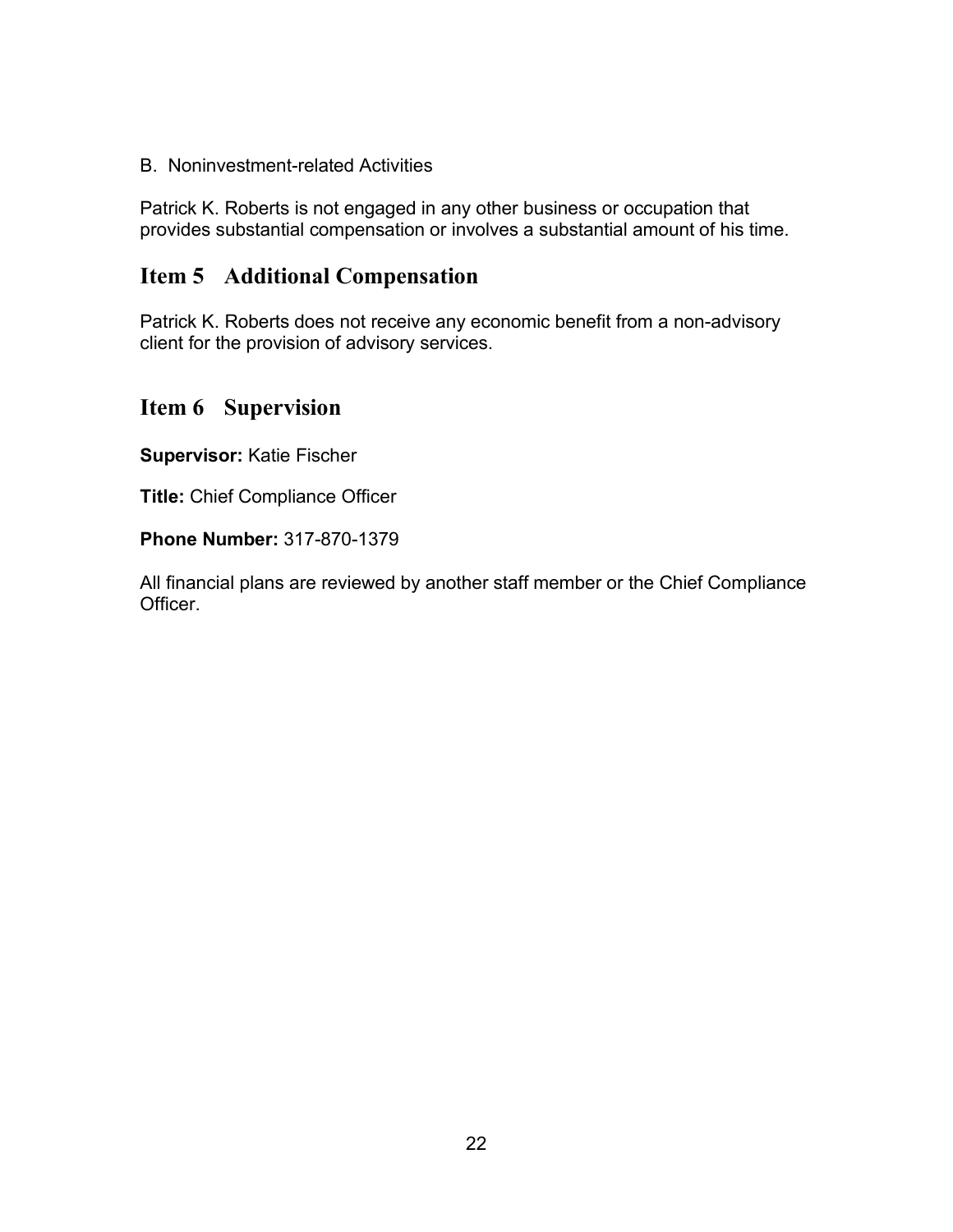B. Noninvestment-related Activities

Patrick K. Roberts is not engaged in any other business or occupation that provides substantial compensation or involves a substantial amount of his time.

## Item 5 Additional Compensation

Patrick K. Roberts does not receive any economic benefit from a non-advisory client for the provision of advisory services.

## Item 6 Supervision

**Supervisor:** Katie Fischer

**Title:** Chief Compliance Officer

**Phone Number:** 317-870-1379

All financial plans are reviewed by another staff member or the Chief Compliance Officer.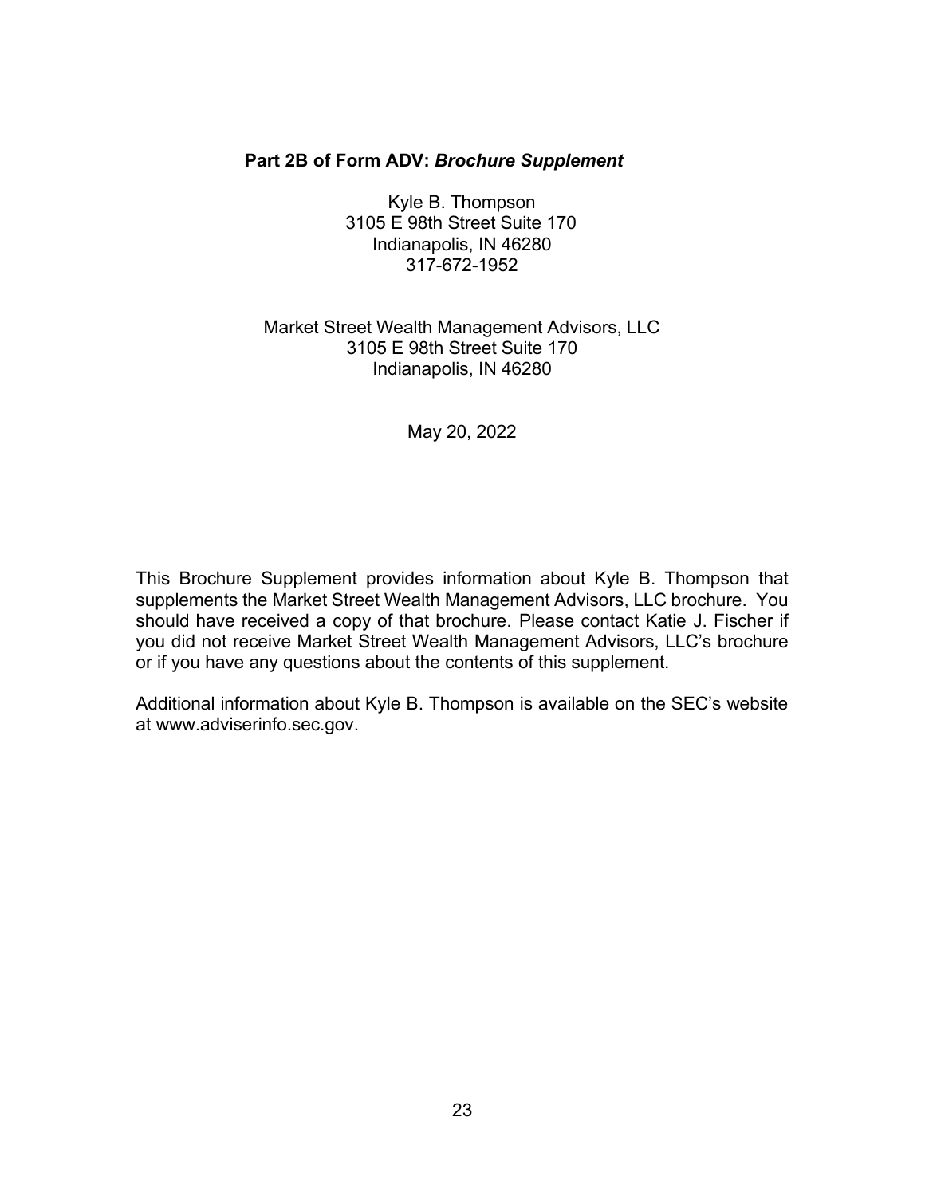**Part 2B of Form ADV: *Brochure Supplement***

Kyle B. Thompson
3105 E 98th Street Suite 170
Indianapolis, IN 46280
317-672-1952

Market Street Wealth Management Advisors, LLC
3105 E 98th Street Suite 170
Indianapolis, IN 46280

May 20, 2022

This Brochure Supplement provides information about Kyle B. Thompson that supplements the Market Street Wealth Management Advisors, LLC brochure. You should have received a copy of that brochure. Please contact Katie J. Fischer if you did not receive Market Street Wealth Management Advisors, LLC's brochure or if you have any questions about the contents of this supplement.

Additional information about Kyle B. Thompson is available on the SEC's website at www.adviserinfo.sec.gov.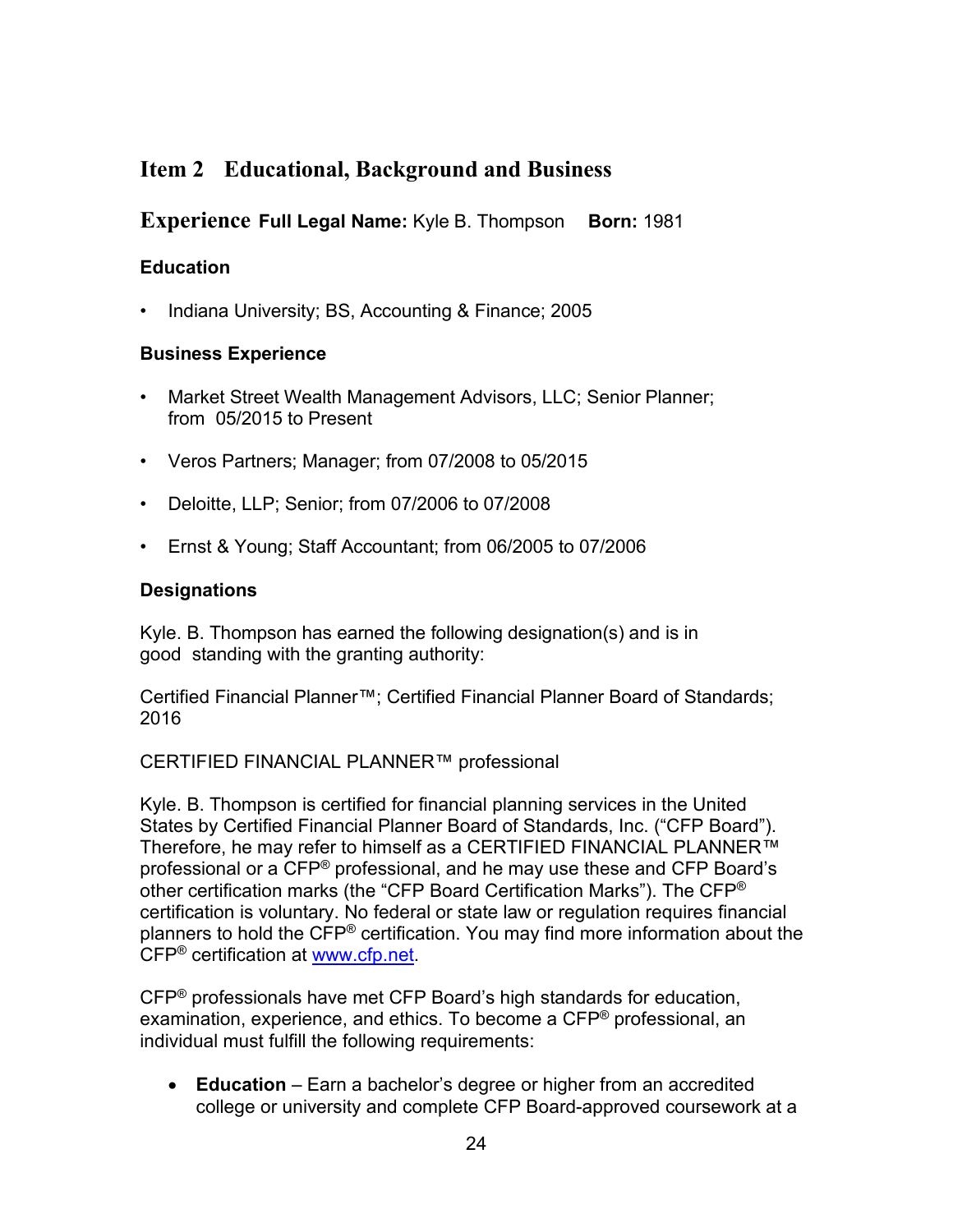## Item 2 Educational, Background and Business

## Experience

**Full Legal Name:** Kyle B. Thompson **Born:** 1981

### Education

- Indiana University; BS, Accounting & Finance; 2005

### Business Experience

- Market Street Wealth Management Advisors, LLC; Senior Planner; from 05/2015 to Present
- Veros Partners; Manager; from 07/2008 to 05/2015
- Deloitte, LLP; Senior; from 07/2006 to 07/2008
- Ernst & Young; Staff Accountant; from 06/2005 to 07/2006

### Designations

Kyle. B. Thompson has earned the following designation(s) and is in good standing with the granting authority:

Certified Financial Planner™; Certified Financial Planner Board of Standards; 2016

CERTIFIED FINANCIAL PLANNER™ professional

Kyle. B. Thompson is certified for financial planning services in the United States by Certified Financial Planner Board of Standards, Inc. ("CFP Board"). Therefore, he may refer to himself as a CERTIFIED FINANCIAL PLANNER™ professional or a CFP® professional, and he may use these and CFP Board's other certification marks (the "CFP Board Certification Marks"). The CFP® certification is voluntary. No federal or state law or regulation requires financial planners to hold the CFP® certification. You may find more information about the CFP® certification at www.cfp.net.

CFP® professionals have met CFP Board's high standards for education, examination, experience, and ethics. To become a CFP® professional, an individual must fulfill the following requirements:

- **Education** – Earn a bachelor's degree or higher from an accredited college or university and complete CFP Board-approved coursework at a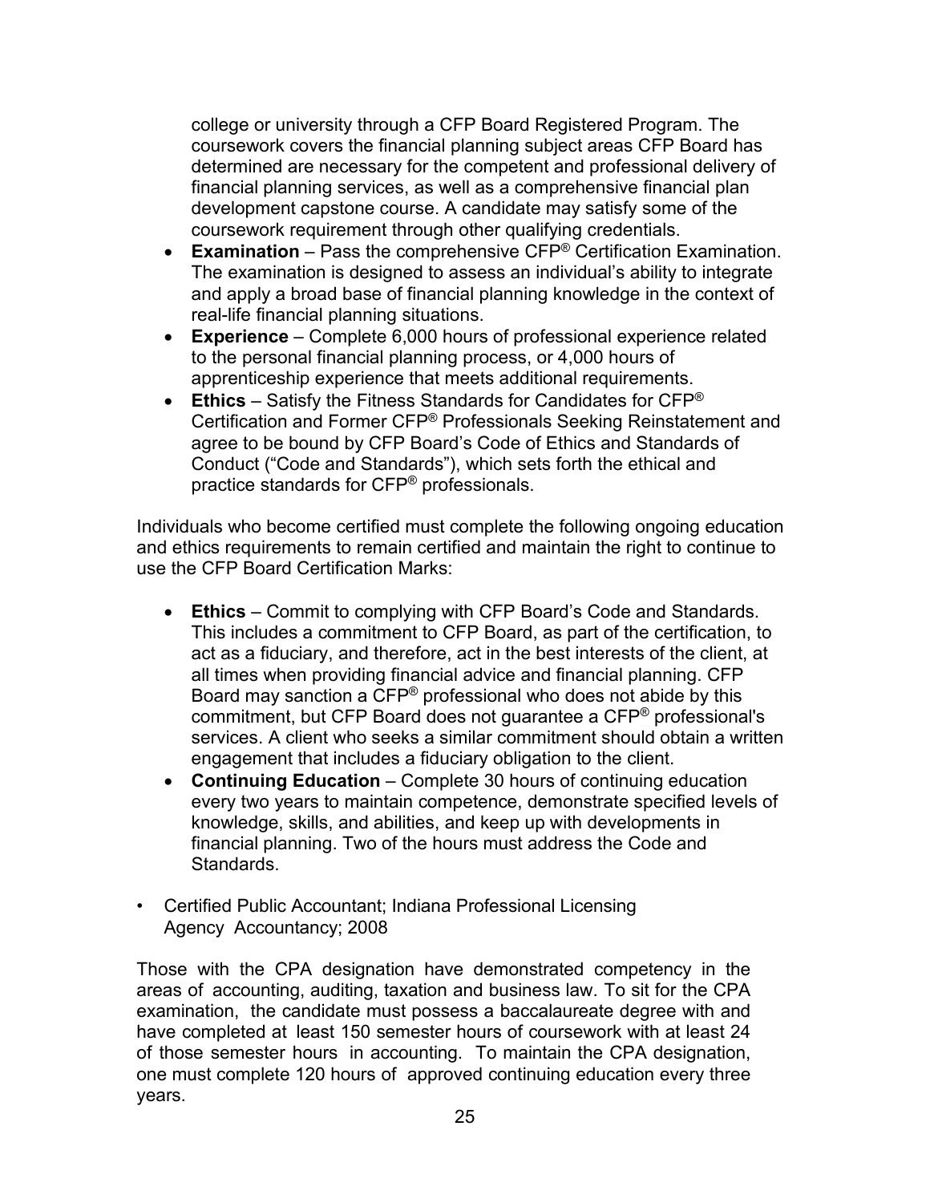college or university through a CFP Board Registered Program. The coursework covers the financial planning subject areas CFP Board has determined are necessary for the competent and professional delivery of financial planning services, as well as a comprehensive financial plan development capstone course. A candidate may satisfy some of the coursework requirement through other qualifying credentials.

- **Examination** – Pass the comprehensive CFP® Certification Examination. The examination is designed to assess an individual's ability to integrate and apply a broad base of financial planning knowledge in the context of real-life financial planning situations.
- **Experience** – Complete 6,000 hours of professional experience related to the personal financial planning process, or 4,000 hours of apprenticeship experience that meets additional requirements.
- **Ethics** – Satisfy the Fitness Standards for Candidates for CFP® Certification and Former CFP® Professionals Seeking Reinstatement and agree to be bound by CFP Board's Code of Ethics and Standards of Conduct ("Code and Standards"), which sets forth the ethical and practice standards for CFP® professionals.

Individuals who become certified must complete the following ongoing education and ethics requirements to remain certified and maintain the right to continue to use the CFP Board Certification Marks:

- **Ethics** – Commit to complying with CFP Board's Code and Standards. This includes a commitment to CFP Board, as part of the certification, to act as a fiduciary, and therefore, act in the best interests of the client, at all times when providing financial advice and financial planning. CFP Board may sanction a CFP® professional who does not abide by this commitment, but CFP Board does not guarantee a CFP® professional's services. A client who seeks a similar commitment should obtain a written engagement that includes a fiduciary obligation to the client.
- **Continuing Education** – Complete 30 hours of continuing education every two years to maintain competence, demonstrate specified levels of knowledge, skills, and abilities, and keep up with developments in financial planning. Two of the hours must address the Code and Standards.

- Certified Public Accountant; Indiana Professional Licensing Agency Accountancy; 2008

Those with the CPA designation have demonstrated competency in the areas of accounting, auditing, taxation and business law. To sit for the CPA examination, the candidate must possess a baccalaureate degree with and have completed at least 150 semester hours of coursework with at least 24 of those semester hours in accounting. To maintain the CPA designation, one must complete 120 hours of approved continuing education every three years.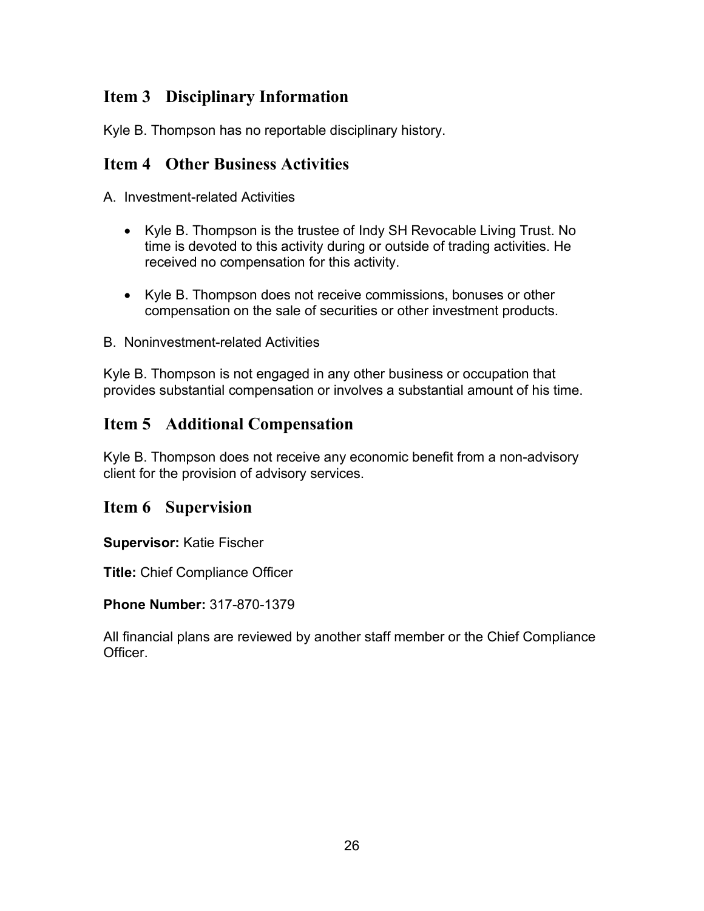## Item 3 Disciplinary Information

Kyle B. Thompson has no reportable disciplinary history.

## Item 4 Other Business Activities

A. Investment-related Activities

- Kyle B. Thompson is the trustee of Indy SH Revocable Living Trust. No time is devoted to this activity during or outside of trading activities. He received no compensation for this activity.

- Kyle B. Thompson does not receive commissions, bonuses or other compensation on the sale of securities or other investment products.

B. Noninvestment-related Activities

Kyle B. Thompson is not engaged in any other business or occupation that provides substantial compensation or involves a substantial amount of his time.

## Item 5 Additional Compensation

Kyle B. Thompson does not receive any economic benefit from a non-advisory client for the provision of advisory services.

## Item 6 Supervision

**Supervisor:** Katie Fischer

**Title:** Chief Compliance Officer

**Phone Number:** 317-870-1379

All financial plans are reviewed by another staff member or the Chief Compliance Officer.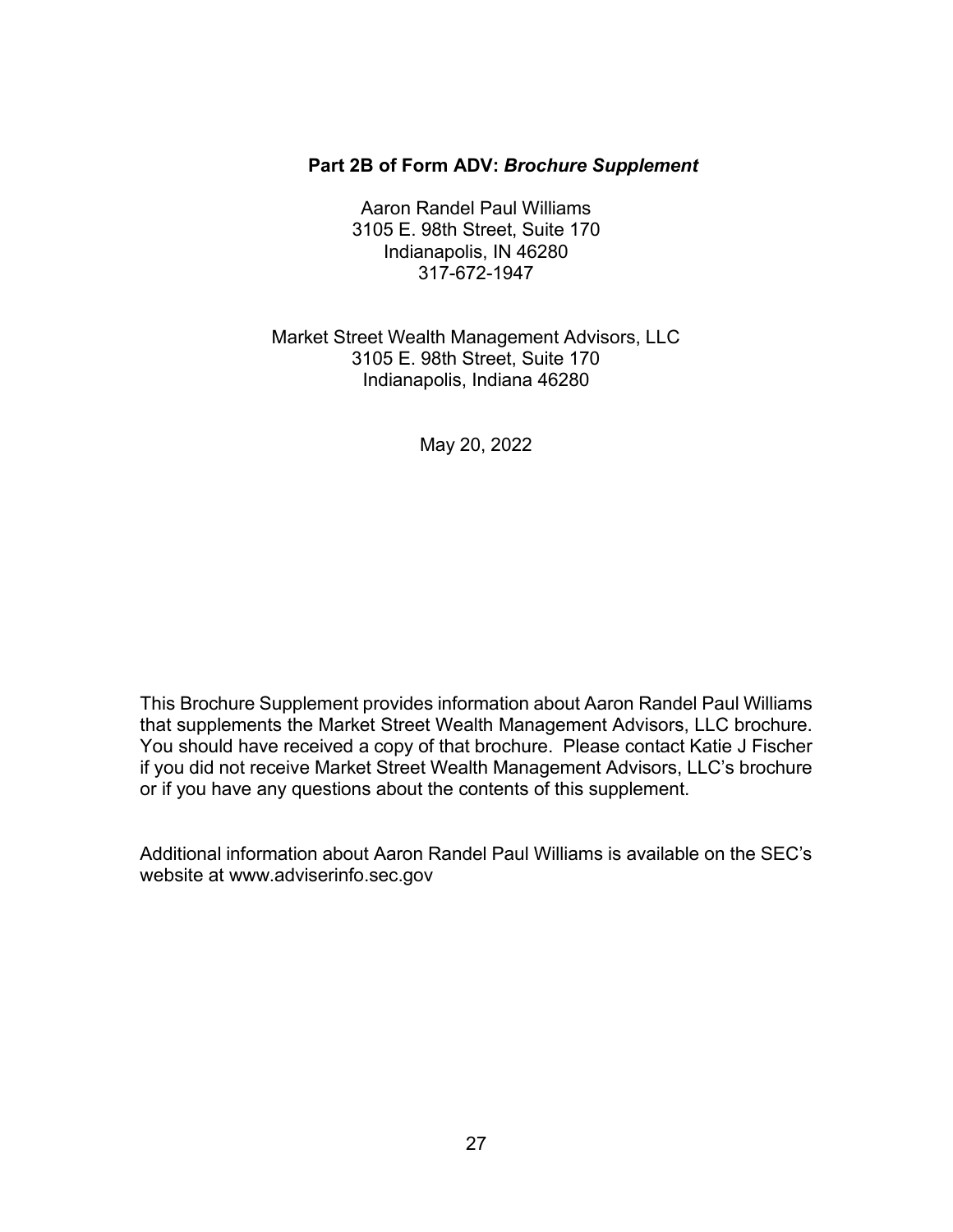# Part 2B of Form ADV: *Brochure Supplement*

Aaron Randel Paul Williams
3105 E. 98th Street, Suite 170
Indianapolis, IN 46280
317-672-1947

Market Street Wealth Management Advisors, LLC
3105 E. 98th Street, Suite 170
Indianapolis, Indiana 46280

May 20, 2022

This Brochure Supplement provides information about Aaron Randel Paul Williams that supplements the Market Street Wealth Management Advisors, LLC brochure. You should have received a copy of that brochure. Please contact Katie J Fischer if you did not receive Market Street Wealth Management Advisors, LLC's brochure or if you have any questions about the contents of this supplement.

Additional information about Aaron Randel Paul Williams is available on the SEC's website at www.adviserinfo.sec.gov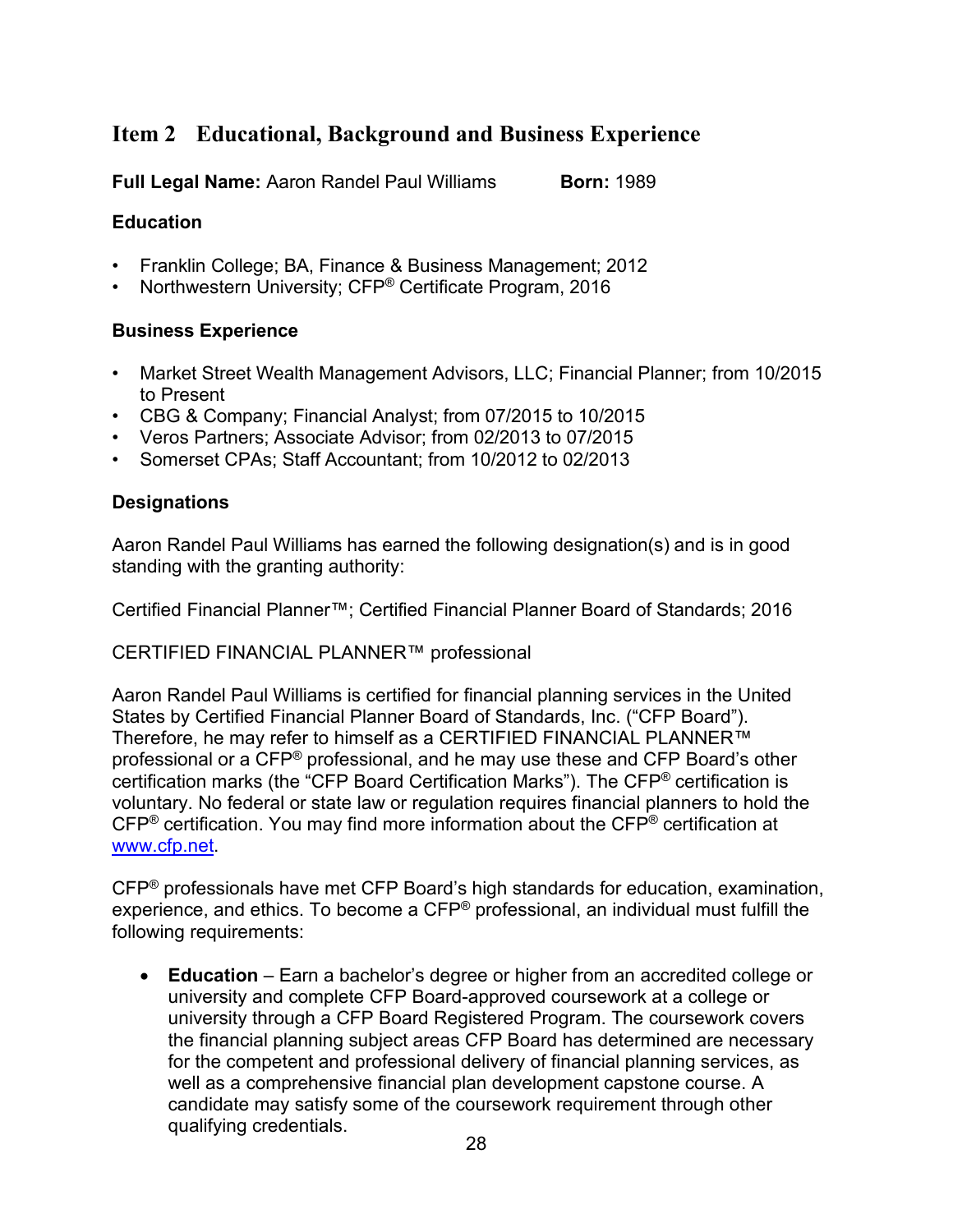## Item 2 Educational, Background and Business Experience

**Full Legal Name:** Aaron Randel Paul Williams **Born:** 1989

### Education

- Franklin College; BA, Finance & Business Management; 2012
- Northwestern University; CFP® Certificate Program, 2016

### Business Experience

- Market Street Wealth Management Advisors, LLC; Financial Planner; from 10/2015 to Present
- CBG & Company; Financial Analyst; from 07/2015 to 10/2015
- Veros Partners; Associate Advisor; from 02/2013 to 07/2015
- Somerset CPAs; Staff Accountant; from 10/2012 to 02/2013

### Designations

Aaron Randel Paul Williams has earned the following designation(s) and is in good standing with the granting authority:

Certified Financial Planner™; Certified Financial Planner Board of Standards; 2016

CERTIFIED FINANCIAL PLANNER™ professional

Aaron Randel Paul Williams is certified for financial planning services in the United States by Certified Financial Planner Board of Standards, Inc. ("CFP Board"). Therefore, he may refer to himself as a CERTIFIED FINANCIAL PLANNER™ professional or a CFP® professional, and he may use these and CFP Board's other certification marks (the "CFP Board Certification Marks"). The CFP® certification is voluntary. No federal or state law or regulation requires financial planners to hold the CFP® certification. You may find more information about the CFP® certification at www.cfp.net.

CFP® professionals have met CFP Board's high standards for education, examination, experience, and ethics. To become a CFP® professional, an individual must fulfill the following requirements:

- **Education** – Earn a bachelor's degree or higher from an accredited college or university and complete CFP Board-approved coursework at a college or university through a CFP Board Registered Program. The coursework covers the financial planning subject areas CFP Board has determined are necessary for the competent and professional delivery of financial planning services, as well as a comprehensive financial plan development capstone course. A candidate may satisfy some of the coursework requirement through other qualifying credentials.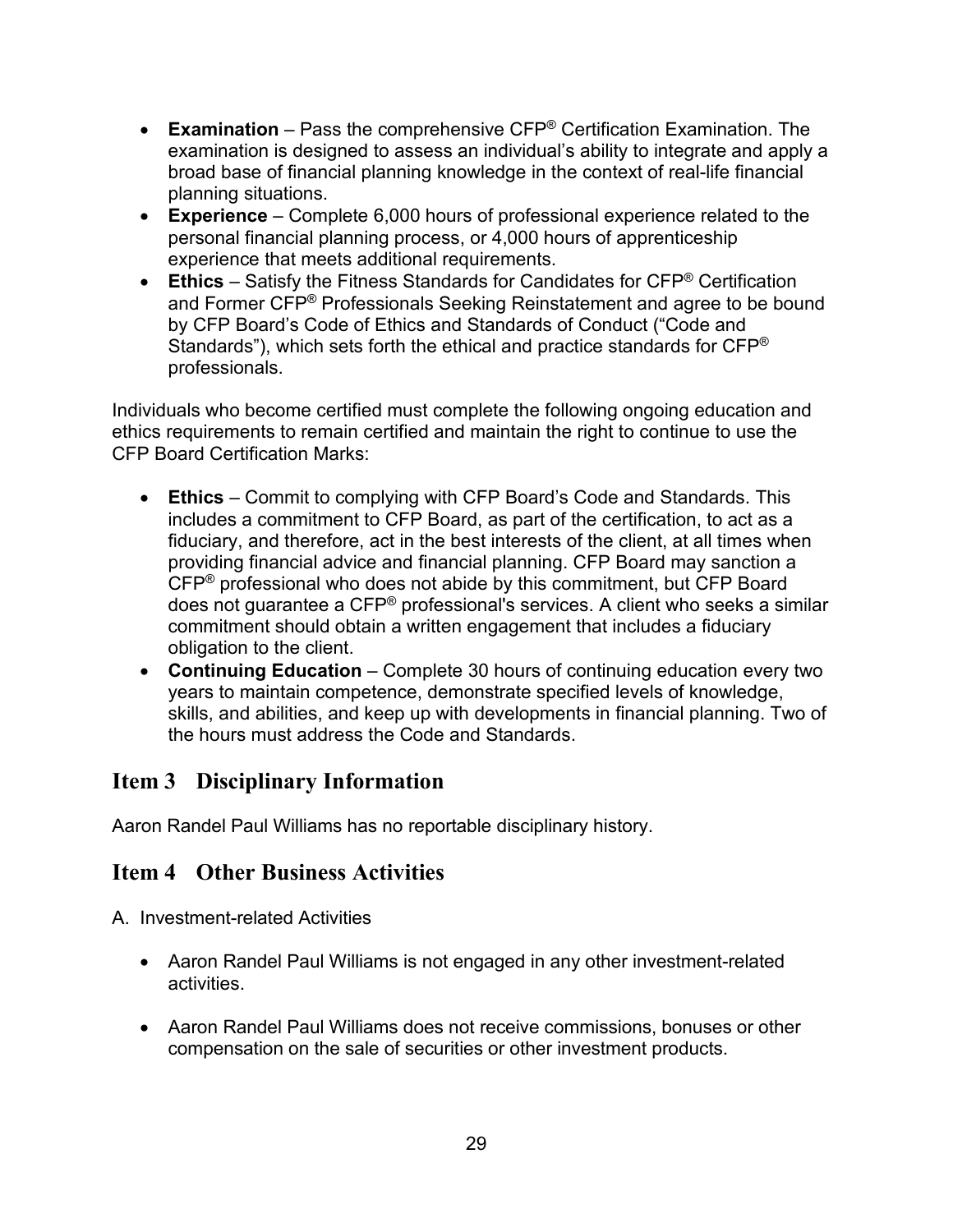- **Examination** – Pass the comprehensive CFP® Certification Examination. The examination is designed to assess an individual's ability to integrate and apply a broad base of financial planning knowledge in the context of real-life financial planning situations.
- **Experience** – Complete 6,000 hours of professional experience related to the personal financial planning process, or 4,000 hours of apprenticeship experience that meets additional requirements.
- **Ethics** – Satisfy the Fitness Standards for Candidates for CFP® Certification and Former CFP® Professionals Seeking Reinstatement and agree to be bound by CFP Board's Code of Ethics and Standards of Conduct ("Code and Standards"), which sets forth the ethical and practice standards for CFP® professionals.

Individuals who become certified must complete the following ongoing education and ethics requirements to remain certified and maintain the right to continue to use the CFP Board Certification Marks:

- **Ethics** – Commit to complying with CFP Board's Code and Standards. This includes a commitment to CFP Board, as part of the certification, to act as a fiduciary, and therefore, act in the best interests of the client, at all times when providing financial advice and financial planning. CFP Board may sanction a CFP® professional who does not abide by this commitment, but CFP Board does not guarantee a CFP® professional's services. A client who seeks a similar commitment should obtain a written engagement that includes a fiduciary obligation to the client.
- **Continuing Education** – Complete 30 hours of continuing education every two years to maintain competence, demonstrate specified levels of knowledge, skills, and abilities, and keep up with developments in financial planning. Two of the hours must address the Code and Standards.

## Item 3 Disciplinary Information

Aaron Randel Paul Williams has no reportable disciplinary history.

## Item 4 Other Business Activities

A. Investment-related Activities

- Aaron Randel Paul Williams is not engaged in any other investment-related activities.

- Aaron Randel Paul Williams does not receive commissions, bonuses or other compensation on the sale of securities or other investment products.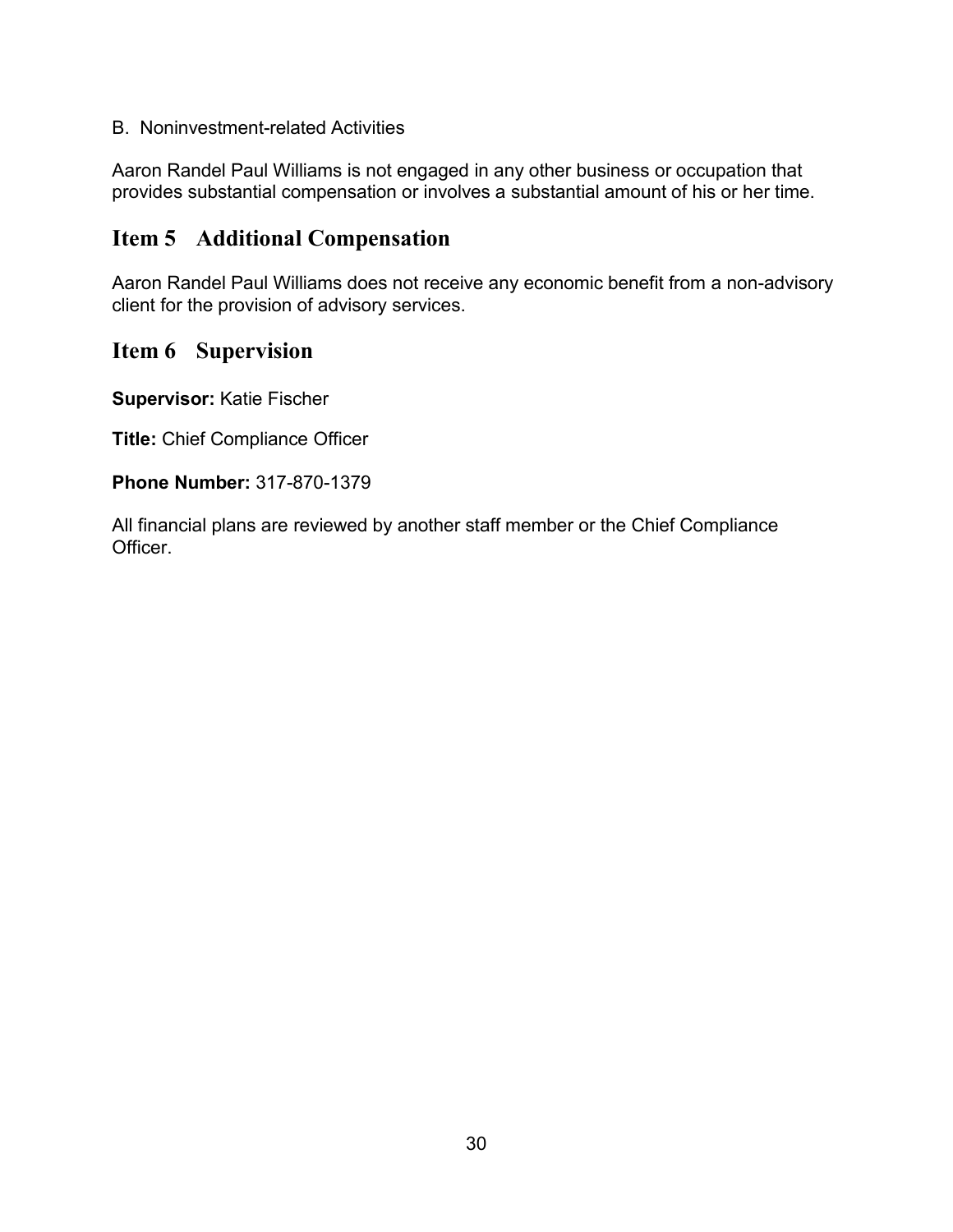B. Noninvestment-related Activities

Aaron Randel Paul Williams is not engaged in any other business or occupation that provides substantial compensation or involves a substantial amount of his or her time.

## Item 5 Additional Compensation

Aaron Randel Paul Williams does not receive any economic benefit from a non-advisory client for the provision of advisory services.

## Item 6 Supervision

**Supervisor:** Katie Fischer

**Title:** Chief Compliance Officer

**Phone Number:** 317-870-1379

All financial plans are reviewed by another staff member or the Chief Compliance Officer.